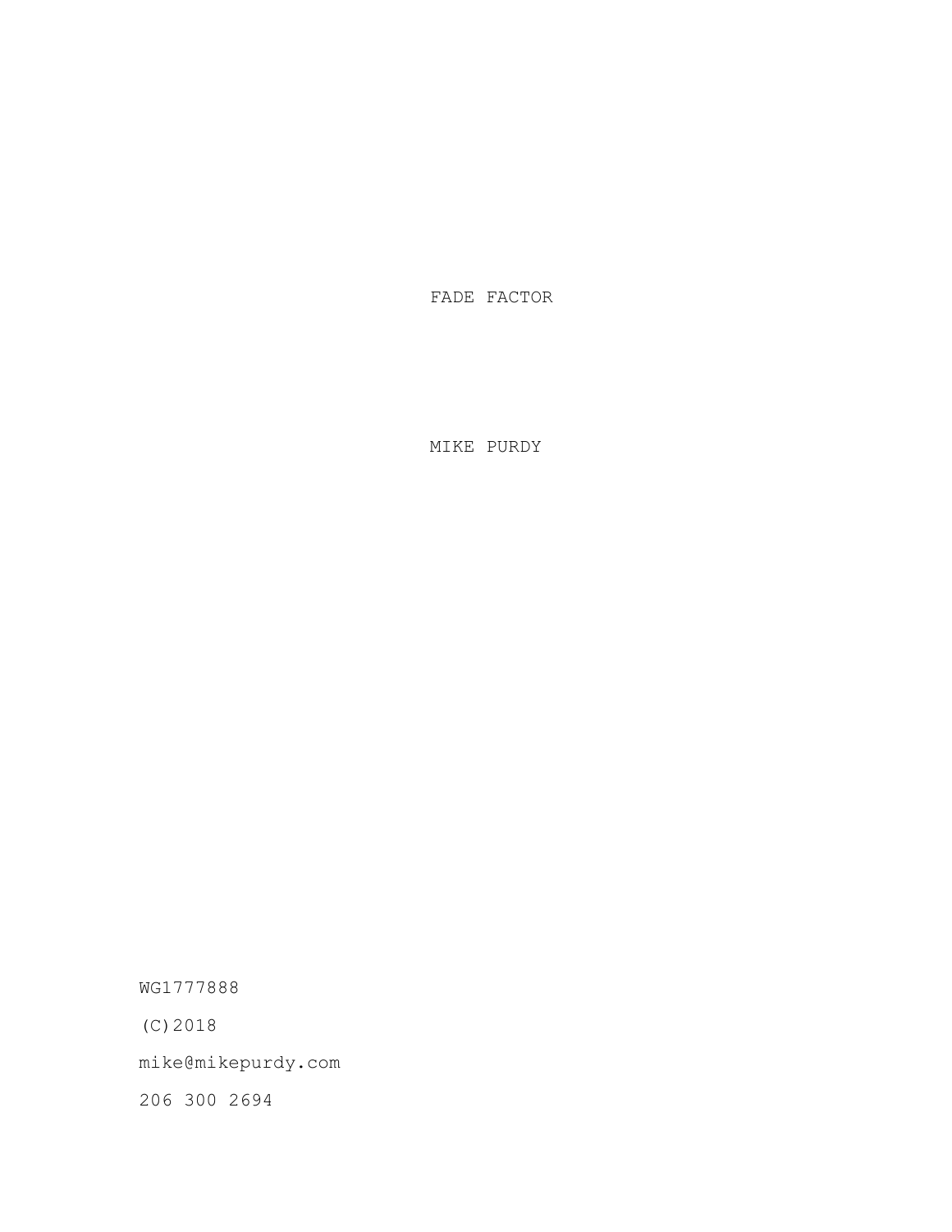# FADE FACTOR

MIKE PURDY

WG1777888

(C)2018

mike@mikepurdy.com

206 300 2694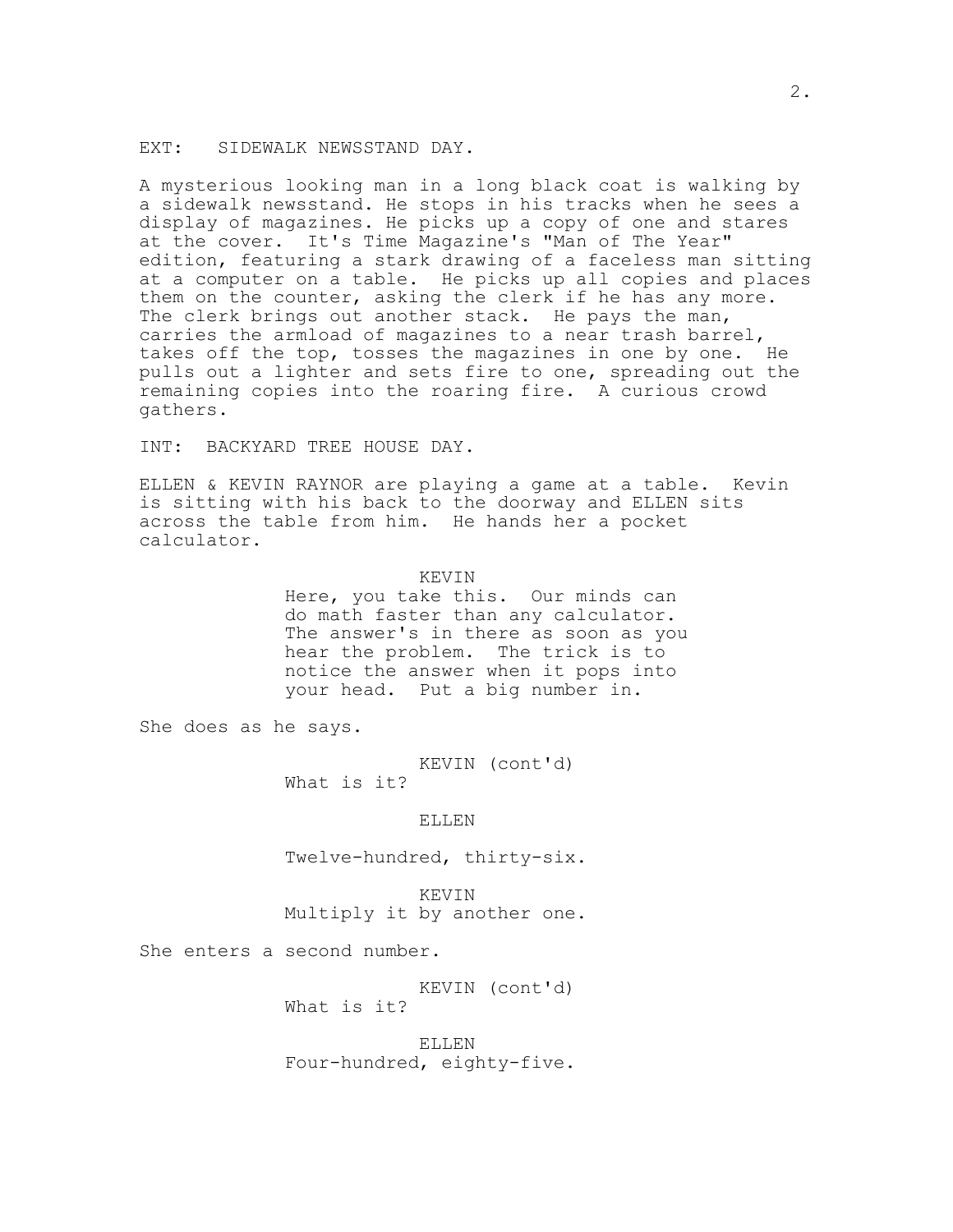EXT: SIDEWALK NEWSSTAND DAY.

A mysterious looking man in a long black coat is walking by a sidewalk newsstand. He stops in his tracks when he sees a display of magazines. He picks up a copy of one and stares at the cover. It's Time Magazine's "Man of The Year" edition, featuring a stark drawing of a faceless man sitting at a computer on a table. He picks up all copies and places them on the counter, asking the clerk if he has any more. The clerk brings out another stack. He pays the man, carries the armload of magazines to a near trash barrel, takes off the top, tosses the magazines in one by one. He pulls out a lighter and sets fire to one, spreading out the remaining copies into the roaring fire. A curious crowd gathers.

INT: BACKYARD TREE HOUSE DAY.

ELLEN & KEVIN RAYNOR are playing a game at a table. Kevin is sitting with his back to the doorway and ELLEN sits across the table from him. He hands her a pocket calculator.

KEVIN
Here, you take this. Our minds can do math faster than any calculator. The answer's in there as soon as you hear the problem. The trick is to notice the answer when it pops into your head. Put a big number in.

She does as he says.

KEVIN (cont'd)
What is it?

ELLEN

Twelve-hundred, thirty-six.

KEVIN
Multiply it by another one.

She enters a second number.

KEVIN (cont'd)
What is it?

ELLEN
Four-hundred, eighty-five.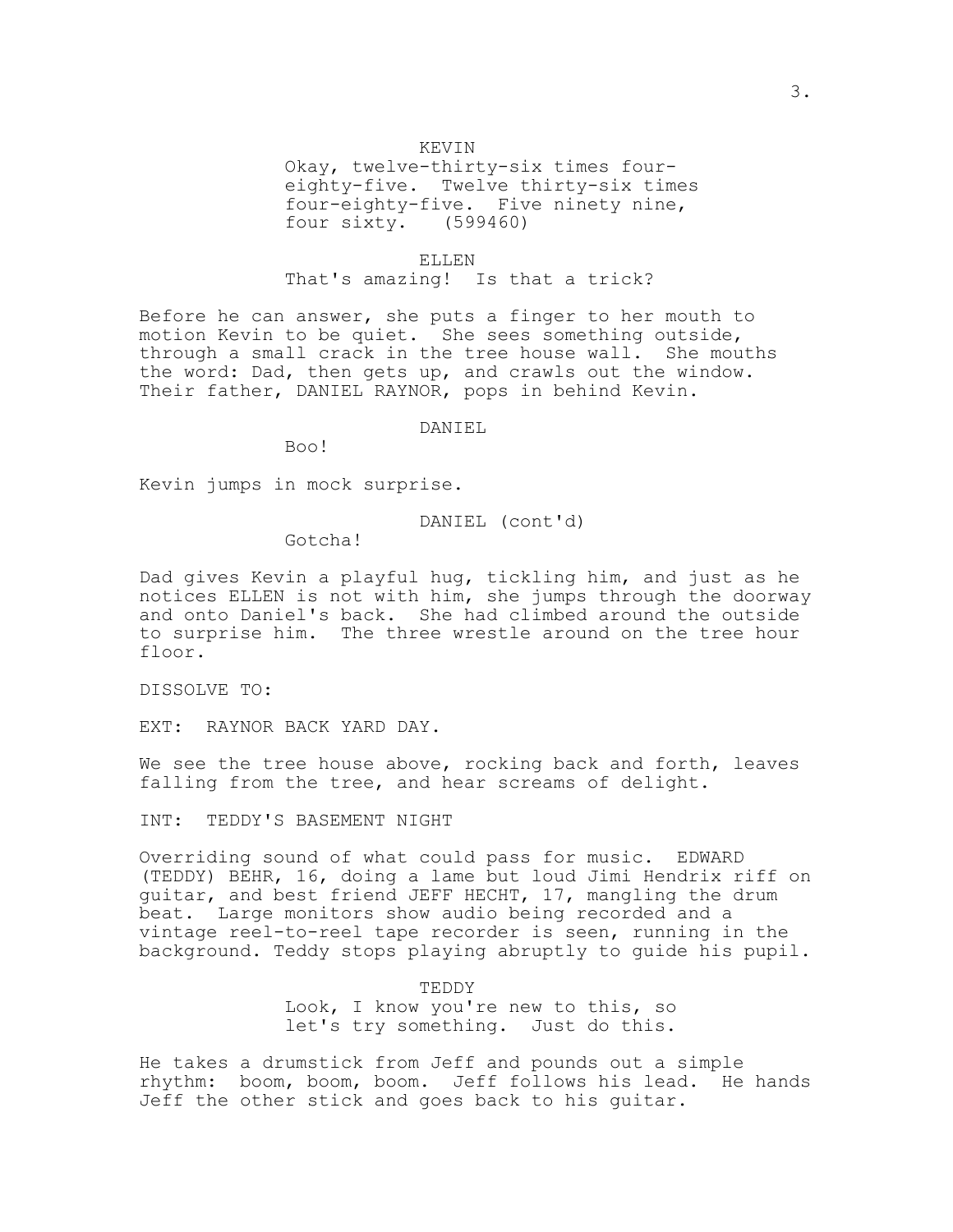KEVIN

Okay, twelve-thirty-six times four-eighty-five. Twelve thirty-six times four-eighty-five. Five ninety nine, four sixty. (599460)

ELLEN

That's amazing! Is that a trick?

Before he can answer, she puts a finger to her mouth to motion Kevin to be quiet. She sees something outside, through a small crack in the tree house wall. She mouths the word: Dad, then gets up, and crawls out the window. Their father, DANIEL RAYNOR, pops in behind Kevin.

DANIEL

Boo!

Kevin jumps in mock surprise.

DANIEL (cont'd)

Gotcha!

Dad gives Kevin a playful hug, tickling him, and just as he notices ELLEN is not with him, she jumps through the doorway and onto Daniel's back. She had climbed around the outside to surprise him. The three wrestle around on the tree hour floor.

DISSOLVE TO:

EXT: RAYNOR BACK YARD DAY.

We see the tree house above, rocking back and forth, leaves falling from the tree, and hear screams of delight.

INT: TEDDY'S BASEMENT NIGHT

Overriding sound of what could pass for music. EDWARD (TEDDY) BEHR, 16, doing a lame but loud Jimi Hendrix riff on guitar, and best friend JEFF HECHT, 17, mangling the drum beat. Large monitors show audio being recorded and a vintage reel-to-reel tape recorder is seen, running in the background. Teddy stops playing abruptly to guide his pupil.

TEDDY

Look, I know you're new to this, so let's try something. Just do this.

He takes a drumstick from Jeff and pounds out a simple rhythm: boom, boom, boom. Jeff follows his lead. He hands Jeff the other stick and goes back to his guitar.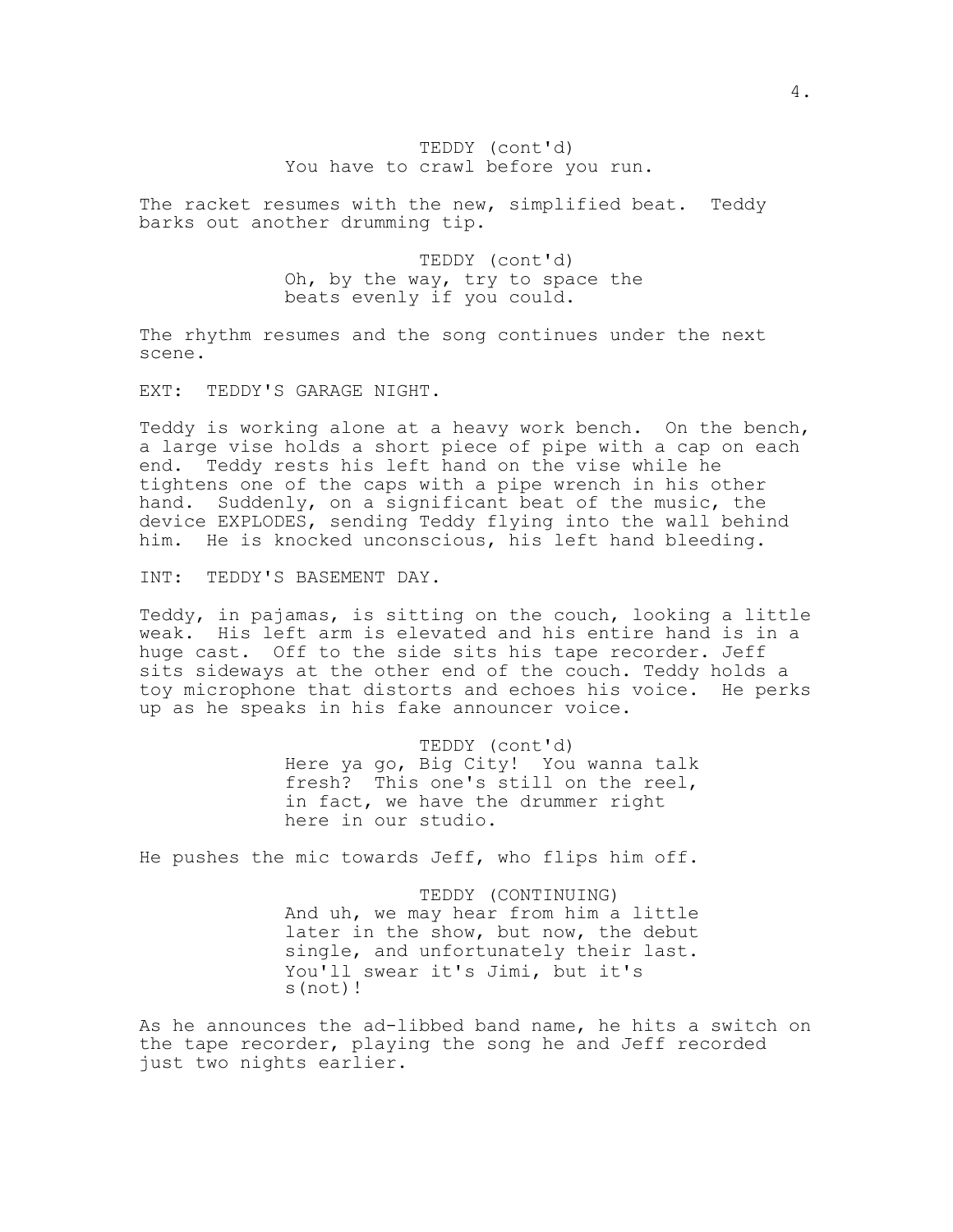TEDDY (cont'd)
You have to crawl before you run.

The racket resumes with the new, simplified beat. Teddy barks out another drumming tip.

TEDDY (cont'd)
Oh, by the way, try to space the beats evenly if you could.

The rhythm resumes and the song continues under the next scene.

EXT: TEDDY'S GARAGE NIGHT.

Teddy is working alone at a heavy work bench. On the bench, a large vise holds a short piece of pipe with a cap on each end. Teddy rests his left hand on the vise while he tightens one of the caps with a pipe wrench in his other hand. Suddenly, on a significant beat of the music, the device EXPLODES, sending Teddy flying into the wall behind him. He is knocked unconscious, his left hand bleeding.

INT: TEDDY'S BASEMENT DAY.

Teddy, in pajamas, is sitting on the couch, looking a little weak. His left arm is elevated and his entire hand is in a huge cast. Off to the side sits his tape recorder. Jeff sits sideways at the other end of the couch. Teddy holds a toy microphone that distorts and echoes his voice. He perks up as he speaks in his fake announcer voice.

TEDDY (cont'd)
Here ya go, Big City! You wanna talk fresh? This one's still on the reel, in fact, we have the drummer right here in our studio.

He pushes the mic towards Jeff, who flips him off.

TEDDY (CONTINUING)
And uh, we may hear from him a little later in the show, but now, the debut single, and unfortunately their last. You'll swear it's Jimi, but it's s(not)!

As he announces the ad-libbed band name, he hits a switch on the tape recorder, playing the song he and Jeff recorded just two nights earlier.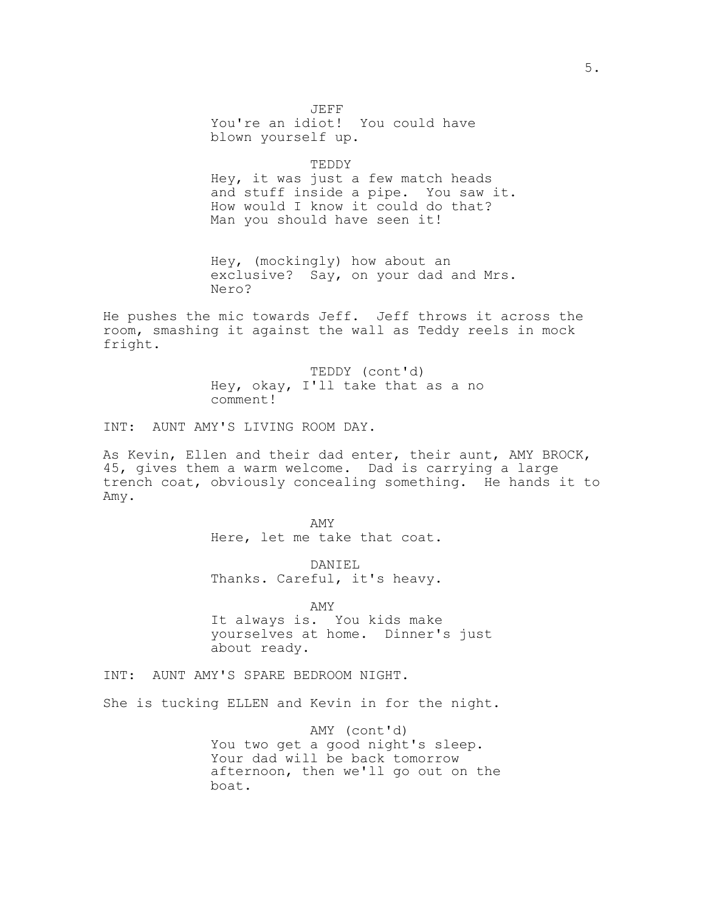JEFF

You're an idiot! You could have blown yourself up.

TEDDY

Hey, it was just a few match heads and stuff inside a pipe. You saw it. How would I know it could do that? Man you should have seen it!

Hey, (mockingly) how about an exclusive? Say, on your dad and Mrs. Nero?

He pushes the mic towards Jeff. Jeff throws it across the room, smashing it against the wall as Teddy reels in mock fright.

TEDDY (cont'd)

Hey, okay, I'll take that as a no comment!

INT: AUNT AMY'S LIVING ROOM DAY.

As Kevin, Ellen and their dad enter, their aunt, AMY BROCK, 45, gives them a warm welcome. Dad is carrying a large trench coat, obviously concealing something. He hands it to Amy.

AMY

Here, let me take that coat.

DANIEL

Thanks. Careful, it's heavy.

AMY

It always is. You kids make yourselves at home. Dinner's just about ready.

INT: AUNT AMY'S SPARE BEDROOM NIGHT.

She is tucking ELLEN and Kevin in for the night.

AMY (cont'd)

You two get a good night's sleep. Your dad will be back tomorrow afternoon, then we'll go out on the boat.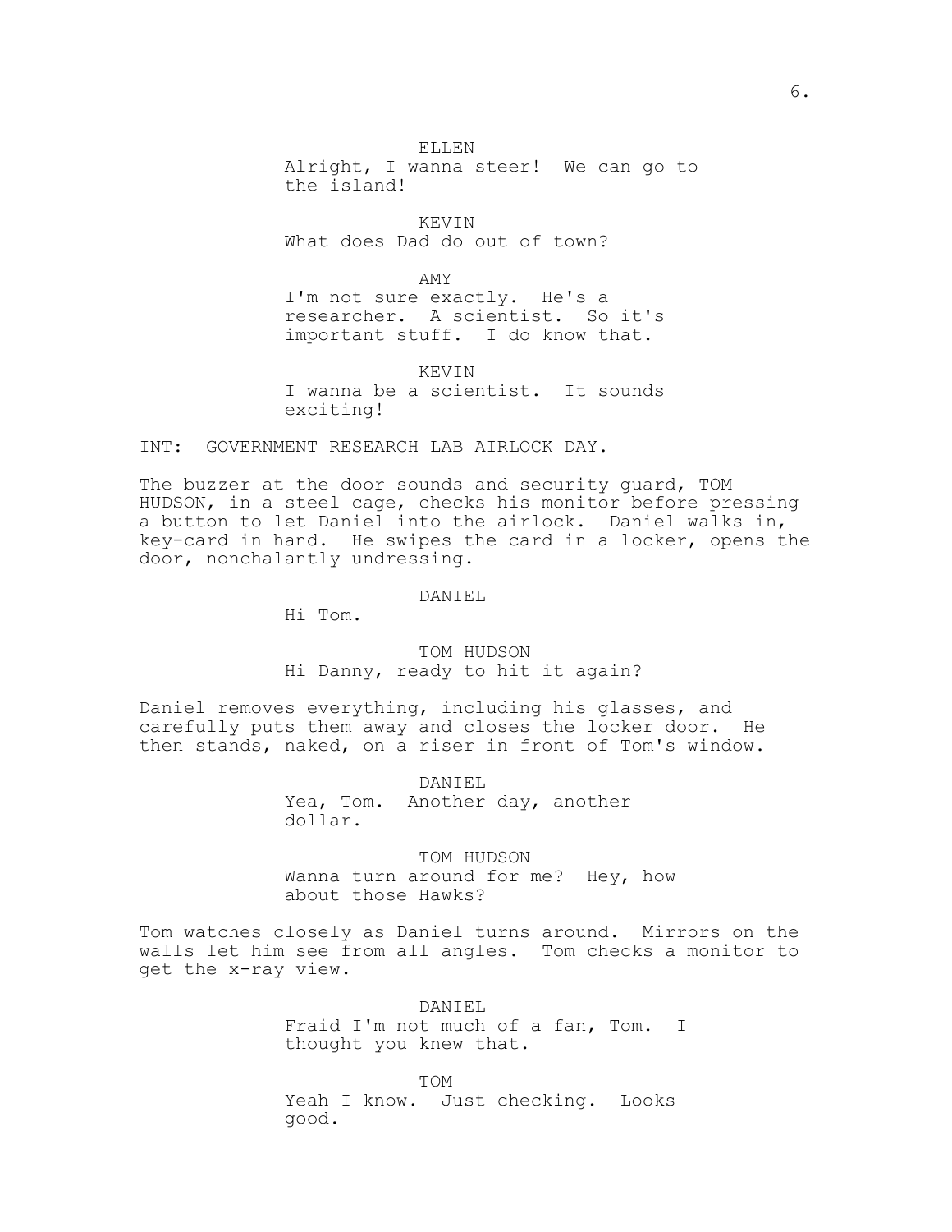ELLEN
Alright, I wanna steer! We can go to the island!

KEVIN
What does Dad do out of town?

AMY
I'm not sure exactly. He's a researcher. A scientist. So it's important stuff. I do know that.

KEVIN
I wanna be a scientist. It sounds exciting!

INT: GOVERNMENT RESEARCH LAB AIRLOCK DAY.

The buzzer at the door sounds and security guard, TOM HUDSON, in a steel cage, checks his monitor before pressing a button to let Daniel into the airlock. Daniel walks in, key-card in hand. He swipes the card in a locker, opens the door, nonchalantly undressing.

DANIEL
Hi Tom.

TOM HUDSON
Hi Danny, ready to hit it again?

Daniel removes everything, including his glasses, and carefully puts them away and closes the locker door. He then stands, naked, on a riser in front of Tom's window.

DANIEL
Yea, Tom. Another day, another dollar.

TOM HUDSON
Wanna turn around for me? Hey, how about those Hawks?

Tom watches closely as Daniel turns around. Mirrors on the walls let him see from all angles. Tom checks a monitor to get the x-ray view.

DANIEL
Fraid I'm not much of a fan, Tom. I thought you knew that.

TOM
Yeah I know. Just checking. Looks good.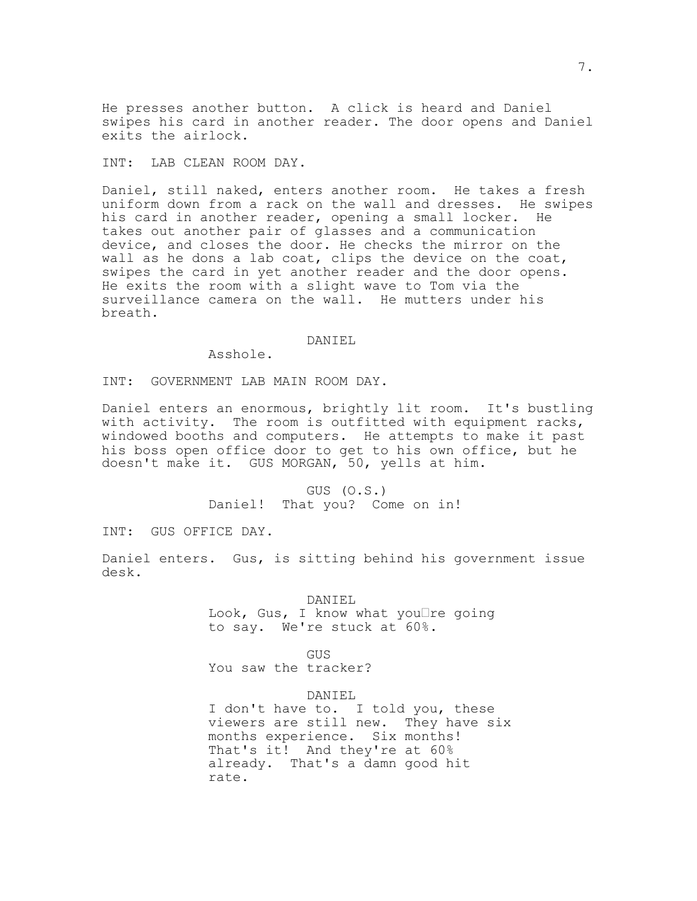He presses another button. A click is heard and Daniel swipes his card in another reader. The door opens and Daniel exits the airlock.

INT: LAB CLEAN ROOM DAY.

Daniel, still naked, enters another room. He takes a fresh uniform down from a rack on the wall and dresses. He swipes his card in another reader, opening a small locker. He takes out another pair of glasses and a communication device, and closes the door. He checks the mirror on the wall as he dons a lab coat, clips the device on the coat, swipes the card in yet another reader and the door opens. He exits the room with a slight wave to Tom via the surveillance camera on the wall. He mutters under his breath.

DANIEL
Asshole.

INT: GOVERNMENT LAB MAIN ROOM DAY.

Daniel enters an enormous, brightly lit room. It's bustling with activity. The room is outfitted with equipment racks, windowed booths and computers. He attempts to make it past his boss open office door to get to his own office, but he doesn't make it. GUS MORGAN, 50, yells at him.

GUS (O.S.)
Daniel! That you? Come on in!

INT: GUS OFFICE DAY.

Daniel enters. Gus, is sitting behind his government issue desk.

DANIEL
Look, Gus, I know what you're going to say. We're stuck at 60%.

GUS
You saw the tracker?

DANIEL
I don't have to. I told you, these viewers are still new. They have six months experience. Six months! That's it! And they're at 60% already. That's a damn good hit rate.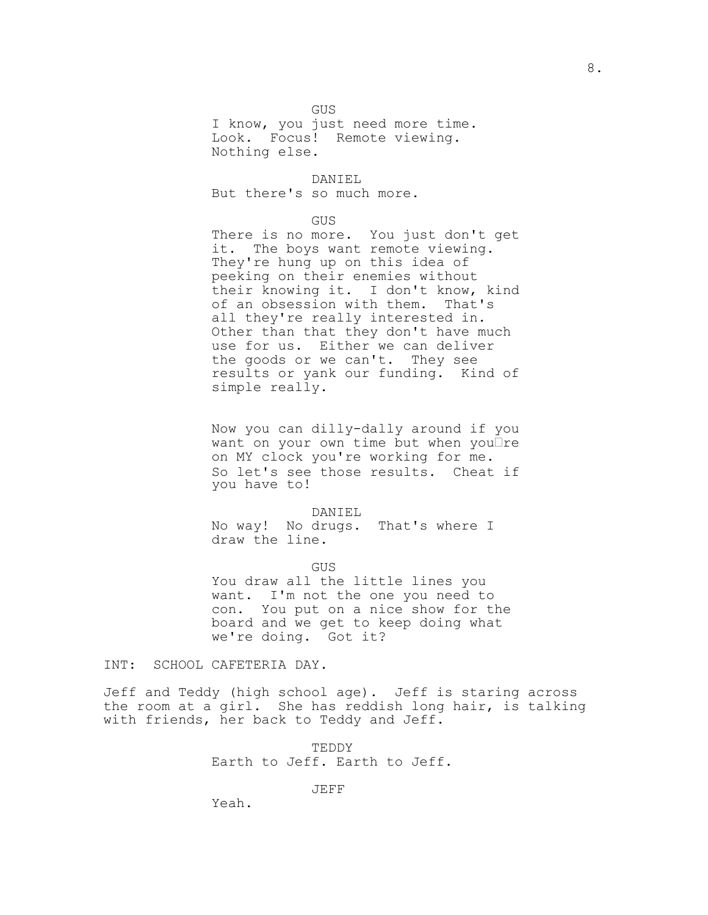GUS
I know, you just need more time. Look. Focus! Remote viewing. Nothing else.

DANIEL
But there's so much more.

GUS
There is no more. You just don't get it. The boys want remote viewing. They're hung up on this idea of peeking on their enemies without their knowing it. I don't know, kind of an obsession with them. That's all they're really interested in. Other than that they don't have much use for us. Either we can deliver the goods or we can't. They see results or yank our funding. Kind of simple really.

Now you can dilly-dally around if you want on your own time but when you're on MY clock you're working for me. So let's see those results. Cheat if you have to!

DANIEL
No way! No drugs. That's where I draw the line.

GUS
You draw all the little lines you want. I'm not the one you need to con. You put on a nice show for the board and we get to keep doing what we're doing. Got it?

INT: SCHOOL CAFETERIA DAY.

Jeff and Teddy (high school age). Jeff is staring across the room at a girl. She has reddish long hair, is talking with friends, her back to Teddy and Jeff.

TEDDY
Earth to Jeff. Earth to Jeff.

JEFF
Yeah.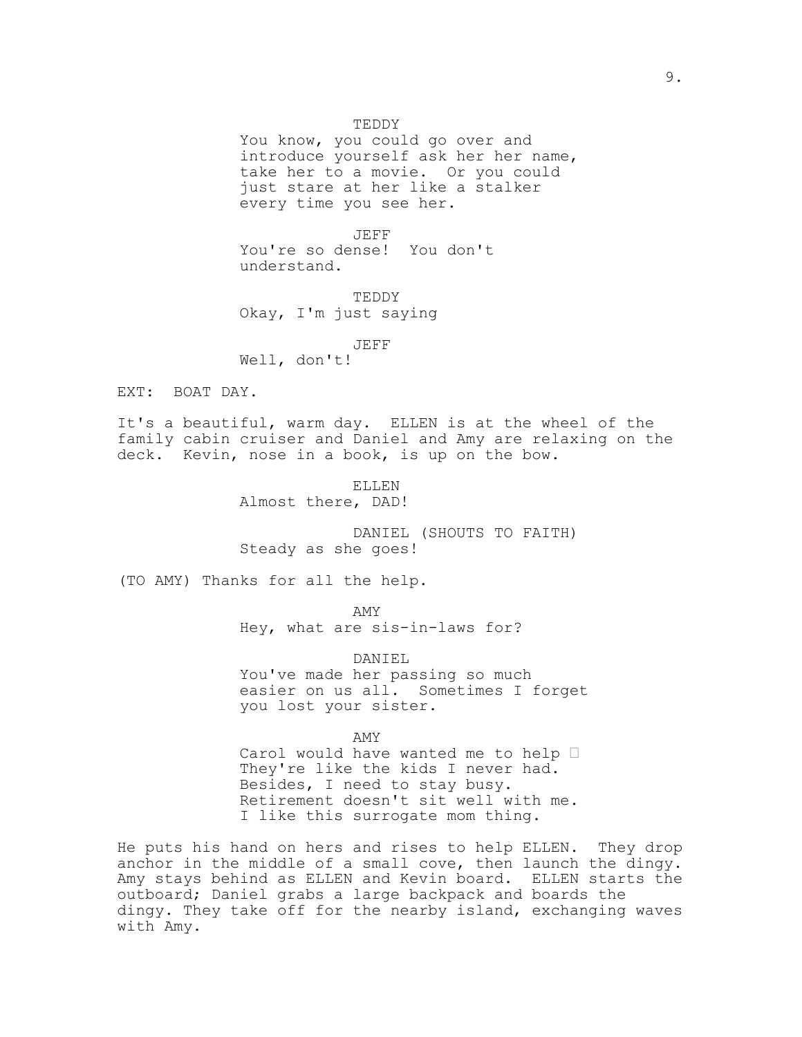TEDDY

You know, you could go over and introduce yourself ask her her name, take her to a movie. Or you could just stare at her like a stalker every time you see her.

JEFF

You're so dense! You don't understand.

TEDDY

Okay, I'm just saying

JEFF

Well, don't!

EXT: BOAT DAY.

It's a beautiful, warm day. ELLEN is at the wheel of the family cabin cruiser and Daniel and Amy are relaxing on the deck. Kevin, nose in a book, is up on the bow.

ELLEN

Almost there, DAD!

DANIEL (SHOUTS TO FAITH)

Steady as she goes!

(TO AMY) Thanks for all the help.

AMY

Hey, what are sis-in-laws for?

DANIEL

You've made her passing so much easier on us all. Sometimes I forget you lost your sister.

AMY

Carol would have wanted me to help  They're like the kids I never had. Besides, I need to stay busy. Retirement doesn't sit well with me. I like this surrogate mom thing.

He puts his hand on hers and rises to help ELLEN. They drop anchor in the middle of a small cove, then launch the dingy. Amy stays behind as ELLEN and Kevin board. ELLEN starts the outboard; Daniel grabs a large backpack and boards the dingy. They take off for the nearby island, exchanging waves with Amy.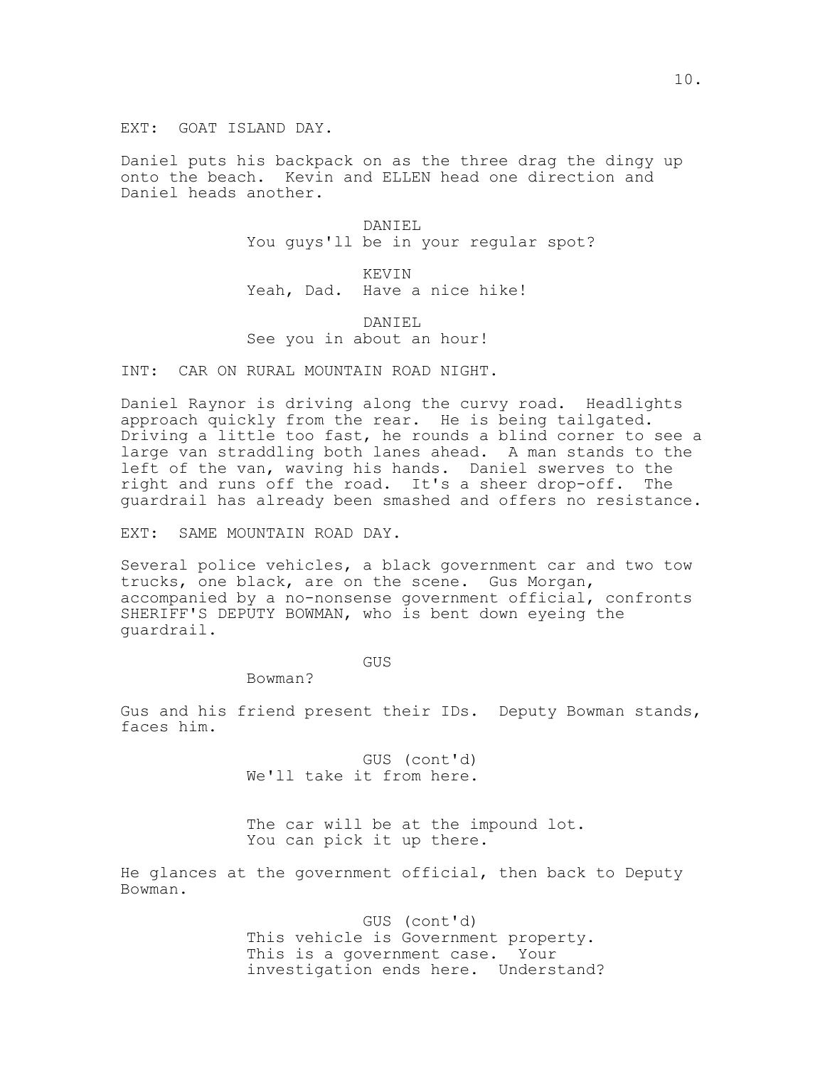EXT: GOAT ISLAND DAY.

Daniel puts his backpack on as the three drag the dingy up onto the beach. Kevin and ELLEN head one direction and Daniel heads another.

DANIEL
You guys'll be in your regular spot?

KEVIN
Yeah, Dad. Have a nice hike!

DANIEL
See you in about an hour!

INT: CAR ON RURAL MOUNTAIN ROAD NIGHT.

Daniel Raynor is driving along the curvy road. Headlights approach quickly from the rear. He is being tailgated. Driving a little too fast, he rounds a blind corner to see a large van straddling both lanes ahead. A man stands to the left of the van, waving his hands. Daniel swerves to the right and runs off the road. It's a sheer drop-off. The guardrail has already been smashed and offers no resistance.

EXT: SAME MOUNTAIN ROAD DAY.

Several police vehicles, a black government car and two tow trucks, one black, are on the scene. Gus Morgan, accompanied by a no-nonsense government official, confronts SHERIFF'S DEPUTY BOWMAN, who is bent down eyeing the guardrail.

GUS
Bowman?

Gus and his friend present their IDs. Deputy Bowman stands, faces him.

GUS (cont'd)
We'll take it from here.

The car will be at the impound lot.
You can pick it up there.

He glances at the government official, then back to Deputy Bowman.

GUS (cont'd)
This vehicle is Government property.
This is a government case. Your investigation ends here. Understand?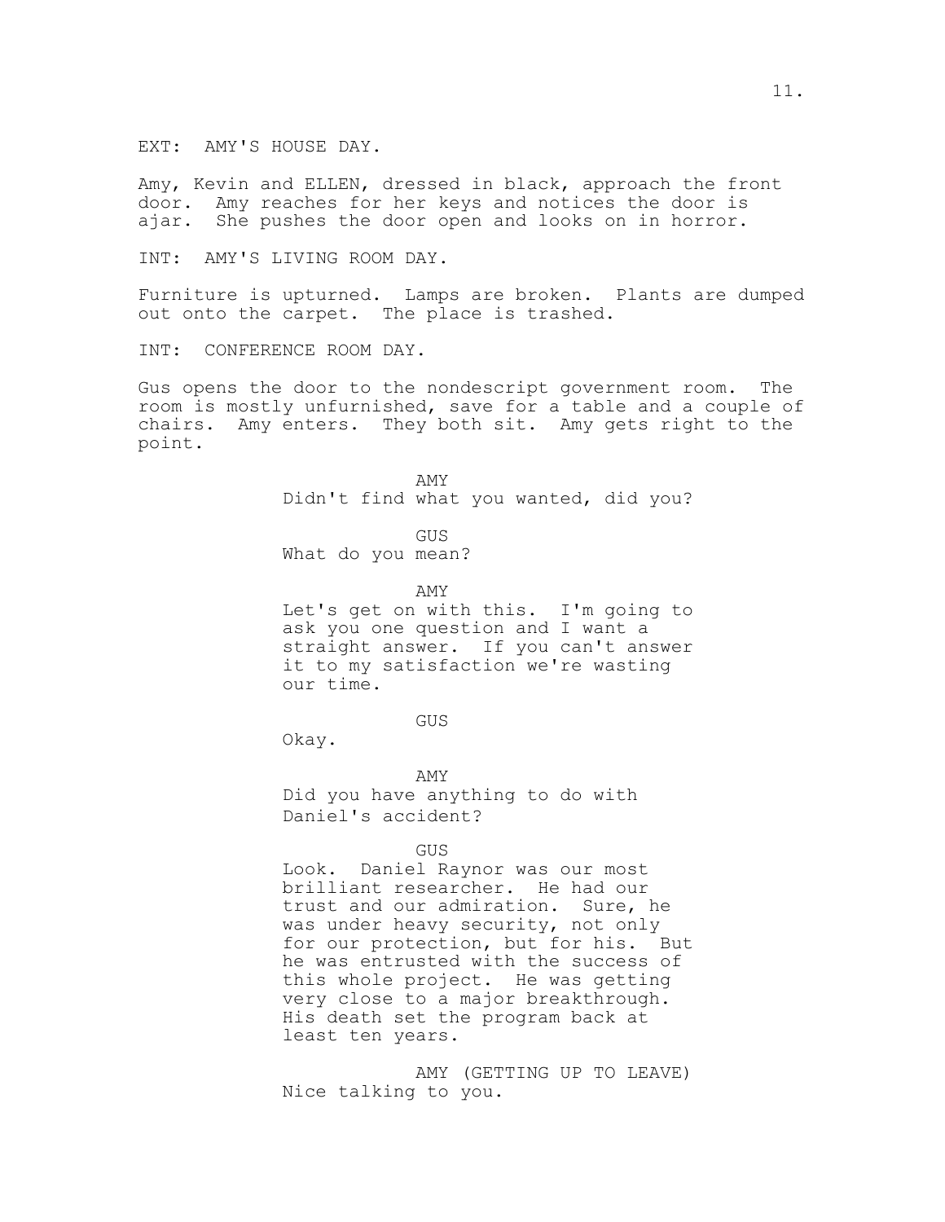EXT: AMY'S HOUSE DAY.

Amy, Kevin and ELLEN, dressed in black, approach the front door. Amy reaches for her keys and notices the door is ajar. She pushes the door open and looks on in horror.

INT: AMY'S LIVING ROOM DAY.

Furniture is upturned. Lamps are broken. Plants are dumped out onto the carpet. The place is trashed.

INT: CONFERENCE ROOM DAY.

Gus opens the door to the nondescript government room. The room is mostly unfurnished, save for a table and a couple of chairs. Amy enters. They both sit. Amy gets right to the point.

AMY
Didn't find what you wanted, did you?

GUS
What do you mean?

AMY
Let's get on with this. I'm going to ask you one question and I want a straight answer. If you can't answer it to my satisfaction we're wasting our time.

GUS
Okay.

AMY
Did you have anything to do with Daniel's accident?

GUS
Look. Daniel Raynor was our most brilliant researcher. He had our trust and our admiration. Sure, he was under heavy security, not only for our protection, but for his. But he was entrusted with the success of this whole project. He was getting very close to a major breakthrough. His death set the program back at least ten years.

AMY (GETTING UP TO LEAVE)
Nice talking to you.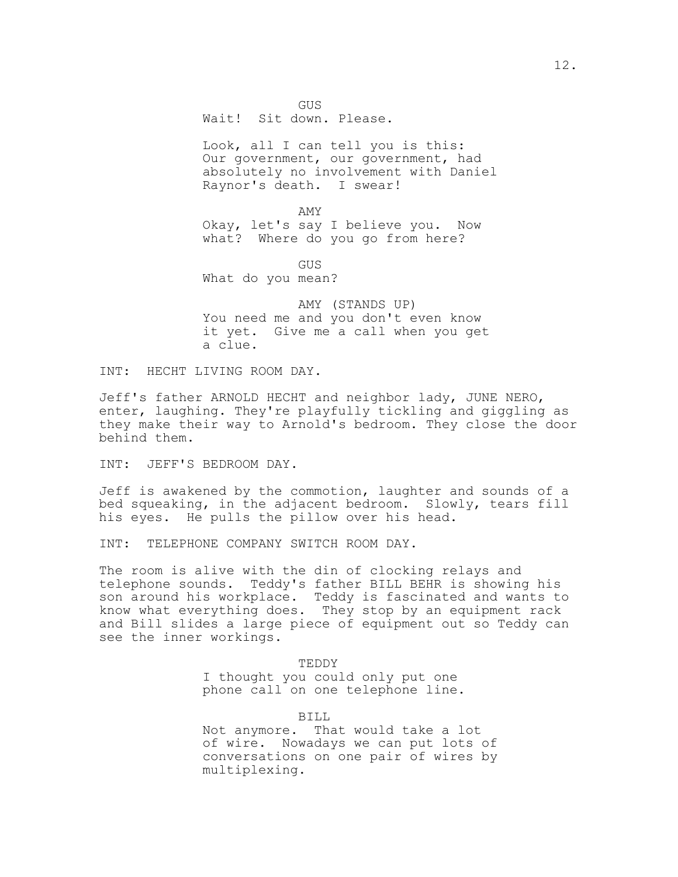GUS

Wait! Sit down. Please.

Look, all I can tell you is this: Our government, our government, had absolutely no involvement with Daniel Raynor's death. I swear!

AMY

Okay, let's say I believe you. Now what? Where do you go from here?

GUS

What do you mean?

AMY (STANDS UP)

You need me and you don't even know it yet. Give me a call when you get a clue.

INT: HECHT LIVING ROOM DAY.

Jeff's father ARNOLD HECHT and neighbor lady, JUNE NERO, enter, laughing. They're playfully tickling and giggling as they make their way to Arnold's bedroom. They close the door behind them.

INT: JEFF'S BEDROOM DAY.

Jeff is awakened by the commotion, laughter and sounds of a bed squeaking, in the adjacent bedroom. Slowly, tears fill his eyes. He pulls the pillow over his head.

INT: TELEPHONE COMPANY SWITCH ROOM DAY.

The room is alive with the din of clocking relays and telephone sounds. Teddy's father BILL BEHR is showing his son around his workplace. Teddy is fascinated and wants to know what everything does. They stop by an equipment rack and Bill slides a large piece of equipment out so Teddy can see the inner workings.

TEDDY

I thought you could only put one phone call on one telephone line.

BILL

Not anymore. That would take a lot of wire. Nowadays we can put lots of conversations on one pair of wires by multiplexing.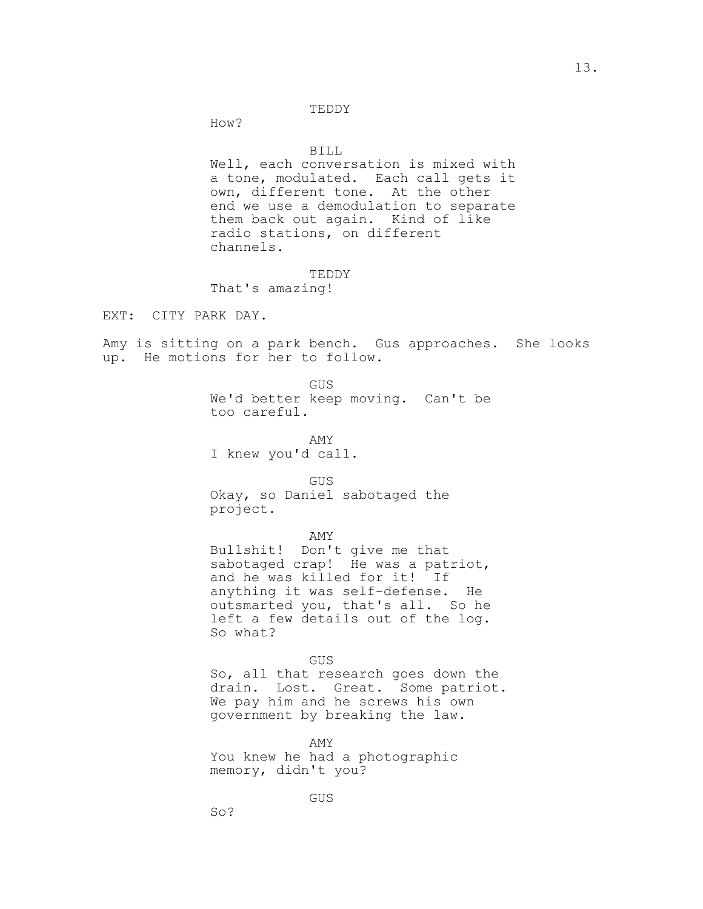TEDDY

How?

BILL

Well, each conversation is mixed with a tone, modulated. Each call gets it own, different tone. At the other end we use a demodulation to separate them back out again. Kind of like radio stations, on different channels.

TEDDY

That's amazing!

EXT: CITY PARK DAY.

Amy is sitting on a park bench. Gus approaches. She looks up. He motions for her to follow.

GUS

We'd better keep moving. Can't be too careful.

AMY

I knew you'd call.

GUS

Okay, so Daniel sabotaged the project.

AMY

Bullshit! Don't give me that sabotaged crap! He was a patriot, and he was killed for it! If anything it was self-defense. He outsmarted you, that's all. So he left a few details out of the log. So what?

GUS

So, all that research goes down the drain. Lost. Great. Some patriot. We pay him and he screws his own government by breaking the law.

AMY

You knew he had a photographic memory, didn't you?

GUS

So?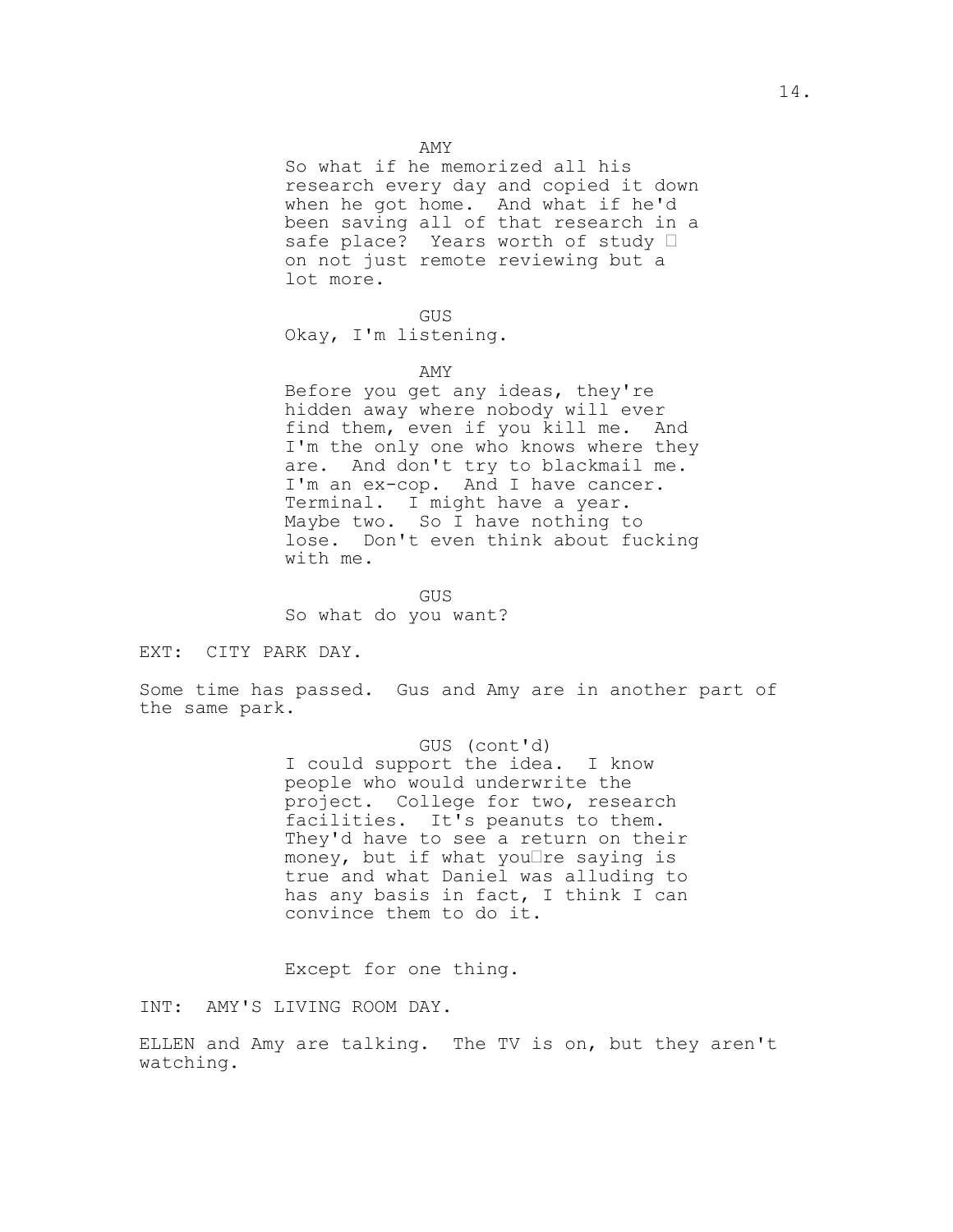AMY

So what if he memorized all his research every day and copied it down when he got home. And what if he'd been saving all of that research in a safe place? Years worth of study  on not just remote reviewing but a lot more.

GUS

Okay, I'm listening.

AMY

Before you get any ideas, they're hidden away where nobody will ever find them, even if you kill me. And I'm the only one who knows where they are. And don't try to blackmail me. I'm an ex-cop. And I have cancer. Terminal. I might have a year. Maybe two. So I have nothing to lose. Don't even think about fucking with me.

GUS

So what do you want?

EXT: CITY PARK DAY.

Some time has passed. Gus and Amy are in another part of the same park.

GUS (cont'd)

I could support the idea. I know people who would underwrite the project. College for two, research facilities. It's peanuts to them. They'd have to see a return on their money, but if what youre saying is true and what Daniel was alluding to has any basis in fact, I think I can convince them to do it.

Except for one thing.

INT: AMY'S LIVING ROOM DAY.

ELLEN and Amy are talking. The TV is on, but they aren't watching.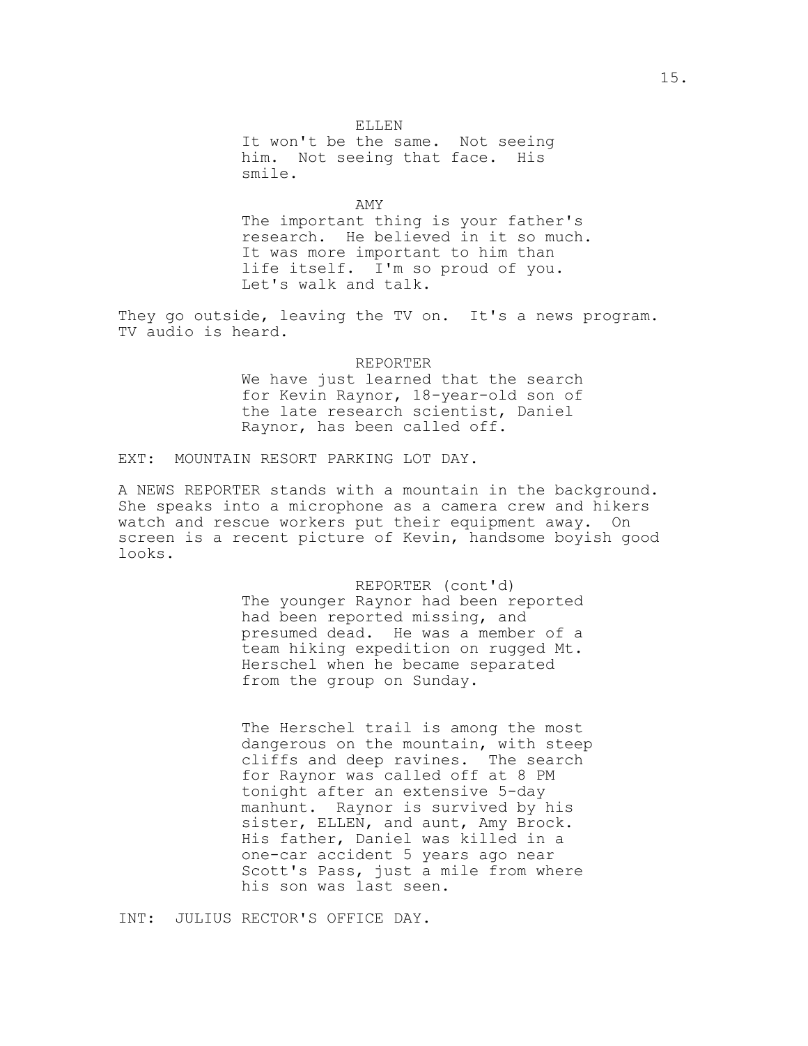ELLEN
It won't be the same. Not seeing him. Not seeing that face. His smile.

AMY
The important thing is your father's research. He believed in it so much. It was more important to him than life itself. I'm so proud of you. Let's walk and talk.

They go outside, leaving the TV on. It's a news program. TV audio is heard.

REPORTER
We have just learned that the search for Kevin Raynor, 18-year-old son of the late research scientist, Daniel Raynor, has been called off.

EXT: MOUNTAIN RESORT PARKING LOT DAY.

A NEWS REPORTER stands with a mountain in the background. She speaks into a microphone as a camera crew and hikers watch and rescue workers put their equipment away. On screen is a recent picture of Kevin, handsome boyish good looks.

REPORTER (cont'd)
The younger Raynor had been reported had been reported missing, and presumed dead. He was a member of a team hiking expedition on rugged Mt. Herschel when he became separated from the group on Sunday.

The Herschel trail is among the most dangerous on the mountain, with steep cliffs and deep ravines. The search for Raynor was called off at 8 PM tonight after an extensive 5-day manhunt. Raynor is survived by his sister, ELLEN, and aunt, Amy Brock. His father, Daniel was killed in a one-car accident 5 years ago near Scott's Pass, just a mile from where his son was last seen.

INT: JULIUS RECTOR'S OFFICE DAY.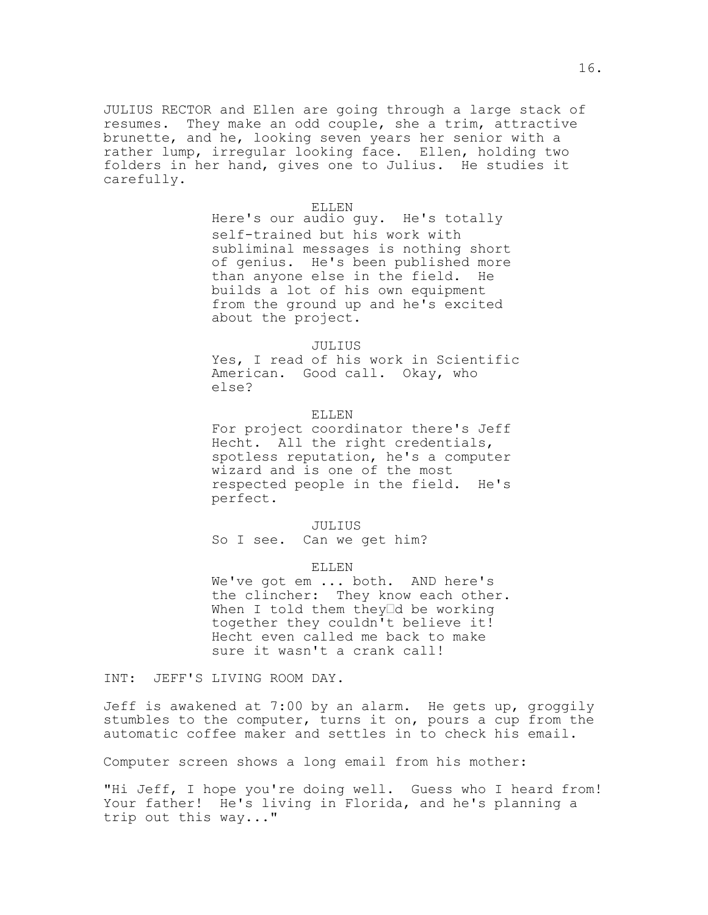JULIUS RECTOR and Ellen are going through a large stack of resumes. They make an odd couple, she a trim, attractive brunette, and he, looking seven years her senior with a rather lump, irregular looking face. Ellen, holding two folders in her hand, gives one to Julius. He studies it carefully.

ELLEN
Here's our audio guy. He's totally self-trained but his work with subliminal messages is nothing short of genius. He's been published more than anyone else in the field. He builds a lot of his own equipment from the ground up and he's excited about the project.

JULIUS
Yes, I read of his work in Scientific American. Good call. Okay, who else?

ELLEN
For project coordinator there's Jeff Hecht. All the right credentials, spotless reputation, he's a computer wizard and is one of the most respected people in the field. He's perfect.

JULIUS
So I see. Can we get him?

ELLEN
We've got em ... both. AND here's the clincher: They know each other. When I told them they'd be working together they couldn't believe it! Hecht even called me back to make sure it wasn't a crank call!

INT: JEFF'S LIVING ROOM DAY.

Jeff is awakened at 7:00 by an alarm. He gets up, groggily stumbles to the computer, turns it on, pours a cup from the automatic coffee maker and settles in to check his email.

Computer screen shows a long email from his mother:

"Hi Jeff, I hope you're doing well. Guess who I heard from! Your father! He's living in Florida, and he's planning a trip out this way..."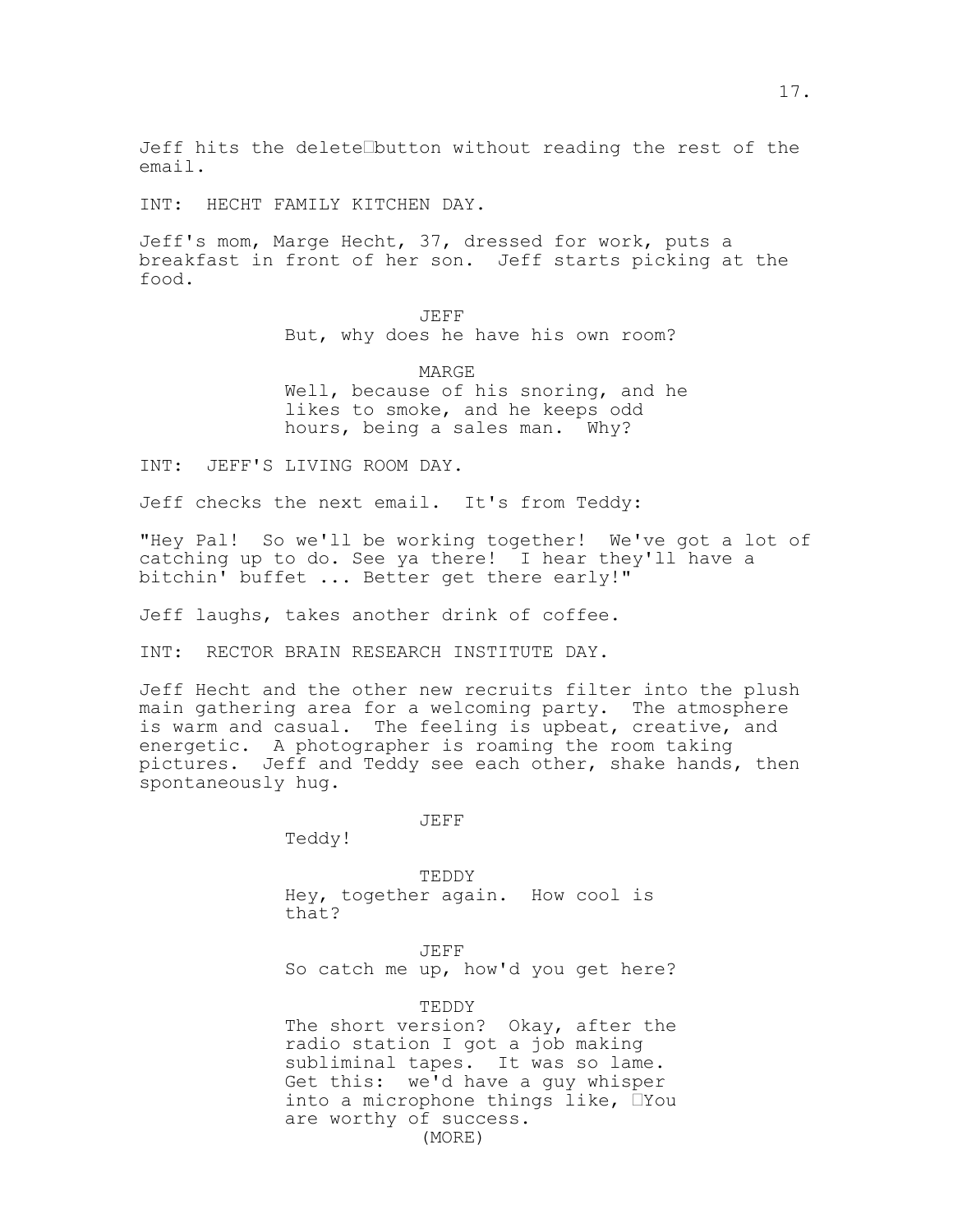Jeff hits the delete button without reading the rest of the email.

INT: HECHT FAMILY KITCHEN DAY.

Jeff's mom, Marge Hecht, 37, dressed for work, puts a breakfast in front of her son. Jeff starts picking at the food.

JEFF
But, why does he have his own room?

MARGE
Well, because of his snoring, and he likes to smoke, and he keeps odd hours, being a sales man. Why?

INT: JEFF'S LIVING ROOM DAY.

Jeff checks the next email. It's from Teddy:

"Hey Pal! So we'll be working together! We've got a lot of catching up to do. See ya there! I hear they'll have a bitchin' buffet ... Better get there early!"

Jeff laughs, takes another drink of coffee.

INT: RECTOR BRAIN RESEARCH INSTITUTE DAY.

Jeff Hecht and the other new recruits filter into the plush main gathering area for a welcoming party. The atmosphere is warm and casual. The feeling is upbeat, creative, and energetic. A photographer is roaming the room taking pictures. Jeff and Teddy see each other, shake hands, then spontaneously hug.

JEFF
Teddy!

TEDDY
Hey, together again. How cool is that?

JEFF
So catch me up, how'd you get here?

TEDDY
The short version? Okay, after the radio station I got a job making subliminal tapes. It was so lame. Get this: we'd have a guy whisper into a microphone things like, You are worthy of success.
(MORE)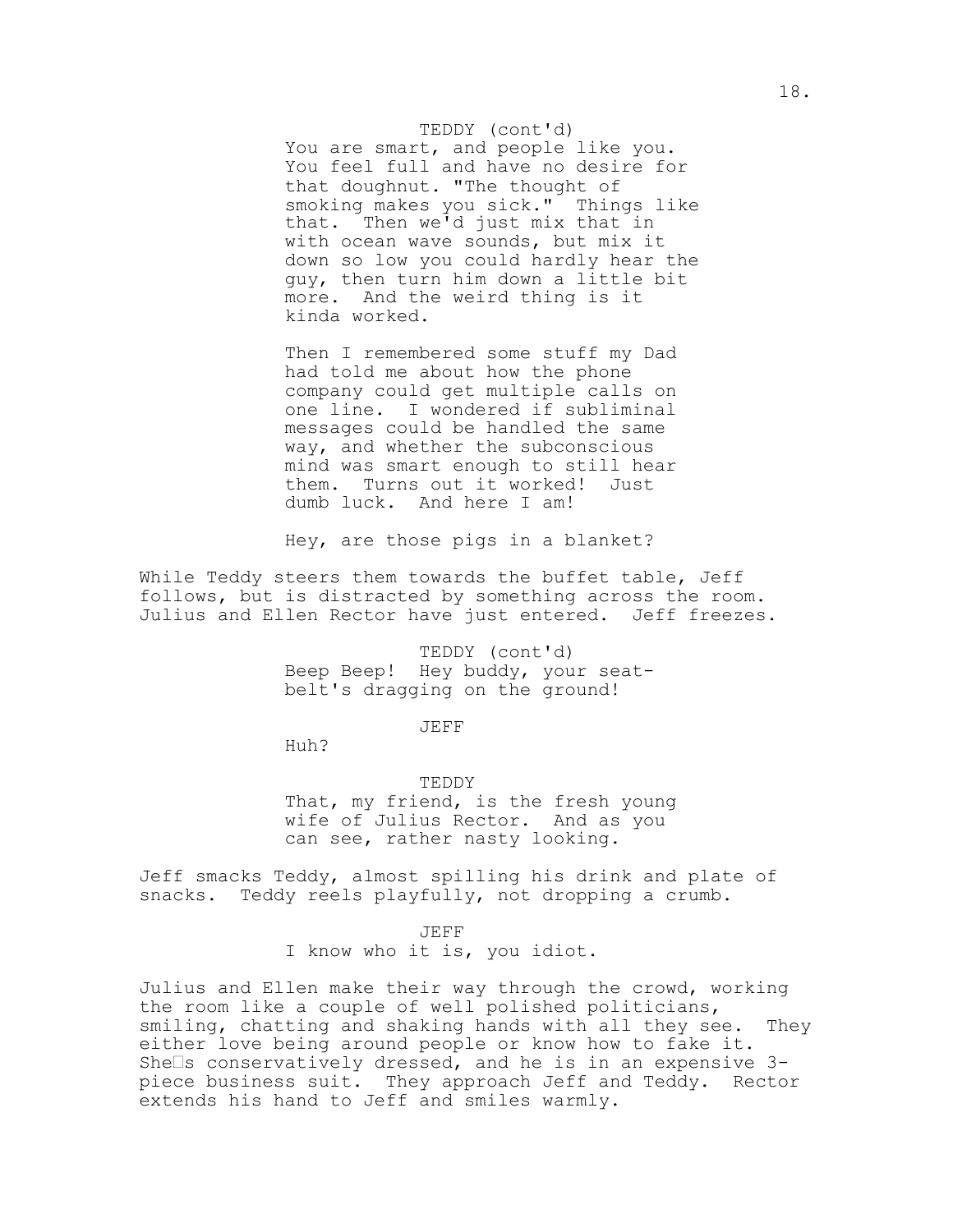TEDDY (cont'd)

You are smart, and people like you. You feel full and have no desire for that doughnut. "The thought of smoking makes you sick." Things like that. Then we'd just mix that in with ocean wave sounds, but mix it down so low you could hardly hear the guy, then turn him down a little bit more. And the weird thing is it kinda worked.

Then I remembered some stuff my Dad had told me about how the phone company could get multiple calls on one line. I wondered if subliminal messages could be handled the same way, and whether the subconscious mind was smart enough to still hear them. Turns out it worked! Just dumb luck. And here I am!

Hey, are those pigs in a blanket?

While Teddy steers them towards the buffet table, Jeff follows, but is distracted by something across the room. Julius and Ellen Rector have just entered. Jeff freezes.

TEDDY (cont'd)

Beep Beep! Hey buddy, your seat-belt's dragging on the ground!

JEFF

Huh?

TEDDY

That, my friend, is the fresh young wife of Julius Rector. And as you can see, rather nasty looking.

Jeff smacks Teddy, almost spilling his drink and plate of snacks. Teddy reels playfully, not dropping a crumb.

JEFF

I know who it is, you idiot.

Julius and Ellen make their way through the crowd, working the room like a couple of well polished politicians, smiling, chatting and shaking hands with all they see. They either love being around people or know how to fake it. She's conservatively dressed, and he is in an expensive 3-piece business suit. They approach Jeff and Teddy. Rector extends his hand to Jeff and smiles warmly.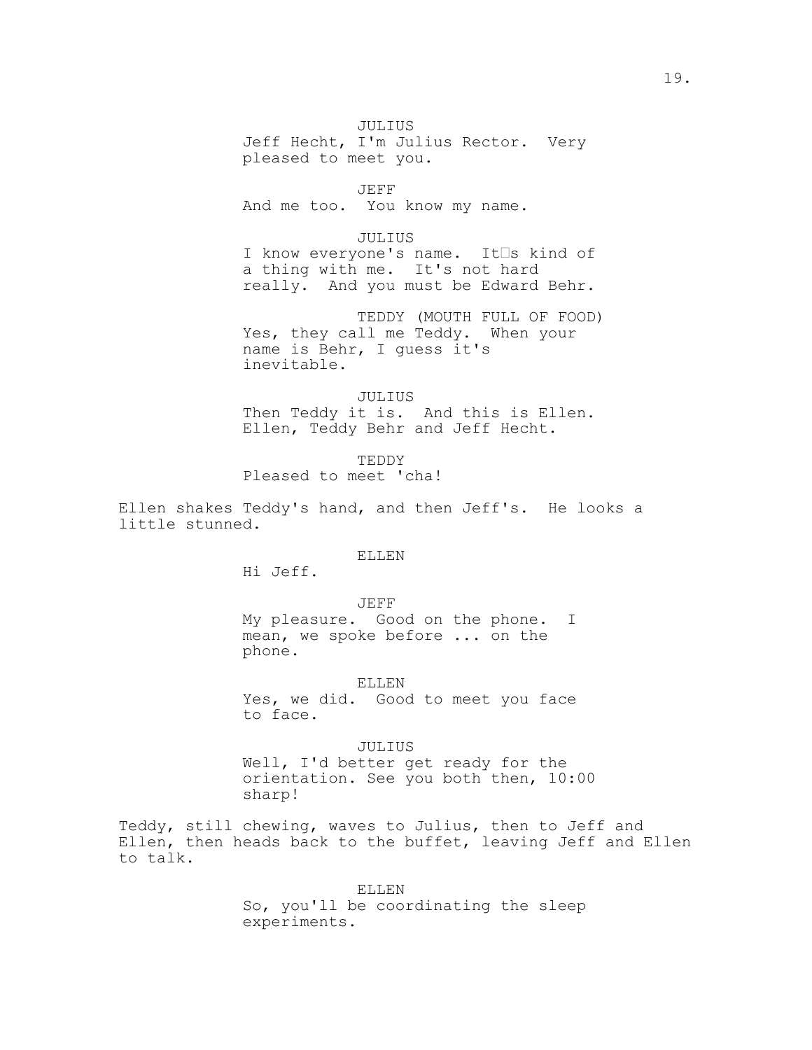JULIUS
Jeff Hecht, I'm Julius Rector. Very pleased to meet you.

JEFF
And me too. You know my name.

JULIUS
I know everyone's name. It's kind of a thing with me. It's not hard really. And you must be Edward Behr.

TEDDY (MOUTH FULL OF FOOD)
Yes, they call me Teddy. When your name is Behr, I guess it's inevitable.

JULIUS
Then Teddy it is. And this is Ellen. Ellen, Teddy Behr and Jeff Hecht.

TEDDY
Pleased to meet 'cha!

Ellen shakes Teddy's hand, and then Jeff's. He looks a little stunned.

ELLEN
Hi Jeff.

JEFF
My pleasure. Good on the phone. I mean, we spoke before ... on the phone.

ELLEN
Yes, we did. Good to meet you face to face.

JULIUS
Well, I'd better get ready for the orientation. See you both then, 10:00 sharp!

Teddy, still chewing, waves to Julius, then to Jeff and Ellen, then heads back to the buffet, leaving Jeff and Ellen to talk.

ELLEN
So, you'll be coordinating the sleep experiments.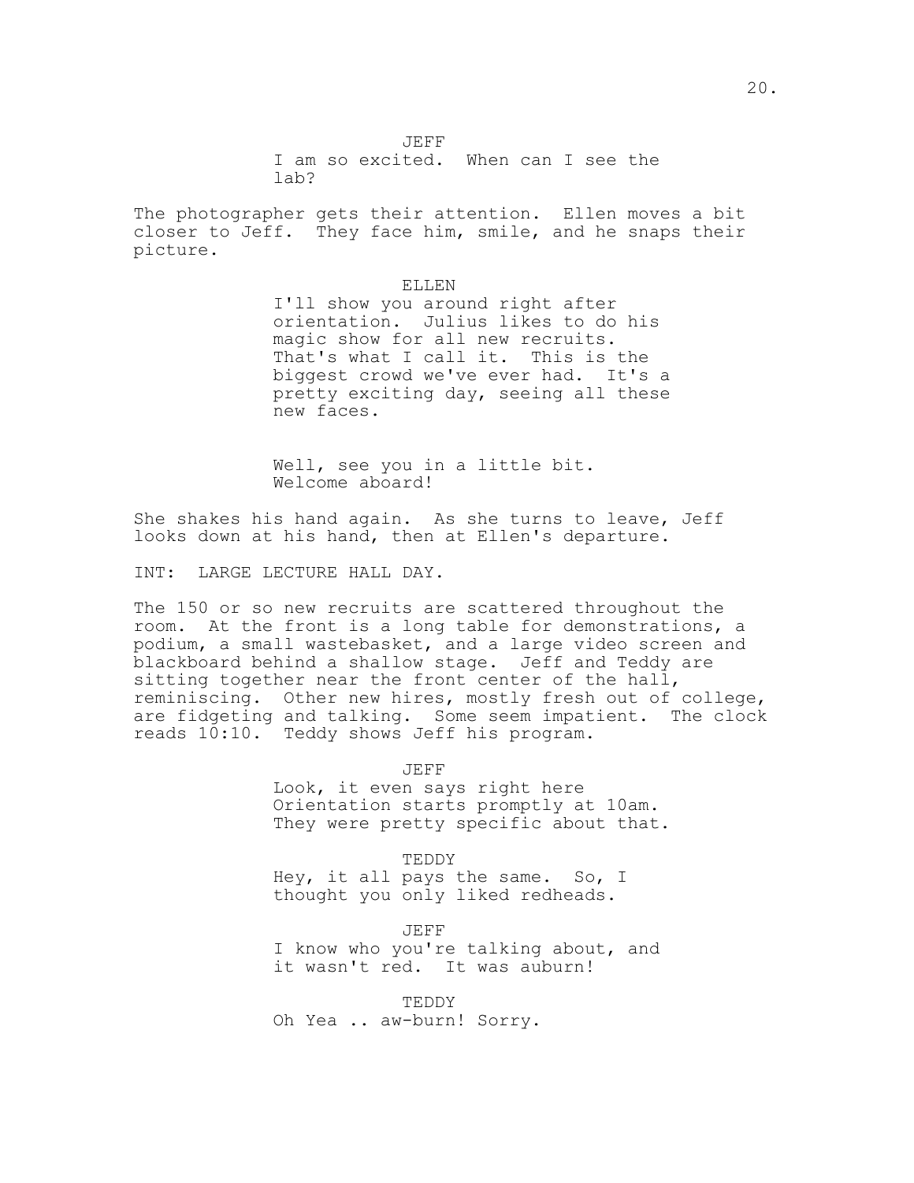JEFF
I am so excited. When can I see the lab?

The photographer gets their attention. Ellen moves a bit closer to Jeff. They face him, smile, and he snaps their picture.

ELLEN
I'll show you around right after orientation. Julius likes to do his magic show for all new recruits. That's what I call it. This is the biggest crowd we've ever had. It's a pretty exciting day, seeing all these new faces.

Well, see you in a little bit. Welcome aboard!

She shakes his hand again. As she turns to leave, Jeff looks down at his hand, then at Ellen's departure.

INT: LARGE LECTURE HALL DAY.

The 150 or so new recruits are scattered throughout the room. At the front is a long table for demonstrations, a podium, a small wastebasket, and a large video screen and blackboard behind a shallow stage. Jeff and Teddy are sitting together near the front center of the hall, reminiscing. Other new hires, mostly fresh out of college, are fidgeting and talking. Some seem impatient. The clock reads 10:10. Teddy shows Jeff his program.

JEFF
Look, it even says right here Orientation starts promptly at 10am. They were pretty specific about that.

TEDDY
Hey, it all pays the same. So, I thought you only liked redheads.

JEFF
I know who you're talking about, and it wasn't red. It was auburn!

TEDDY
Oh Yea .. aw-burn! Sorry.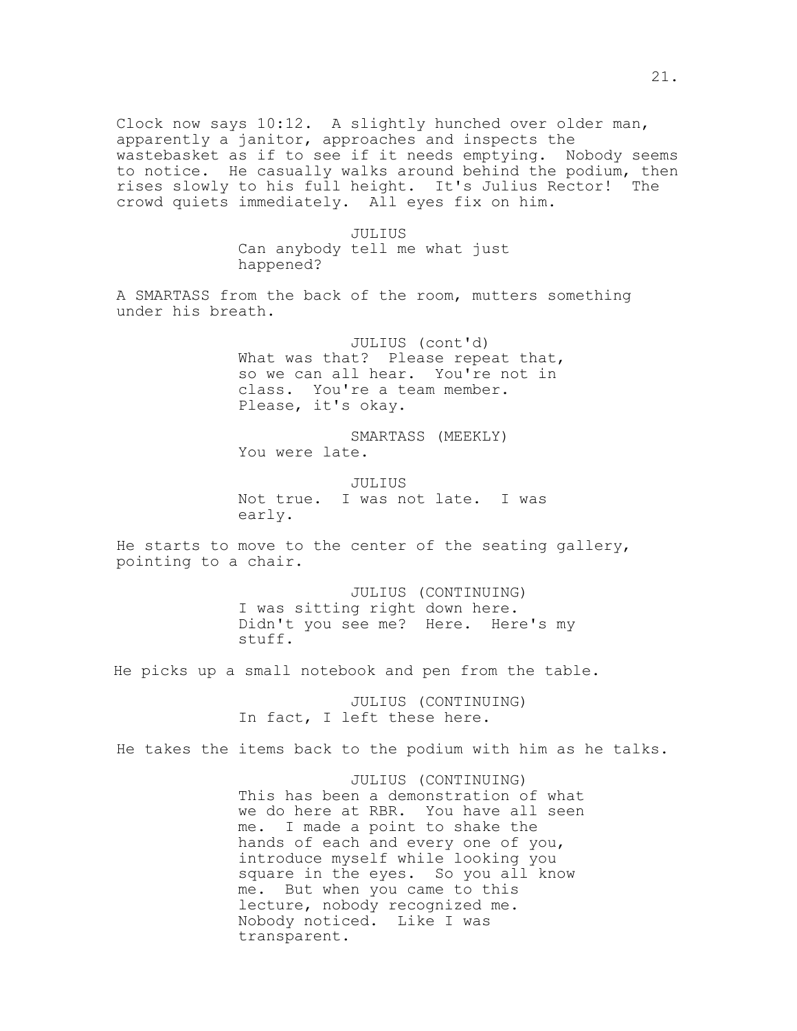Clock now says 10:12. A slightly hunched over older man, apparently a janitor, approaches and inspects the wastebasket as if to see if it needs emptying. Nobody seems to notice. He casually walks around behind the podium, then rises slowly to his full height. It's Julius Rector! The crowd quiets immediately. All eyes fix on him.

JULIUS
Can anybody tell me what just happened?

A SMARTASS from the back of the room, mutters something under his breath.

JULIUS (cont'd)
What was that? Please repeat that, so we can all hear. You're not in class. You're a team member. Please, it's okay.

SMARTASS (MEEKLY)
You were late.

JULIUS
Not true. I was not late. I was early.

He starts to move to the center of the seating gallery, pointing to a chair.

JULIUS (CONTINUING)
I was sitting right down here. Didn't you see me? Here. Here's my stuff.

He picks up a small notebook and pen from the table.

JULIUS (CONTINUING)
In fact, I left these here.

He takes the items back to the podium with him as he talks.

JULIUS (CONTINUING)
This has been a demonstration of what we do here at RBR. You have all seen me. I made a point to shake the hands of each and every one of you, introduce myself while looking you square in the eyes. So you all know me. But when you came to this lecture, nobody recognized me. Nobody noticed. Like I was transparent.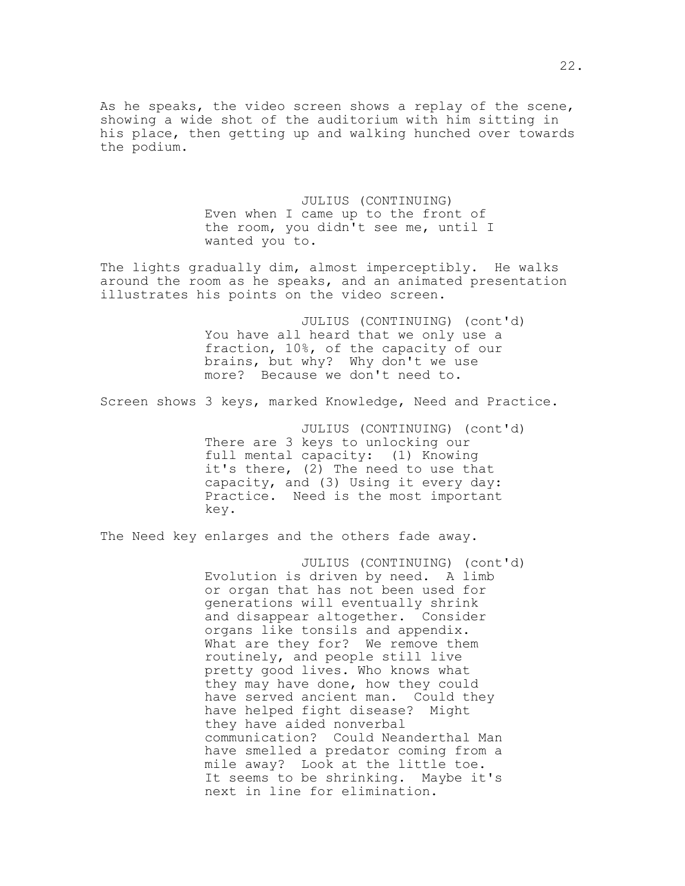As he speaks, the video screen shows a replay of the scene, showing a wide shot of the auditorium with him sitting in his place, then getting up and walking hunched over towards the podium.

JULIUS (CONTINUING)
Even when I came up to the front of the room, you didn't see me, until I wanted you to.

The lights gradually dim, almost imperceptibly. He walks around the room as he speaks, and an animated presentation illustrates his points on the video screen.

JULIUS (CONTINUING) (cont'd)
You have all heard that we only use a fraction, 10%, of the capacity of our brains, but why? Why don't we use more? Because we don't need to.

Screen shows 3 keys, marked Knowledge, Need and Practice.

JULIUS (CONTINUING) (cont'd)
There are 3 keys to unlocking our full mental capacity: (1) Knowing it's there, (2) The need to use that capacity, and (3) Using it every day: Practice. Need is the most important key.

The Need key enlarges and the others fade away.

JULIUS (CONTINUING) (cont'd)
Evolution is driven by need. A limb or organ that has not been used for generations will eventually shrink and disappear altogether. Consider organs like tonsils and appendix. What are they for? We remove them routinely, and people still live pretty good lives. Who knows what they may have done, how they could have served ancient man. Could they have helped fight disease? Might they have aided nonverbal communication? Could Neanderthal Man have smelled a predator coming from a mile away? Look at the little toe. It seems to be shrinking. Maybe it's next in line for elimination.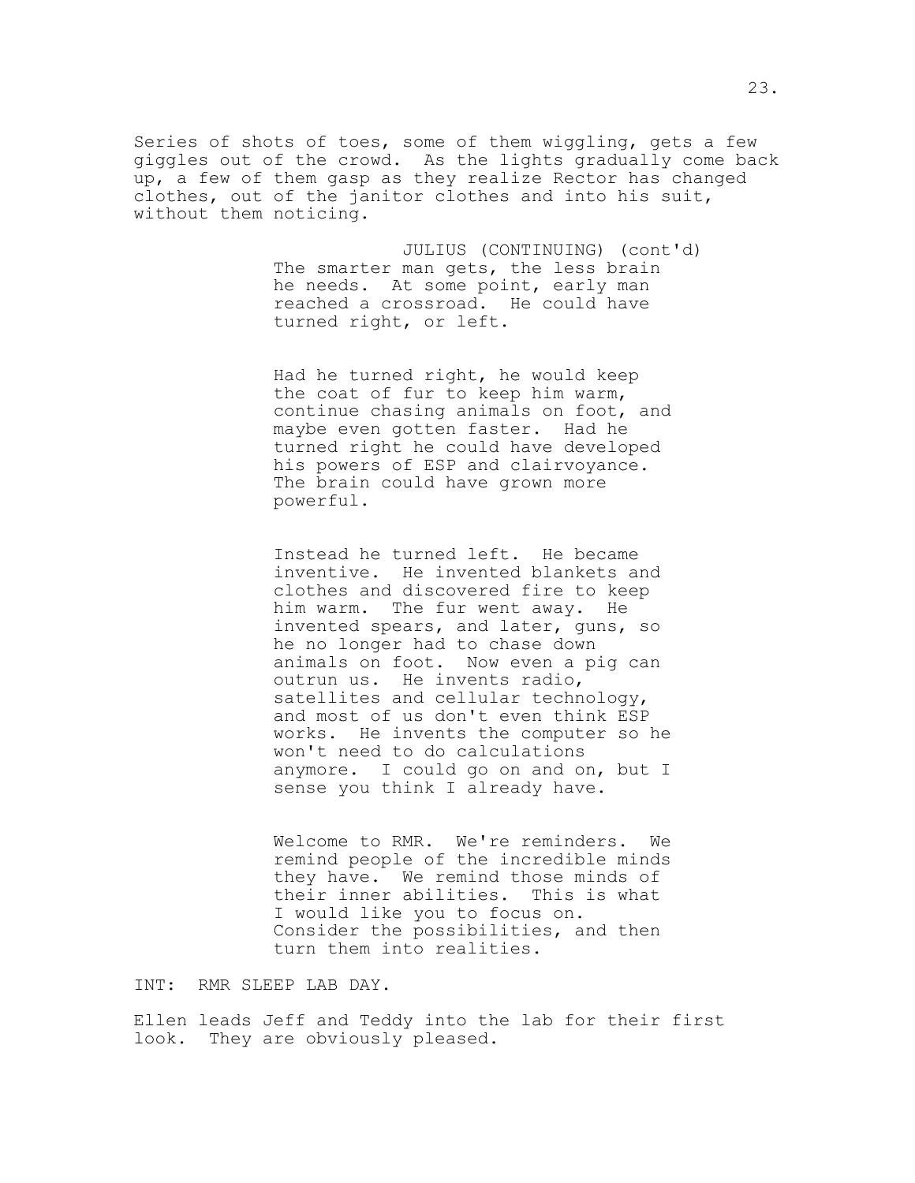Series of shots of toes, some of them wiggling, gets a few giggles out of the crowd. As the lights gradually come back up, a few of them gasp as they realize Rector has changed clothes, out of the janitor clothes and into his suit, without them noticing.

JULIUS (CONTINUING) (cont'd)
The smarter man gets, the less brain he needs. At some point, early man reached a crossroad. He could have turned right, or left.

Had he turned right, he would keep the coat of fur to keep him warm, continue chasing animals on foot, and maybe even gotten faster. Had he turned right he could have developed his powers of ESP and clairvoyance. The brain could have grown more powerful.

Instead he turned left. He became inventive. He invented blankets and clothes and discovered fire to keep him warm. The fur went away. He invented spears, and later, guns, so he no longer had to chase down animals on foot. Now even a pig can outrun us. He invents radio, satellites and cellular technology, and most of us don't even think ESP works. He invents the computer so he won't need to do calculations anymore. I could go on and on, but I sense you think I already have.

Welcome to RMR. We're reminders. We remind people of the incredible minds they have. We remind those minds of their inner abilities. This is what I would like you to focus on. Consider the possibilities, and then turn them into realities.

INT: RMR SLEEP LAB DAY.

Ellen leads Jeff and Teddy into the lab for their first look. They are obviously pleased.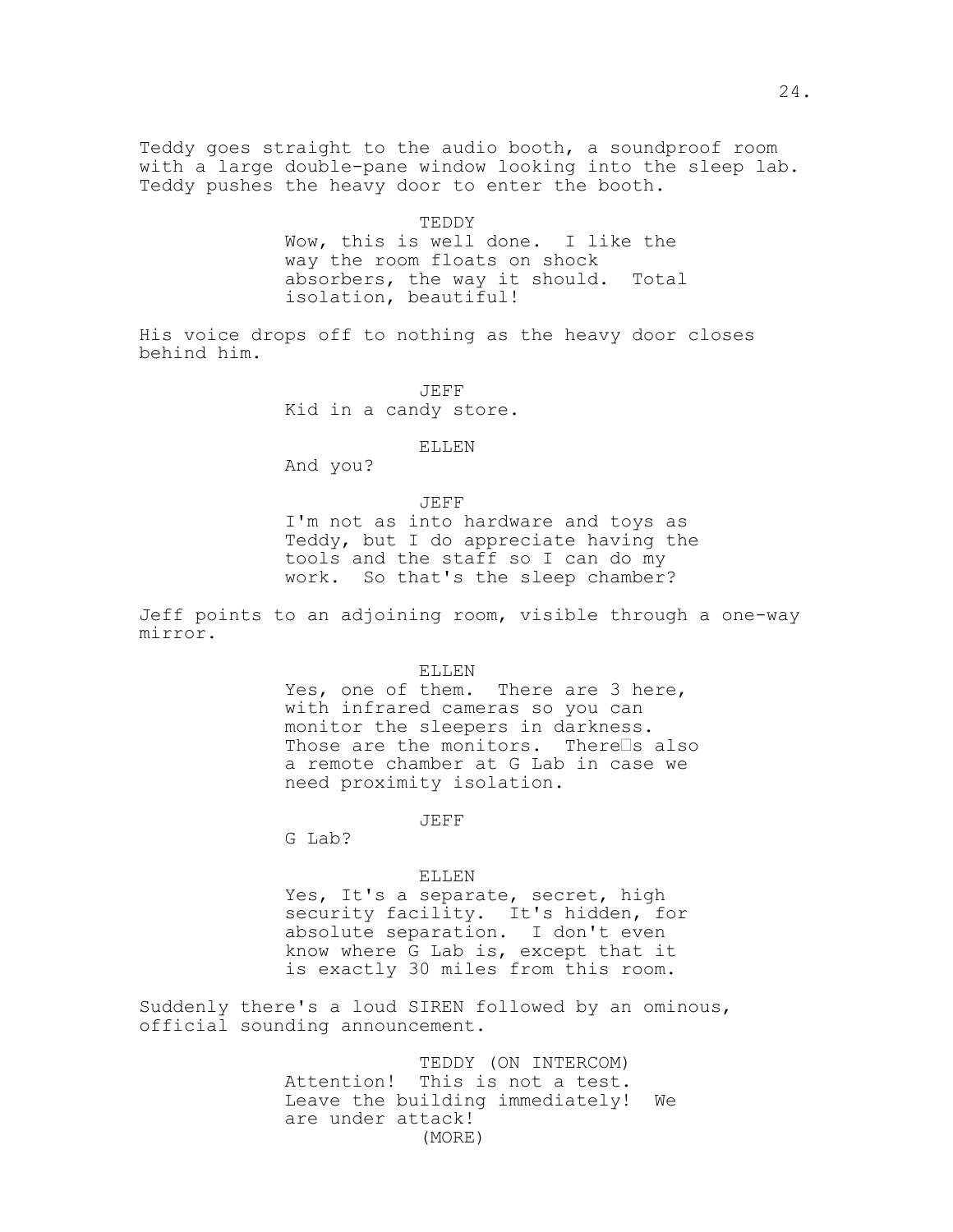Teddy goes straight to the audio booth, a soundproof room with a large double-pane window looking into the sleep lab. Teddy pushes the heavy door to enter the booth.

TEDDY
Wow, this is well done. I like the way the room floats on shock absorbers, the way it should. Total isolation, beautiful!

His voice drops off to nothing as the heavy door closes behind him.

JEFF
Kid in a candy store.

ELLEN
And you?

JEFF
I'm not as into hardware and toys as Teddy, but I do appreciate having the tools and the staff so I can do my work. So that's the sleep chamber?

Jeff points to an adjoining room, visible through a one-way mirror.

ELLEN
Yes, one of them. There are 3 here, with infrared cameras so you can monitor the sleepers in darkness. Those are the monitors. There's also a remote chamber at G Lab in case we need proximity isolation.

JEFF
G Lab?

ELLEN
Yes, It's a separate, secret, high security facility. It's hidden, for absolute separation. I don't even know where G Lab is, except that it is exactly 30 miles from this room.

Suddenly there's a loud SIREN followed by an ominous, official sounding announcement.

TEDDY (ON INTERCOM)
Attention! This is not a test. Leave the building immediately! We are under attack!
(MORE)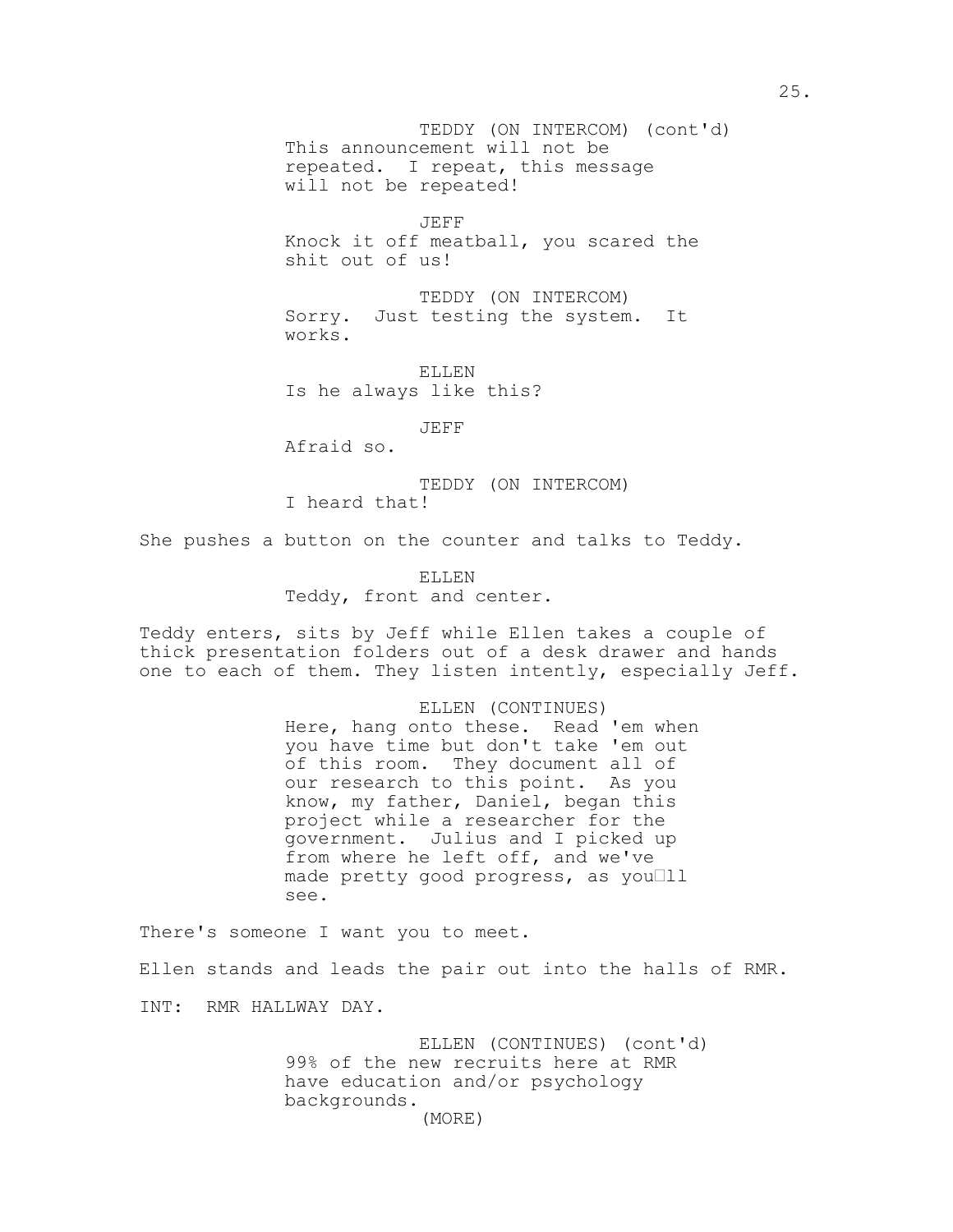TEDDY (ON INTERCOM) (cont'd)
This announcement will not be repeated. I repeat, this message will not be repeated!

JEFF
Knock it off meatball, you scared the shit out of us!

TEDDY (ON INTERCOM)
Sorry. Just testing the system. It works.

ELLEN
Is he always like this?

JEFF
Afraid so.

TEDDY (ON INTERCOM)
I heard that!

She pushes a button on the counter and talks to Teddy.

ELLEN
Teddy, front and center.

Teddy enters, sits by Jeff while Ellen takes a couple of thick presentation folders out of a desk drawer and hands one to each of them. They listen intently, especially Jeff.

ELLEN (CONTINUES)
Here, hang onto these. Read 'em when you have time but don't take 'em out of this room. They document all of our research to this point. As you know, my father, Daniel, began this project while a researcher for the government. Julius and I picked up from where he left off, and we've made pretty good progress, as you□ll see.

There's someone I want you to meet.

Ellen stands and leads the pair out into the halls of RMR.

INT: RMR HALLWAY DAY.

ELLEN (CONTINUES) (cont'd)
99% of the new recruits here at RMR have education and/or psychology backgrounds.
(MORE)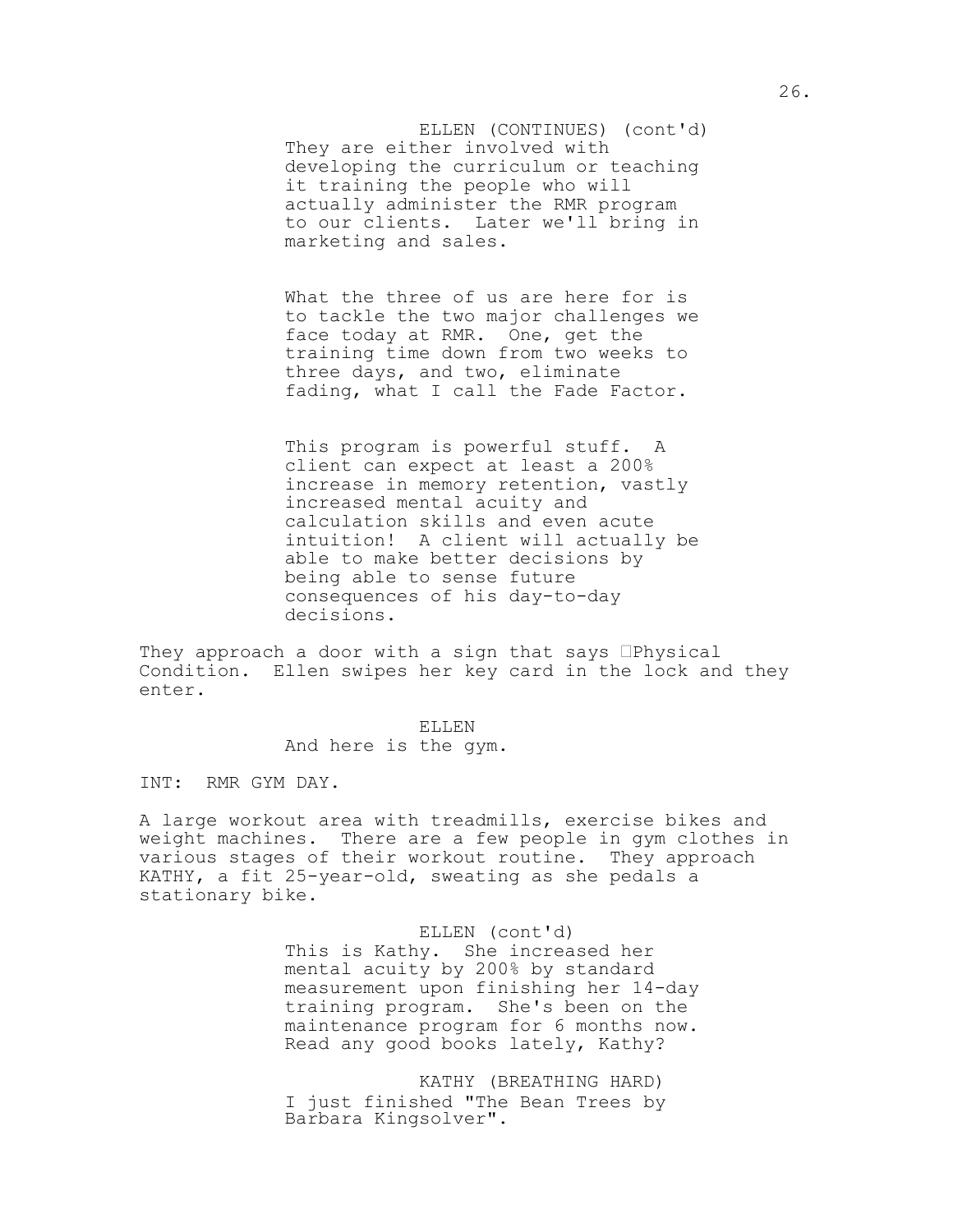ELLEN (CONTINUES) (cont'd)
They are either involved with developing the curriculum or teaching it training the people who will actually administer the RMR program to our clients. Later we'll bring in marketing and sales.

What the three of us are here for is to tackle the two major challenges we face today at RMR. One, get the training time down from two weeks to three days, and two, eliminate fading, what I call the Fade Factor.

This program is powerful stuff. A client can expect at least a 200% increase in memory retention, vastly increased mental acuity and calculation skills and even acute intuition! A client will actually be able to make better decisions by being able to sense future consequences of his day-to-day decisions.

They approach a door with a sign that says Physical Condition. Ellen swipes her key card in the lock and they enter.

ELLEN
And here is the gym.

INT: RMR GYM DAY.

A large workout area with treadmills, exercise bikes and weight machines. There are a few people in gym clothes in various stages of their workout routine. They approach KATHY, a fit 25-year-old, sweating as she pedals a stationary bike.

ELLEN (cont'd)
This is Kathy. She increased her mental acuity by 200% by standard measurement upon finishing her 14-day training program. She's been on the maintenance program for 6 months now. Read any good books lately, Kathy?

KATHY (BREATHING HARD)
I just finished "The Bean Trees by Barbara Kingsolver".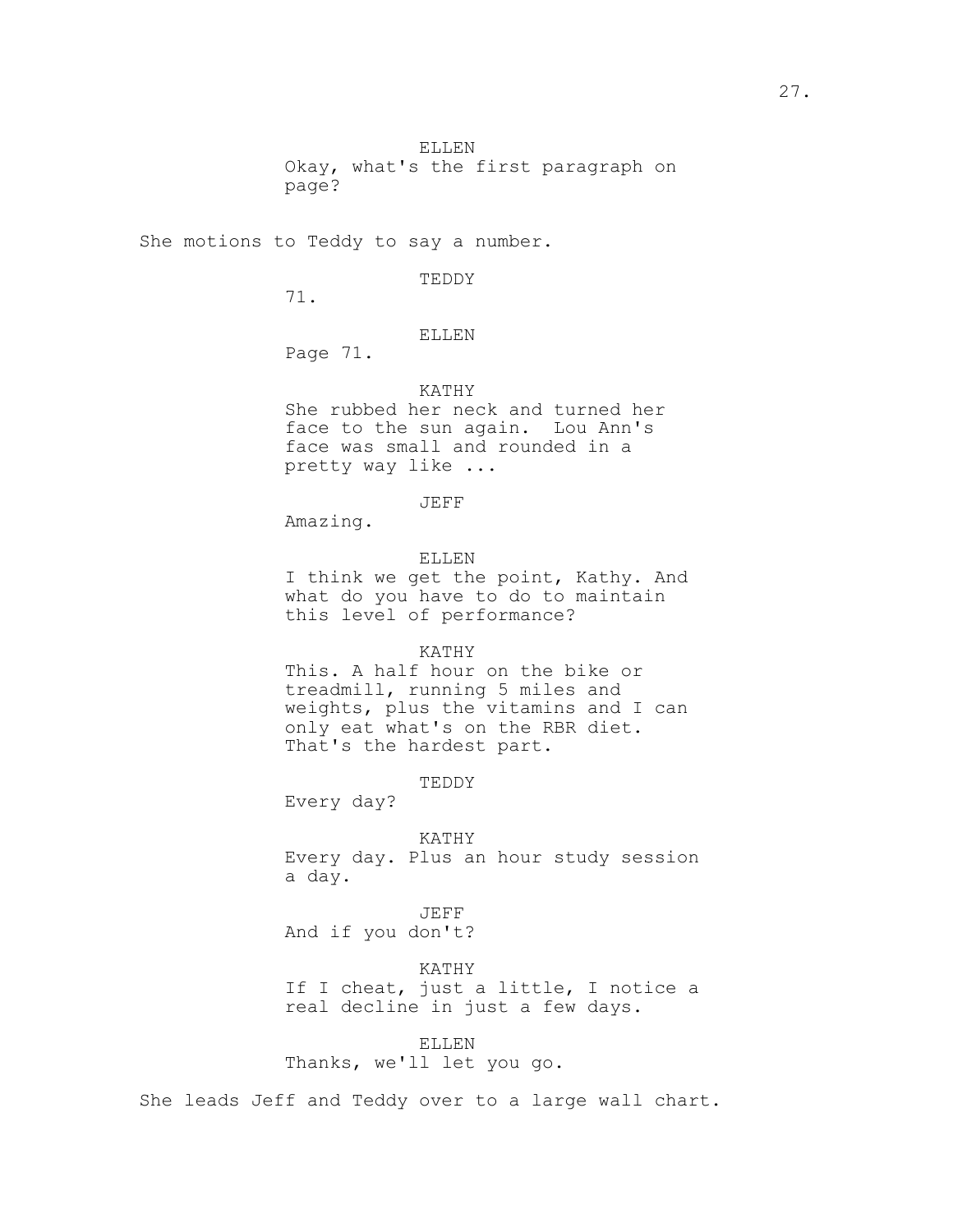ELLEN
Okay, what's the first paragraph on page?

She motions to Teddy to say a number.

TEDDY
71.

ELLEN
Page 71.

KATHY
She rubbed her neck and turned her face to the sun again. Lou Ann's face was small and rounded in a pretty way like ...

JEFF
Amazing.

ELLEN
I think we get the point, Kathy. And what do you have to do to maintain this level of performance?

KATHY
This. A half hour on the bike or treadmill, running 5 miles and weights, plus the vitamins and I can only eat what's on the RBR diet. That's the hardest part.

TEDDY
Every day?

KATHY
Every day. Plus an hour study session a day.

JEFF
And if you don't?

KATHY
If I cheat, just a little, I notice a real decline in just a few days.

ELLEN
Thanks, we'll let you go.

She leads Jeff and Teddy over to a large wall chart.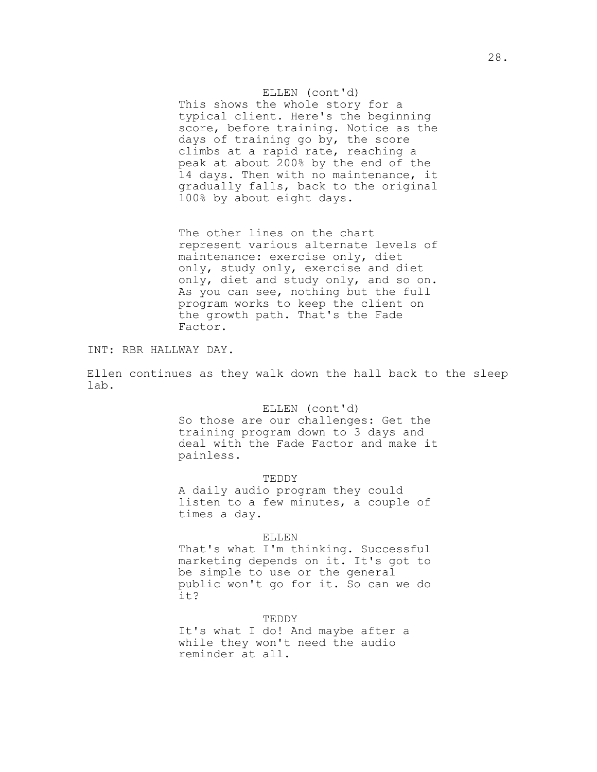ELLEN (cont'd)

This shows the whole story for a typical client. Here's the beginning score, before training. Notice as the days of training go by, the score climbs at a rapid rate, reaching a peak at about 200% by the end of the 14 days. Then with no maintenance, it gradually falls, back to the original 100% by about eight days.

The other lines on the chart represent various alternate levels of maintenance: exercise only, diet only, study only, exercise and diet only, diet and study only, and so on. As you can see, nothing but the full program works to keep the client on the growth path. That's the Fade Factor.

INT: RBR HALLWAY DAY.

Ellen continues as they walk down the hall back to the sleep lab.

ELLEN (cont'd)

So those are our challenges: Get the training program down to 3 days and deal with the Fade Factor and make it painless.

TEDDY

A daily audio program they could listen to a few minutes, a couple of times a day.

ELLEN

That's what I'm thinking. Successful marketing depends on it. It's got to be simple to use or the general public won't go for it. So can we do it?

TEDDY

It's what I do! And maybe after a while they won't need the audio reminder at all.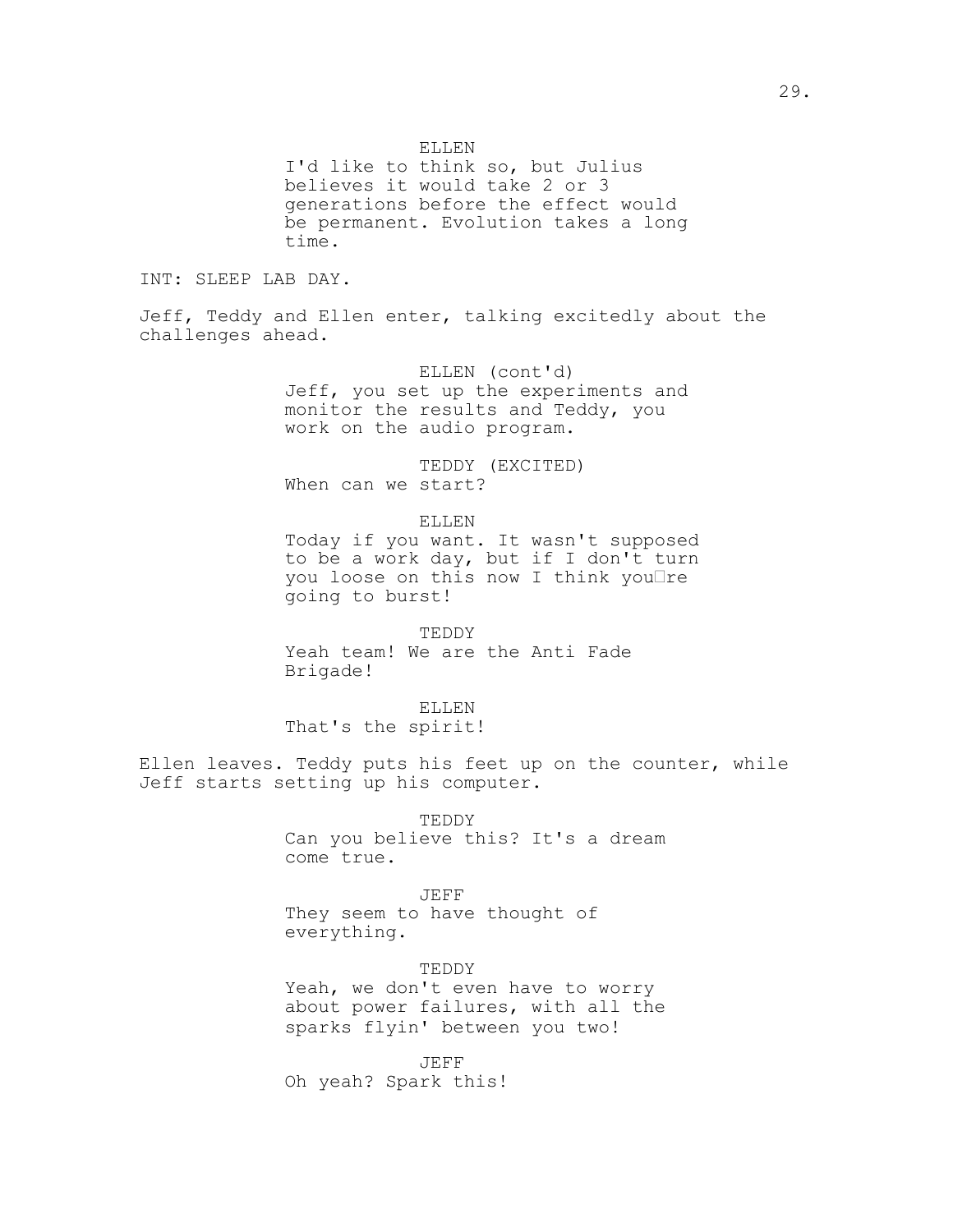ELLEN

I'd like to think so, but Julius believes it would take 2 or 3 generations before the effect would be permanent. Evolution takes a long time.

INT: SLEEP LAB DAY.

Jeff, Teddy and Ellen enter, talking excitedly about the challenges ahead.

ELLEN (cont'd)

Jeff, you set up the experiments and monitor the results and Teddy, you work on the audio program.

TEDDY (EXCITED)

When can we start?

ELLEN

Today if you want. It wasn't supposed to be a work day, but if I don't turn you loose on this now I think you□re going to burst!

TEDDY

Yeah team! We are the Anti Fade Brigade!

ELLEN

That's the spirit!

Ellen leaves. Teddy puts his feet up on the counter, while Jeff starts setting up his computer.

TEDDY

Can you believe this? It's a dream come true.

JEFF

They seem to have thought of everything.

TEDDY

Yeah, we don't even have to worry about power failures, with all the sparks flyin' between you two!

JEFF

Oh yeah? Spark this!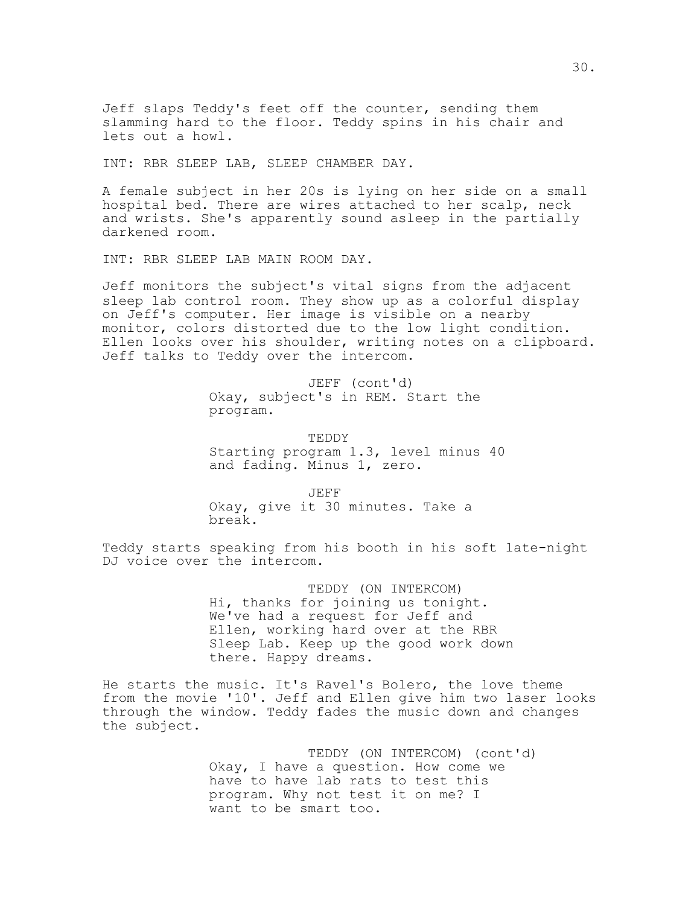Jeff slaps Teddy's feet off the counter, sending them slamming hard to the floor. Teddy spins in his chair and lets out a howl.

INT: RBR SLEEP LAB, SLEEP CHAMBER DAY.

A female subject in her 20s is lying on her side on a small hospital bed. There are wires attached to her scalp, neck and wrists. She's apparently sound asleep in the partially darkened room.

INT: RBR SLEEP LAB MAIN ROOM DAY.

Jeff monitors the subject's vital signs from the adjacent sleep lab control room. They show up as a colorful display on Jeff's computer. Her image is visible on a nearby monitor, colors distorted due to the low light condition. Ellen looks over his shoulder, writing notes on a clipboard. Jeff talks to Teddy over the intercom.

JEFF (cont'd)
Okay, subject's in REM. Start the program.

TEDDY
Starting program 1.3, level minus 40 and fading. Minus 1, zero.

JEFF
Okay, give it 30 minutes. Take a break.

Teddy starts speaking from his booth in his soft late-night DJ voice over the intercom.

TEDDY (ON INTERCOM)
Hi, thanks for joining us tonight. We've had a request for Jeff and Ellen, working hard over at the RBR Sleep Lab. Keep up the good work down there. Happy dreams.

He starts the music. It's Ravel's Bolero, the love theme from the movie '10'. Jeff and Ellen give him two laser looks through the window. Teddy fades the music down and changes the subject.

TEDDY (ON INTERCOM) (cont'd)
Okay, I have a question. How come we have to have lab rats to test this program. Why not test it on me? I want to be smart too.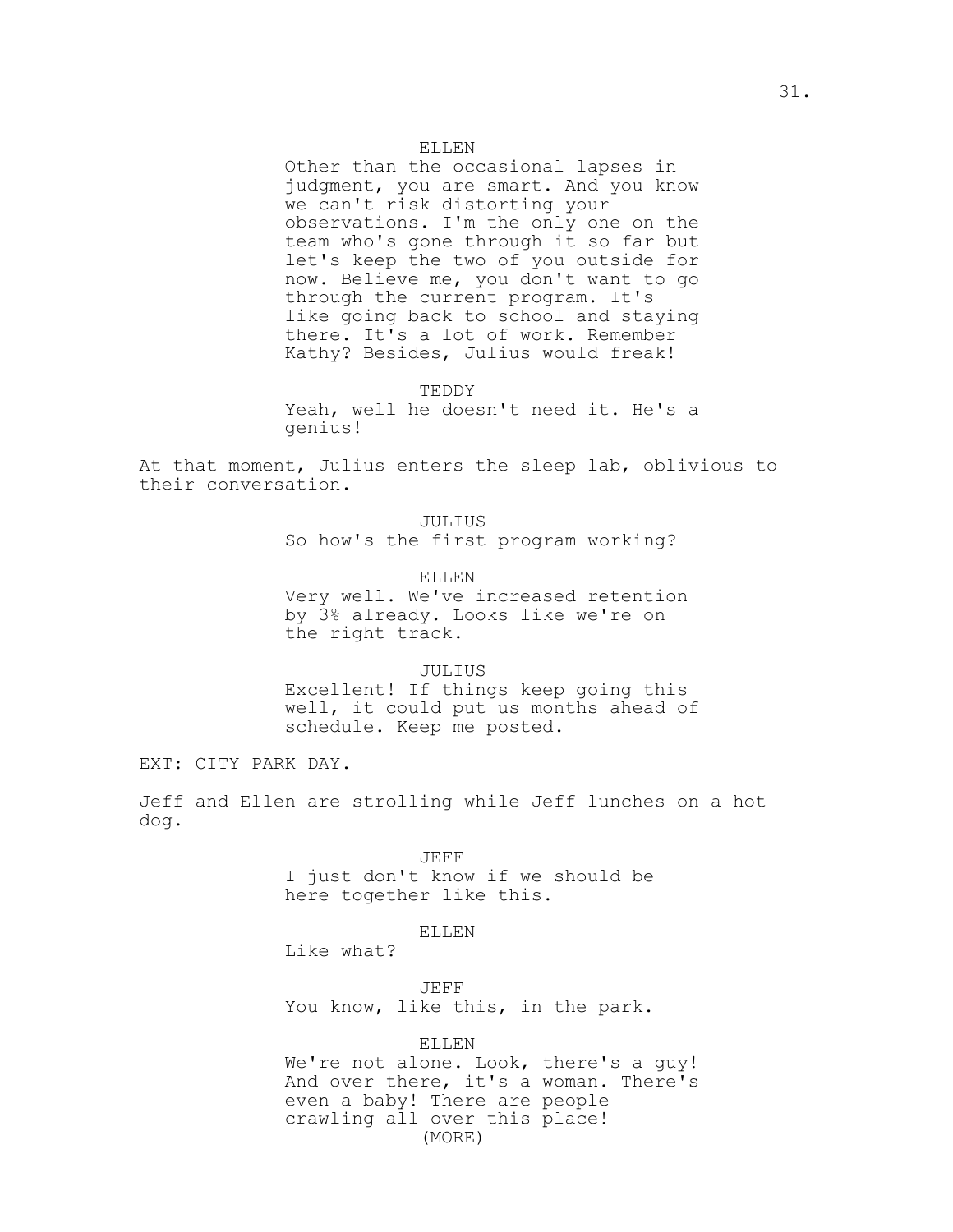ELLEN

Other than the occasional lapses in judgment, you are smart. And you know we can't risk distorting your observations. I'm the only one on the team who's gone through it so far but let's keep the two of you outside for now. Believe me, you don't want to go through the current program. It's like going back to school and staying there. It's a lot of work. Remember Kathy? Besides, Julius would freak!

TEDDY

Yeah, well he doesn't need it. He's a genius!

At that moment, Julius enters the sleep lab, oblivious to their conversation.

JULIUS

So how's the first program working?

ELLEN

Very well. We've increased retention by 3% already. Looks like we're on the right track.

JULIUS

Excellent! If things keep going this well, it could put us months ahead of schedule. Keep me posted.

EXT: CITY PARK DAY.

Jeff and Ellen are strolling while Jeff lunches on a hot dog.

JEFF

I just don't know if we should be here together like this.

ELLEN

Like what?

JEFF

You know, like this, in the park.

ELLEN

We're not alone. Look, there's a guy! And over there, it's a woman. There's even a baby! There are people crawling all over this place!

(MORE)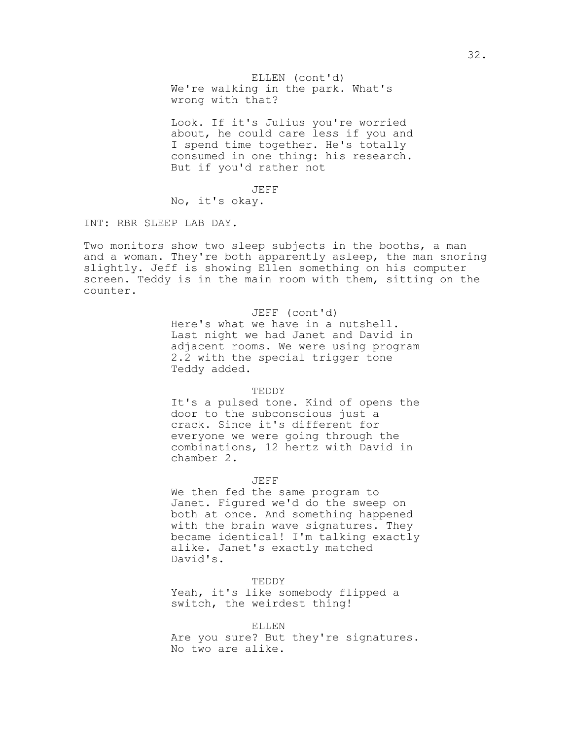ELLEN (cont'd)
We're walking in the park. What's wrong with that?

Look. If it's Julius you're worried about, he could care less if you and I spend time together. He's totally consumed in one thing: his research. But if you'd rather not

JEFF
No, it's okay.

INT: RBR SLEEP LAB DAY.

Two monitors show two sleep subjects in the booths, a man and a woman. They're both apparently asleep, the man snoring slightly. Jeff is showing Ellen something on his computer screen. Teddy is in the main room with them, sitting on the counter.

JEFF (cont'd)
Here's what we have in a nutshell. Last night we had Janet and David in adjacent rooms. We were using program 2.2 with the special trigger tone Teddy added.

TEDDY
It's a pulsed tone. Kind of opens the door to the subconscious just a crack. Since it's different for everyone we were going through the combinations, 12 hertz with David in chamber 2.

JEFF
We then fed the same program to Janet. Figured we'd do the sweep on both at once. And something happened with the brain wave signatures. They became identical! I'm talking exactly alike. Janet's exactly matched David's.

TEDDY
Yeah, it's like somebody flipped a switch, the weirdest thing!

ELLEN
Are you sure? But they're signatures. No two are alike.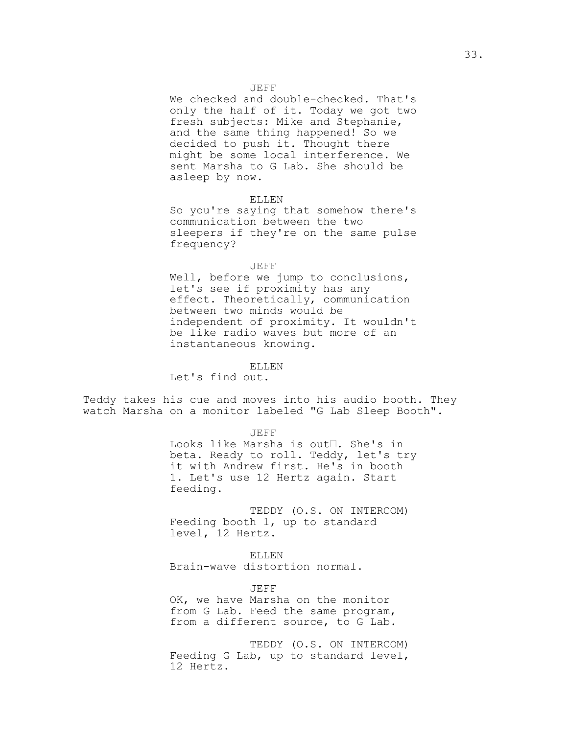JEFF

We checked and double-checked. That's only the half of it. Today we got two fresh subjects: Mike and Stephanie, and the same thing happened! So we decided to push it. Thought there might be some local interference. We sent Marsha to G Lab. She should be asleep by now.

ELLEN

So you're saying that somehow there's communication between the two sleepers if they're on the same pulse frequency?

JEFF

Well, before we jump to conclusions, let's see if proximity has any effect. Theoretically, communication between two minds would be independent of proximity. It wouldn't be like radio waves but more of an instantaneous knowing.

ELLEN

Let's find out.

Teddy takes his cue and moves into his audio booth. They watch Marsha on a monitor labeled "G Lab Sleep Booth".

JEFF

Looks like Marsha is out. She's in beta. Ready to roll. Teddy, let's try it with Andrew first. He's in booth 1. Let's use 12 Hertz again. Start feeding.

TEDDY (O.S. ON INTERCOM)

Feeding booth 1, up to standard level, 12 Hertz.

ELLEN

Brain-wave distortion normal.

JEFF

OK, we have Marsha on the monitor from G Lab. Feed the same program, from a different source, to G Lab.

TEDDY (O.S. ON INTERCOM)

Feeding G Lab, up to standard level, 12 Hertz.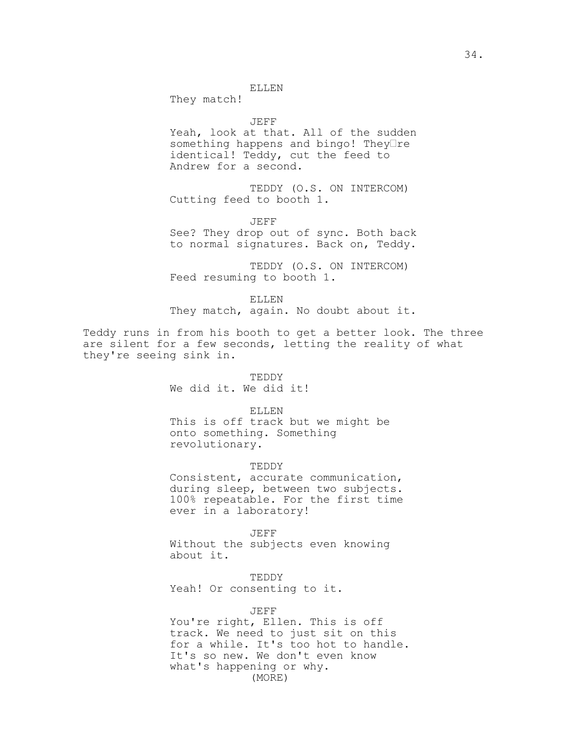ELLEN
They match!

JEFF
Yeah, look at that. All of the sudden something happens and bingo! They're identical! Teddy, cut the feed to Andrew for a second.

TEDDY (O.S. ON INTERCOM)
Cutting feed to booth 1.

JEFF
See? They drop out of sync. Both back to normal signatures. Back on, Teddy.

TEDDY (O.S. ON INTERCOM)
Feed resuming to booth 1.

ELLEN
They match, again. No doubt about it.

Teddy runs in from his booth to get a better look. The three are silent for a few seconds, letting the reality of what they're seeing sink in.

TEDDY
We did it. We did it!

ELLEN
This is off track but we might be onto something. Something revolutionary.

TEDDY
Consistent, accurate communication, during sleep, between two subjects. 100% repeatable. For the first time ever in a laboratory!

JEFF
Without the subjects even knowing about it.

TEDDY
Yeah! Or consenting to it.

JEFF
You're right, Ellen. This is off track. We need to just sit on this for a while. It's too hot to handle. It's so new. We don't even know what's happening or why.
(MORE)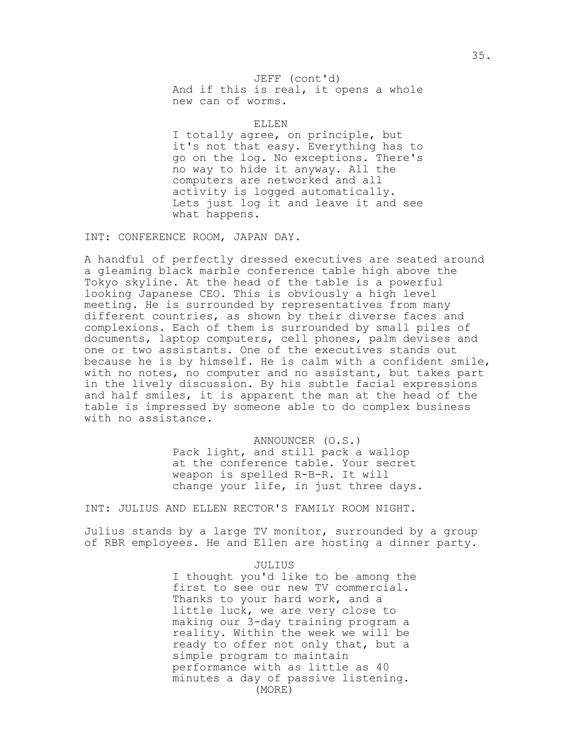JEFF (cont'd)
And if this is real, it opens a whole new can of worms.

ELLEN
I totally agree, on principle, but it's not that easy. Everything has to go on the log. No exceptions. There's no way to hide it anyway. All the computers are networked and all activity is logged automatically. Lets just log it and leave it and see what happens.

INT: CONFERENCE ROOM, JAPAN DAY.

A handful of perfectly dressed executives are seated around a gleaming black marble conference table high above the Tokyo skyline. At the head of the table is a powerful looking Japanese CEO. This is obviously a high level meeting. He is surrounded by representatives from many different countries, as shown by their diverse faces and complexions. Each of them is surrounded by small piles of documents, laptop computers, cell phones, palm devises and one or two assistants. One of the executives stands out because he is by himself. He is calm with a confident smile, with no notes, no computer and no assistant, but takes part in the lively discussion. By his subtle facial expressions and half smiles, it is apparent the man at the head of the table is impressed by someone able to do complex business with no assistance.

ANNOUNCER (O.S.)
Pack light, and still pack a wallop at the conference table. Your secret weapon is spelled R-B-R. It will change your life, in just three days.

INT: JULIUS AND ELLEN RECTOR'S FAMILY ROOM NIGHT.

Julius stands by a large TV monitor, surrounded by a group of RBR employees. He and Ellen are hosting a dinner party.

JULIUS
I thought you'd like to be among the first to see our new TV commercial. Thanks to your hard work, and a little luck, we are very close to making our 3-day training program a reality. Within the week we will be ready to offer not only that, but a simple program to maintain performance with as little as 40 minutes a day of passive listening.
(MORE)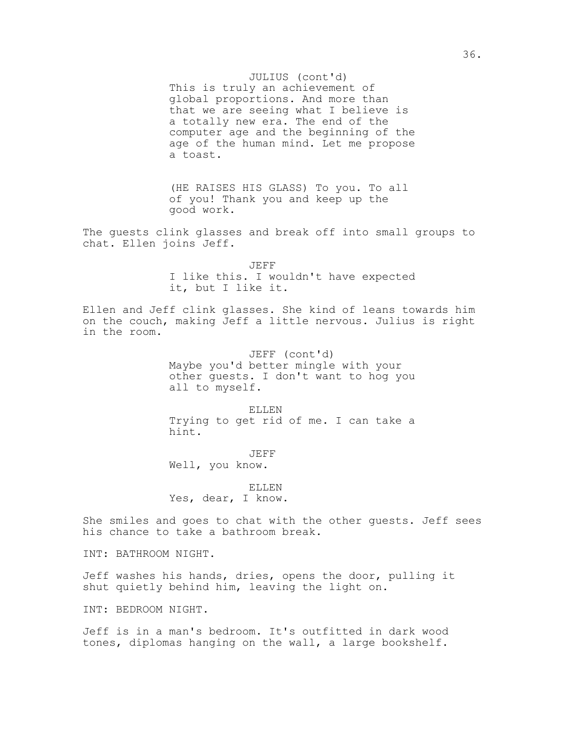JULIUS (cont'd)
This is truly an achievement of global proportions. And more than that we are seeing what I believe is a totally new era. The end of the computer age and the beginning of the age of the human mind. Let me propose a toast.

(HE RAISES HIS GLASS) To you. To all of you! Thank you and keep up the good work.

The guests clink glasses and break off into small groups to chat. Ellen joins Jeff.

JEFF
I like this. I wouldn't have expected it, but I like it.

Ellen and Jeff clink glasses. She kind of leans towards him on the couch, making Jeff a little nervous. Julius is right in the room.

JEFF (cont'd)
Maybe you'd better mingle with your other guests. I don't want to hog you all to myself.

ELLEN
Trying to get rid of me. I can take a hint.

JEFF
Well, you know.

ELLEN
Yes, dear, I know.

She smiles and goes to chat with the other guests. Jeff sees his chance to take a bathroom break.

INT: BATHROOM NIGHT.

Jeff washes his hands, dries, opens the door, pulling it shut quietly behind him, leaving the light on.

INT: BEDROOM NIGHT.

Jeff is in a man's bedroom. It's outfitted in dark wood tones, diplomas hanging on the wall, a large bookshelf.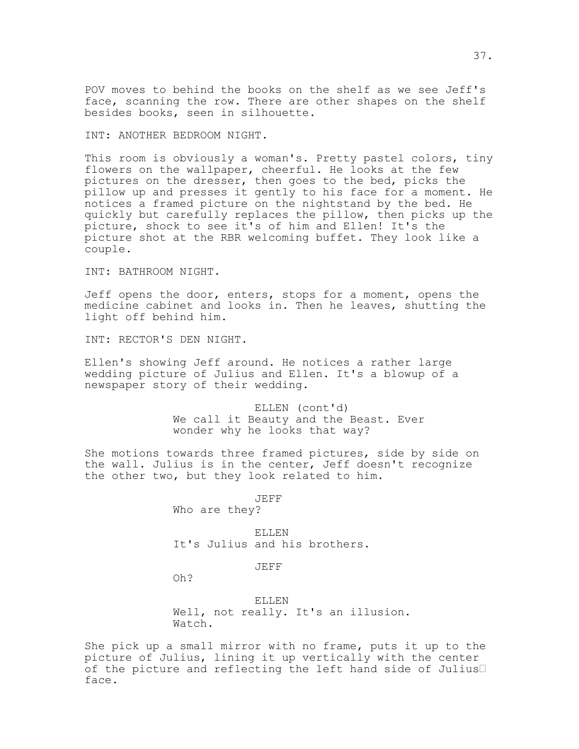POV moves to behind the books on the shelf as we see Jeff's face, scanning the row. There are other shapes on the shelf besides books, seen in silhouette.

INT: ANOTHER BEDROOM NIGHT.

This room is obviously a woman's. Pretty pastel colors, tiny flowers on the wallpaper, cheerful. He looks at the few pictures on the dresser, then goes to the bed, picks the pillow up and presses it gently to his face for a moment. He notices a framed picture on the nightstand by the bed. He quickly but carefully replaces the pillow, then picks up the picture, shock to see it's of him and Ellen! It's the picture shot at the RBR welcoming buffet. They look like a couple.

INT: BATHROOM NIGHT.

Jeff opens the door, enters, stops for a moment, opens the medicine cabinet and looks in. Then he leaves, shutting the light off behind him.

INT: RECTOR'S DEN NIGHT.

Ellen's showing Jeff around. He notices a rather large wedding picture of Julius and Ellen. It's a blowup of a newspaper story of their wedding.

ELLEN (cont'd)
We call it Beauty and the Beast. Ever wonder why he looks that way?

She motions towards three framed pictures, side by side on the wall. Julius is in the center, Jeff doesn't recognize the other two, but they look related to him.

JEFF
Who are they?

ELLEN
It's Julius and his brothers.

JEFF
Oh?

ELLEN
Well, not really. It's an illusion. Watch.

She pick up a small mirror with no frame, puts it up to the picture of Julius, lining it up vertically with the center of the picture and reflecting the left hand side of Julius' face.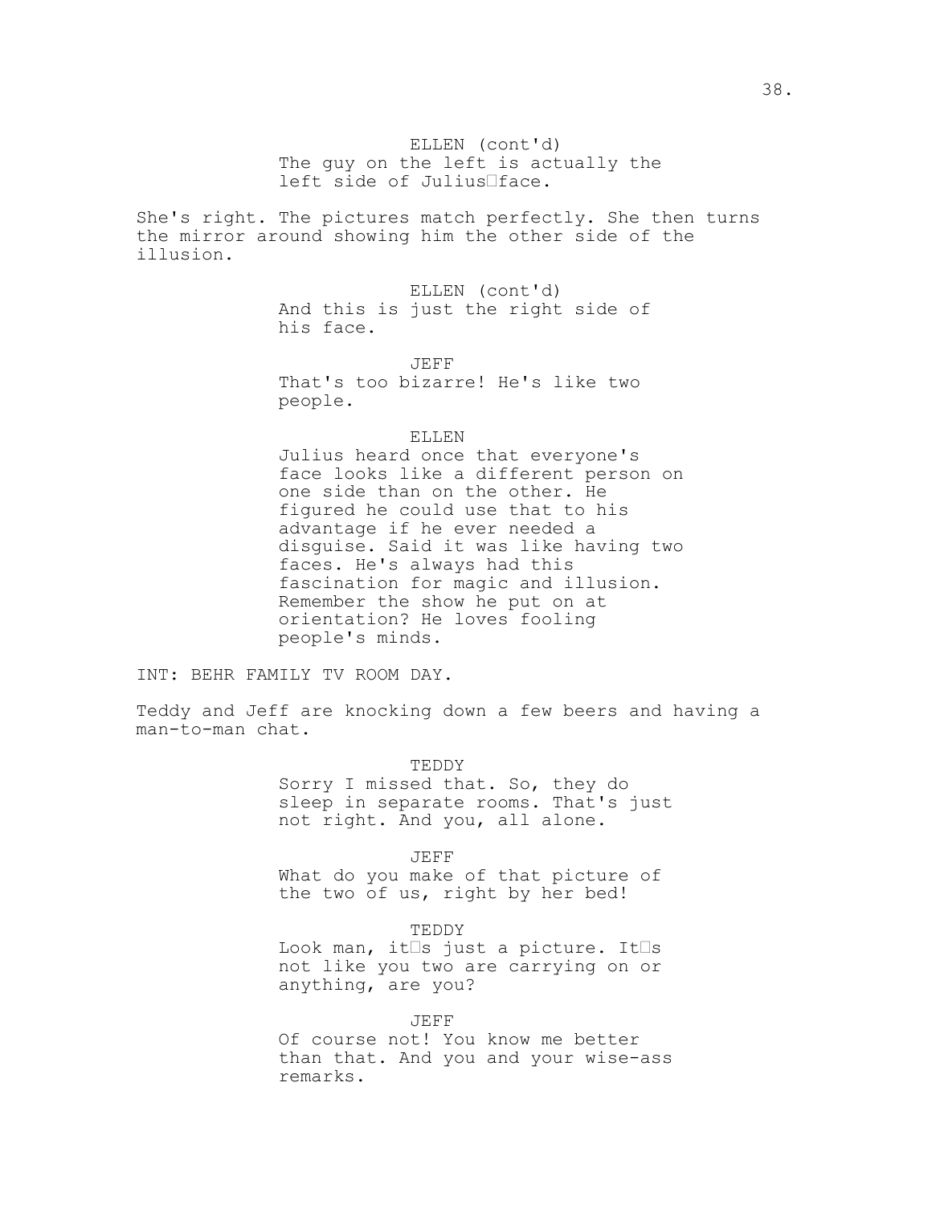ELLEN (cont'd)
The guy on the left is actually the left side of Julius face.

She's right. The pictures match perfectly. She then turns the mirror around showing him the other side of the illusion.

ELLEN (cont'd)
And this is just the right side of his face.

JEFF
That's too bizarre! He's like two people.

ELLEN
Julius heard once that everyone's face looks like a different person on one side than on the other. He figured he could use that to his advantage if he ever needed a disguise. Said it was like having two faces. He's always had this fascination for magic and illusion. Remember the show he put on at orientation? He loves fooling people's minds.

INT: BEHR FAMILY TV ROOM DAY.

Teddy and Jeff are knocking down a few beers and having a man-to-man chat.

TEDDY
Sorry I missed that. So, they do sleep in separate rooms. That's just not right. And you, all alone.

JEFF
What do you make of that picture of the two of us, right by her bed!

TEDDY
Look man, its just a picture. Its not like you two are carrying on or anything, are you?

JEFF
Of course not! You know me better than that. And you and your wise-ass remarks.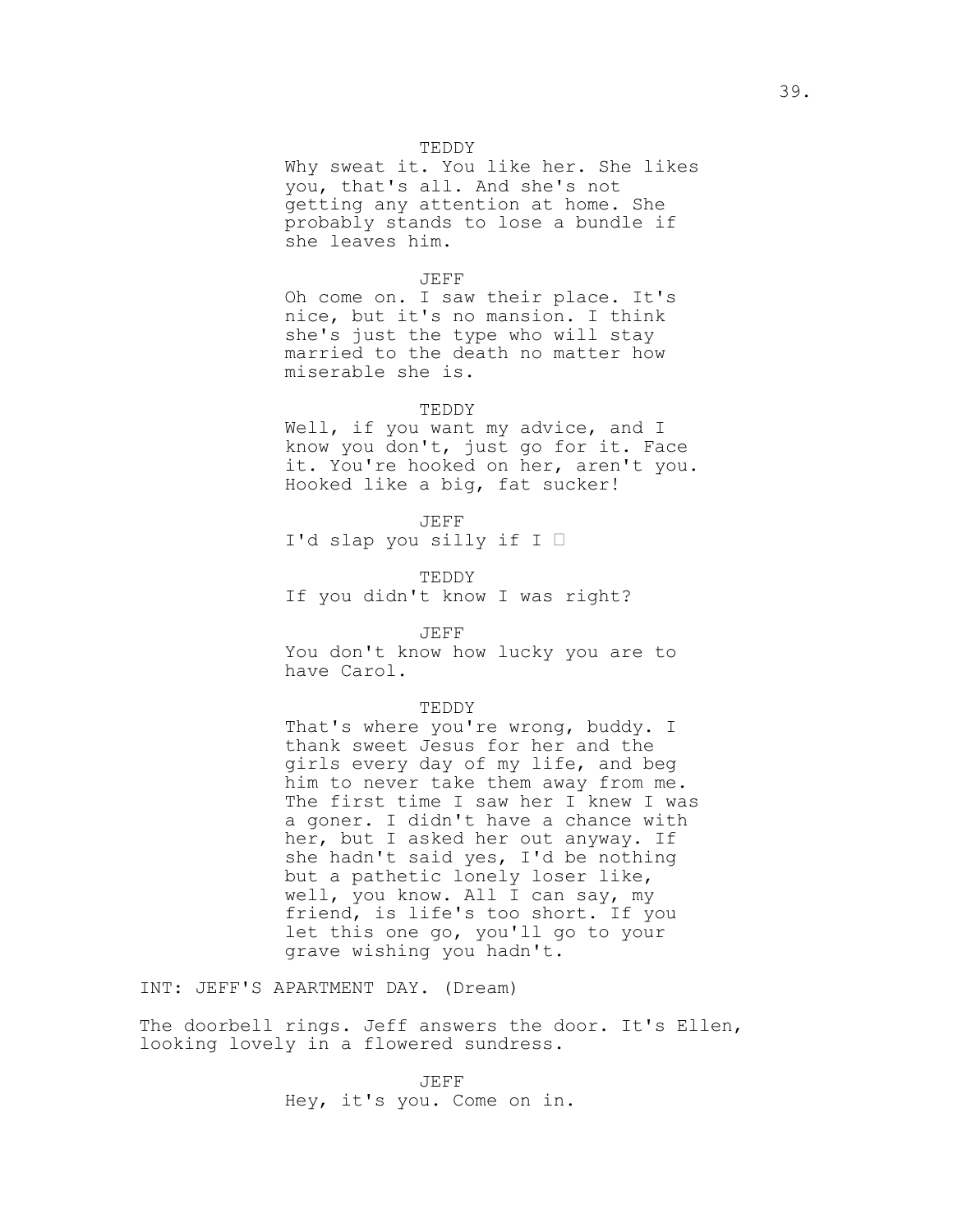TEDDY

Why sweat it. You like her. She likes you, that's all. And she's not getting any attention at home. She probably stands to lose a bundle if she leaves him.

JEFF

Oh come on. I saw their place. It's nice, but it's no mansion. I think she's just the type who will stay married to the death no matter how miserable she is.

TEDDY

Well, if you want my advice, and I know you don't, just go for it. Face it. You're hooked on her, aren't you. Hooked like a big, fat sucker!

JEFF

I'd slap you silly if I —

TEDDY

If you didn't know I was right?

JEFF

You don't know how lucky you are to have Carol.

TEDDY

That's where you're wrong, buddy. I thank sweet Jesus for her and the girls every day of my life, and beg him to never take them away from me. The first time I saw her I knew I was a goner. I didn't have a chance with her, but I asked her out anyway. If she hadn't said yes, I'd be nothing but a pathetic lonely loser like, well, you know. All I can say, my friend, is life's too short. If you let this one go, you'll go to your grave wishing you hadn't.

INT: JEFF'S APARTMENT DAY. (Dream)

The doorbell rings. Jeff answers the door. It's Ellen, looking lovely in a flowered sundress.

JEFF

Hey, it's you. Come on in.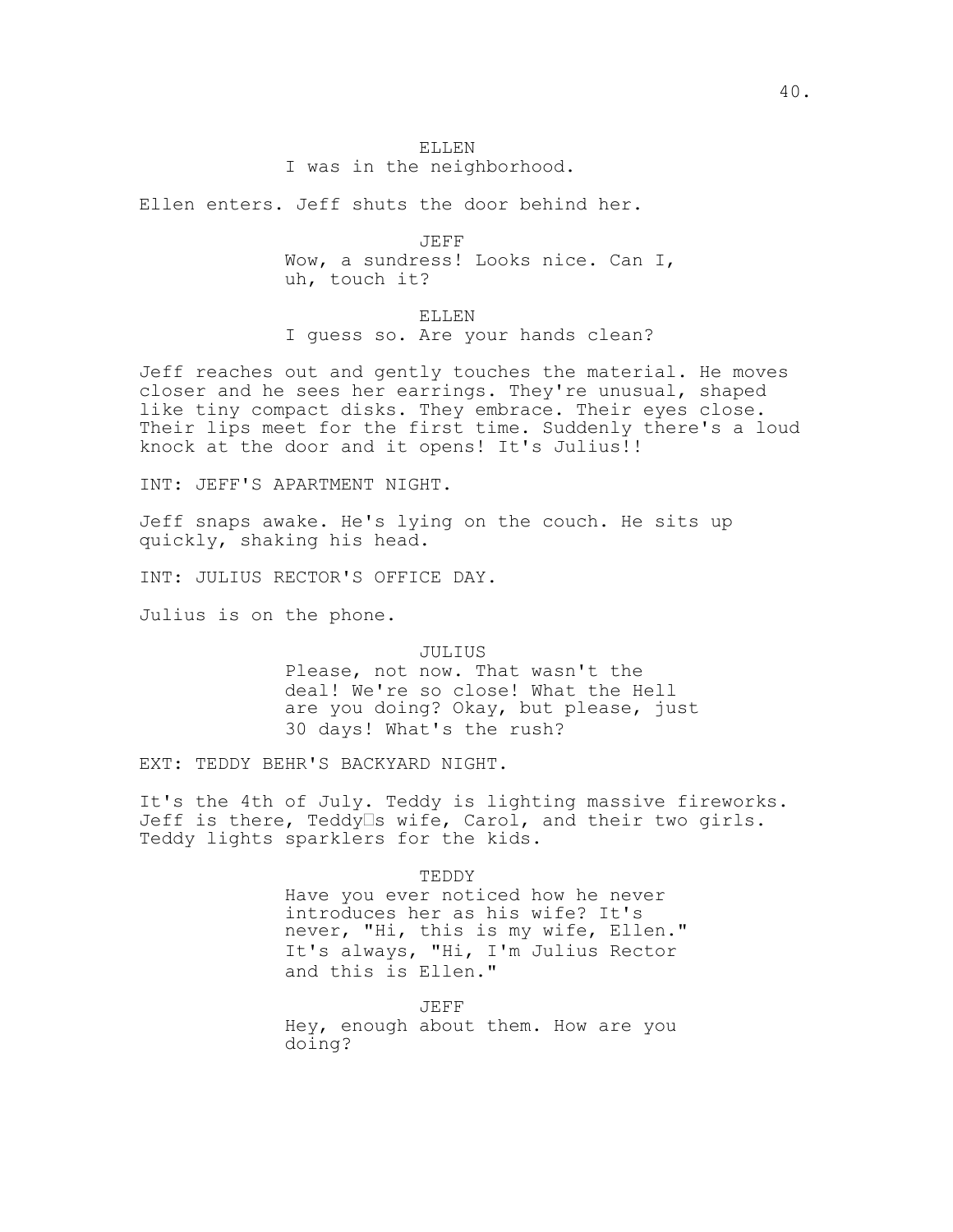ELLEN
I was in the neighborhood.

Ellen enters. Jeff shuts the door behind her.

JEFF
Wow, a sundress! Looks nice. Can I, uh, touch it?

ELLEN
I guess so. Are your hands clean?

Jeff reaches out and gently touches the material. He moves closer and he sees her earrings. They're unusual, shaped like tiny compact disks. They embrace. Their eyes close. Their lips meet for the first time. Suddenly there's a loud knock at the door and it opens! It's Julius!!

INT: JEFF'S APARTMENT NIGHT.

Jeff snaps awake. He's lying on the couch. He sits up quickly, shaking his head.

INT: JULIUS RECTOR'S OFFICE DAY.

Julius is on the phone.

JULIUS
Please, not now. That wasn't the deal! We're so close! What the Hell are you doing? Okay, but please, just 30 days! What's the rush?

EXT: TEDDY BEHR'S BACKYARD NIGHT.

It's the 4th of July. Teddy is lighting massive fireworks. Jeff is there, Teddy's wife, Carol, and their two girls. Teddy lights sparklers for the kids.

TEDDY
Have you ever noticed how he never introduces her as his wife? It's never, "Hi, this is my wife, Ellen." It's always, "Hi, I'm Julius Rector and this is Ellen."

JEFF
Hey, enough about them. How are you doing?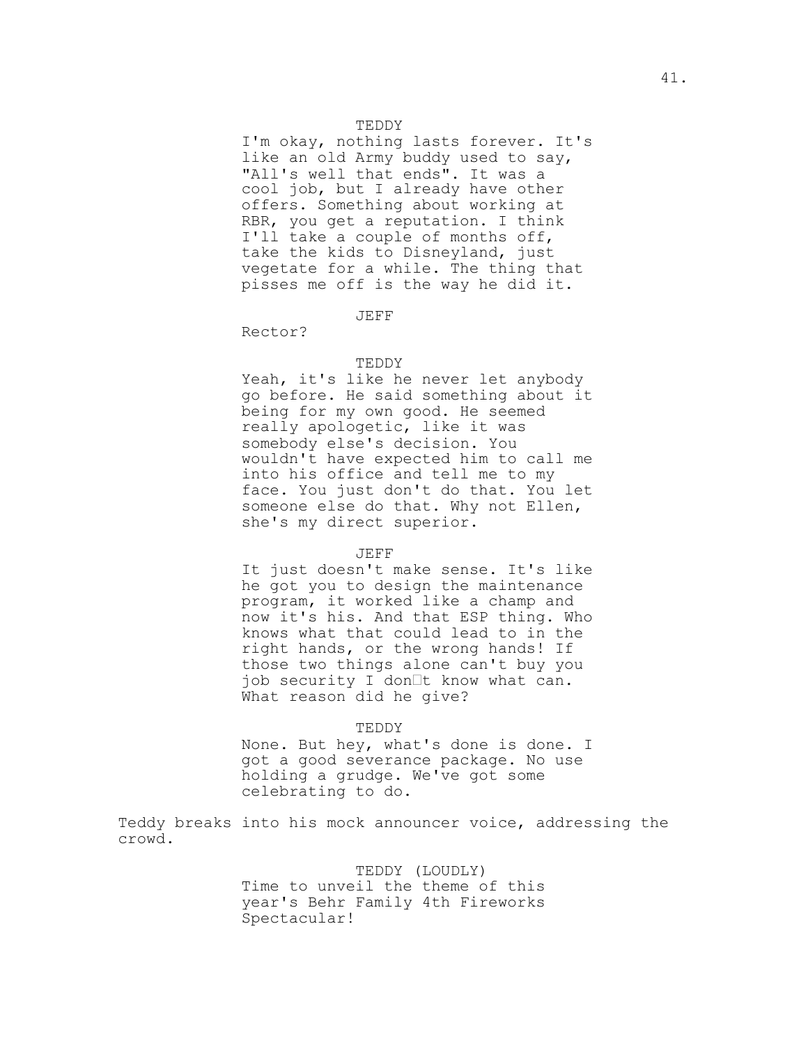TEDDY

I'm okay, nothing lasts forever. It's like an old Army buddy used to say, "All's well that ends". It was a cool job, but I already have other offers. Something about working at RBR, you get a reputation. I think I'll take a couple of months off, take the kids to Disneyland, just vegetate for a while. The thing that pisses me off is the way he did it.

JEFF

Rector?

TEDDY

Yeah, it's like he never let anybody go before. He said something about it being for my own good. He seemed really apologetic, like it was somebody else's decision. You wouldn't have expected him to call me into his office and tell me to my face. You just don't do that. You let someone else do that. Why not Ellen, she's my direct superior.

JEFF

It just doesn't make sense. It's like he got you to design the maintenance program, it worked like a champ and now it's his. And that ESP thing. Who knows what that could lead to in the right hands, or the wrong hands! If those two things alone can't buy you job security I don't know what can. What reason did he give?

TEDDY

None. But hey, what's done is done. I got a good severance package. No use holding a grudge. We've got some celebrating to do.

Teddy breaks into his mock announcer voice, addressing the crowd.

TEDDY (LOUDLY)

Time to unveil the theme of this year's Behr Family 4th Fireworks Spectacular!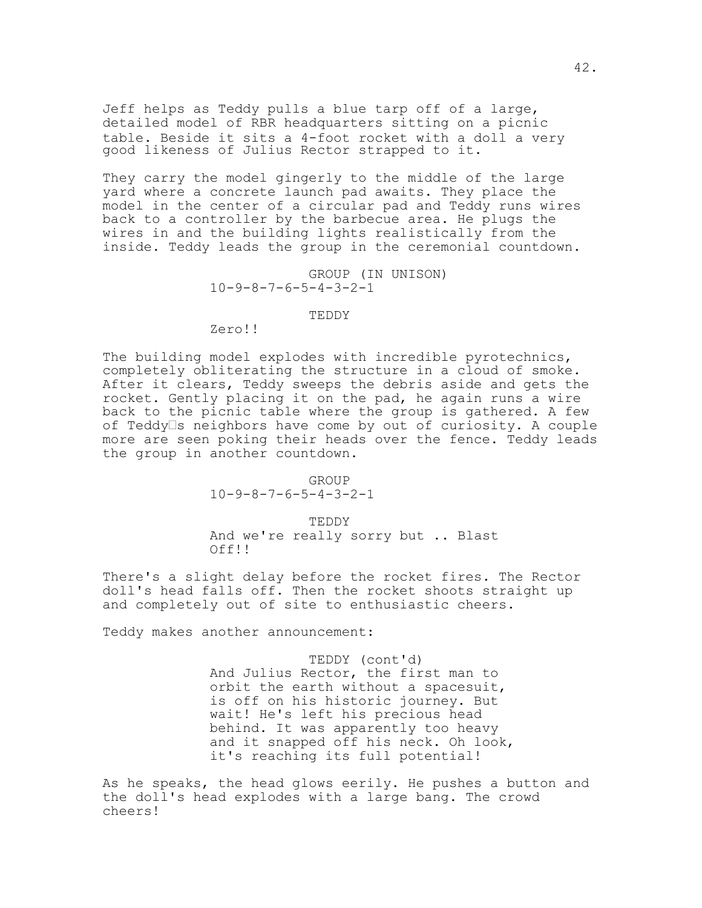Jeff helps as Teddy pulls a blue tarp off of a large, detailed model of RBR headquarters sitting on a picnic table. Beside it sits a 4-foot rocket with a doll a very good likeness of Julius Rector strapped to it.

They carry the model gingerly to the middle of the large yard where a concrete launch pad awaits. They place the model in the center of a circular pad and Teddy runs wires back to a controller by the barbecue area. He plugs the wires in and the building lights realistically from the inside. Teddy leads the group in the ceremonial countdown.

GROUP (IN UNISON)
10-9-8-7-6-5-4-3-2-1

TEDDY
Zero!!

The building model explodes with incredible pyrotechnics, completely obliterating the structure in a cloud of smoke. After it clears, Teddy sweeps the debris aside and gets the rocket. Gently placing it on the pad, he again runs a wire back to the picnic table where the group is gathered. A few of Teddy's neighbors have come by out of curiosity. A couple more are seen poking their heads over the fence. Teddy leads the group in another countdown.

GROUP
10-9-8-7-6-5-4-3-2-1

TEDDY
And we're really sorry but .. Blast Off!!

There's a slight delay before the rocket fires. The Rector doll's head falls off. Then the rocket shoots straight up and completely out of site to enthusiastic cheers.

Teddy makes another announcement:

TEDDY (cont'd)
And Julius Rector, the first man to orbit the earth without a spacesuit, is off on his historic journey. But wait! He's left his precious head behind. It was apparently too heavy and it snapped off his neck. Oh look, it's reaching its full potential!

As he speaks, the head glows eerily. He pushes a button and the doll's head explodes with a large bang. The crowd cheers!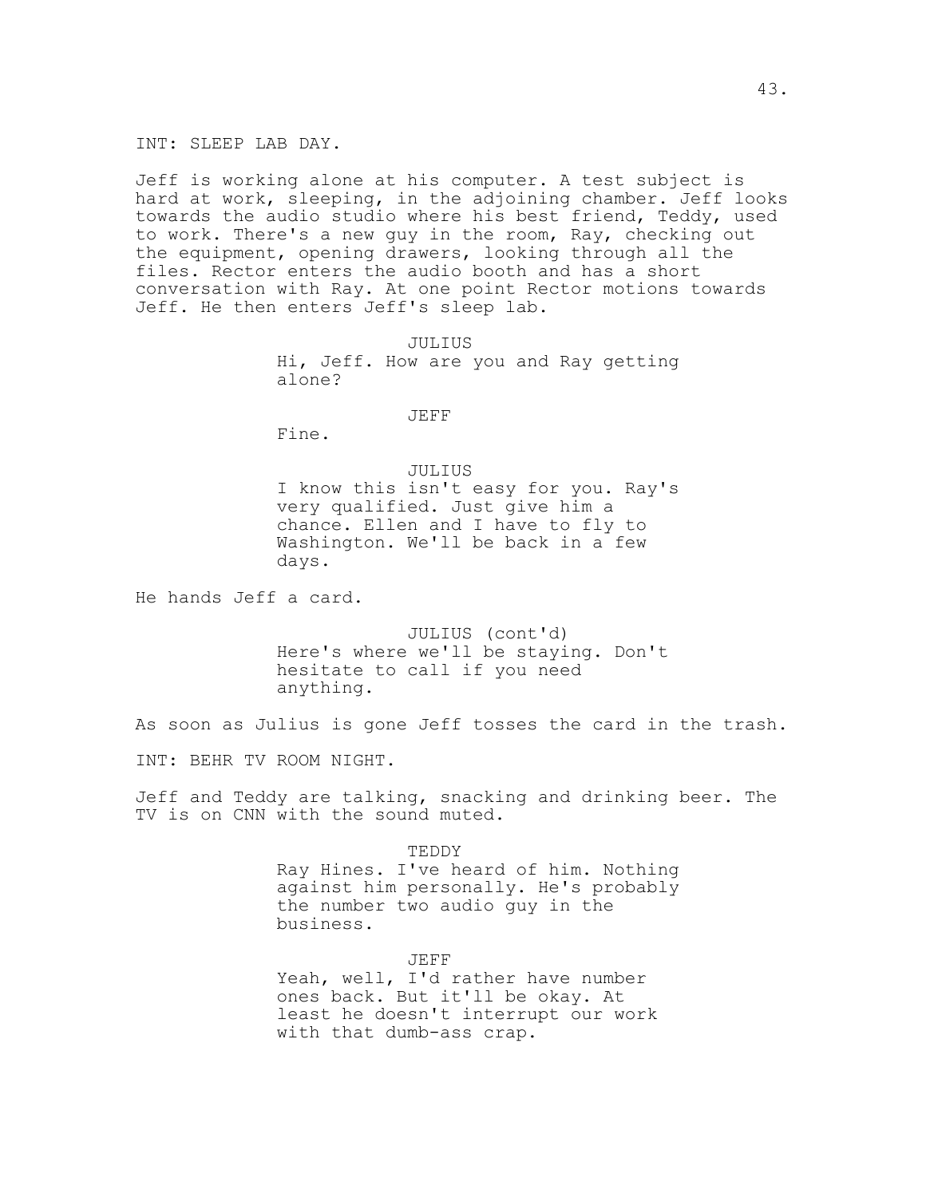INT: SLEEP LAB DAY.

Jeff is working alone at his computer. A test subject is hard at work, sleeping, in the adjoining chamber. Jeff looks towards the audio studio where his best friend, Teddy, used to work. There's a new guy in the room, Ray, checking out the equipment, opening drawers, looking through all the files. Rector enters the audio booth and has a short conversation with Ray. At one point Rector motions towards Jeff. He then enters Jeff's sleep lab.

JULIUS
Hi, Jeff. How are you and Ray getting alone?

JEFF
Fine.

JULIUS
I know this isn't easy for you. Ray's very qualified. Just give him a chance. Ellen and I have to fly to Washington. We'll be back in a few days.

He hands Jeff a card.

JULIUS (cont'd)
Here's where we'll be staying. Don't hesitate to call if you need anything.

As soon as Julius is gone Jeff tosses the card in the trash.

INT: BEHR TV ROOM NIGHT.

Jeff and Teddy are talking, snacking and drinking beer. The TV is on CNN with the sound muted.

TEDDY
Ray Hines. I've heard of him. Nothing against him personally. He's probably the number two audio guy in the business.

JEFF
Yeah, well, I'd rather have number ones back. But it'll be okay. At least he doesn't interrupt our work with that dumb-ass crap.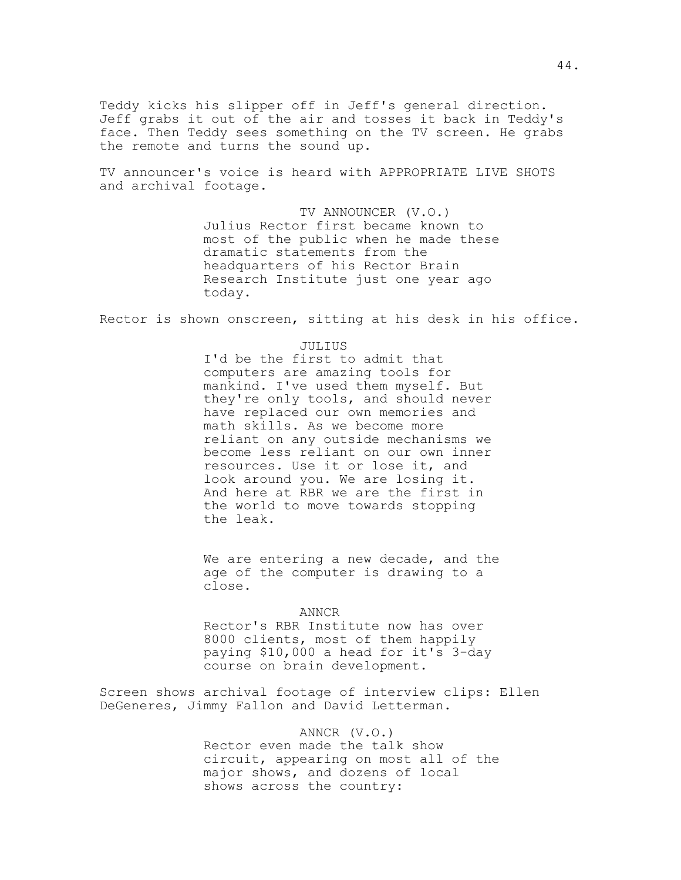Teddy kicks his slipper off in Jeff's general direction. Jeff grabs it out of the air and tosses it back in Teddy's face. Then Teddy sees something on the TV screen. He grabs the remote and turns the sound up.

TV announcer's voice is heard with APPROPRIATE LIVE SHOTS and archival footage.

TV ANNOUNCER (V.O.)
Julius Rector first became known to most of the public when he made these dramatic statements from the headquarters of his Rector Brain Research Institute just one year ago today.

Rector is shown onscreen, sitting at his desk in his office.

JULIUS
I'd be the first to admit that computers are amazing tools for mankind. I've used them myself. But they're only tools, and should never have replaced our own memories and math skills. As we become more reliant on any outside mechanisms we become less reliant on our own inner resources. Use it or lose it, and look around you. We are losing it. And here at RBR we are the first in the world to move towards stopping the leak.

We are entering a new decade, and the age of the computer is drawing to a close.

ANNCR
Rector's RBR Institute now has over 8000 clients, most of them happily paying $10,000 a head for it's 3-day course on brain development.

Screen shows archival footage of interview clips: Ellen DeGeneres, Jimmy Fallon and David Letterman.

ANNCR (V.O.)
Rector even made the talk show circuit, appearing on most all of the major shows, and dozens of local shows across the country: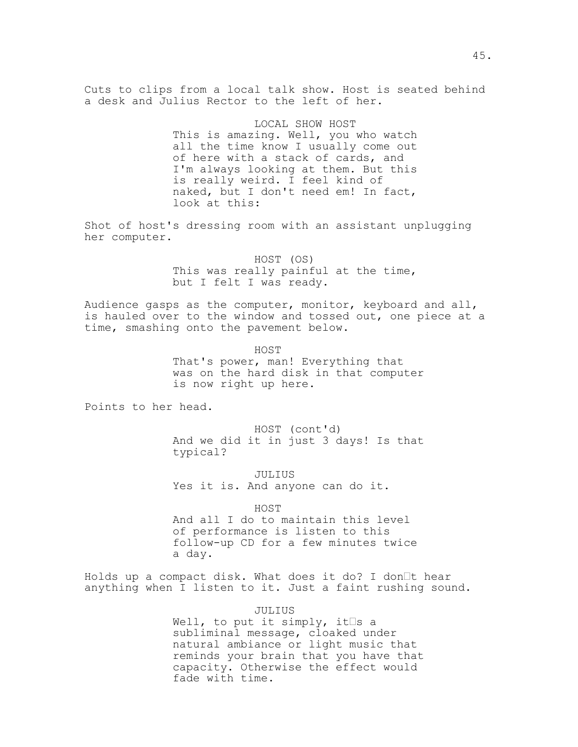Cuts to clips from a local talk show. Host is seated behind a desk and Julius Rector to the left of her.

LOCAL SHOW HOST
This is amazing. Well, you who watch all the time know I usually come out of here with a stack of cards, and I'm always looking at them. But this is really weird. I feel kind of naked, but I don't need em! In fact, look at this:

Shot of host's dressing room with an assistant unplugging her computer.

HOST (OS)
This was really painful at the time, but I felt I was ready.

Audience gasps as the computer, monitor, keyboard and all, is hauled over to the window and tossed out, one piece at a time, smashing onto the pavement below.

HOST
That's power, man! Everything that was on the hard disk in that computer is now right up here.

Points to her head.

HOST (cont'd)
And we did it in just 3 days! Is that typical?

JULIUS
Yes it is. And anyone can do it.

HOST
And all I do to maintain this level of performance is listen to this follow-up CD for a few minutes twice a day.

Holds up a compact disk. What does it do? I don�t hear anything when I listen to it. Just a faint rushing sound.

JULIUS
Well, to put it simply, it�s a subliminal message, cloaked under natural ambiance or light music that reminds your brain that you have that capacity. Otherwise the effect would fade with time.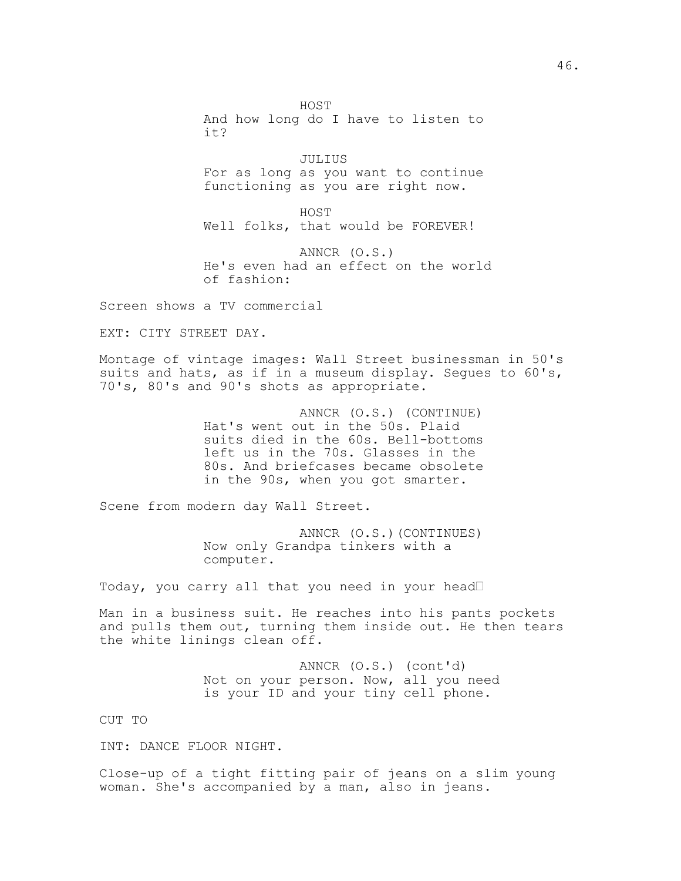HOST
And how long do I have to listen to it?

JULIUS
For as long as you want to continue functioning as you are right now.

HOST
Well folks, that would be FOREVER!

ANNCR (O.S.)
He's even had an effect on the world of fashion:

Screen shows a TV commercial

EXT: CITY STREET DAY.

Montage of vintage images: Wall Street businessman in 50's suits and hats, as if in a museum display. Segues to 60's, 70's, 80's and 90's shots as appropriate.

ANNCR (O.S.) (CONTINUE)
Hat's went out in the 50s. Plaid suits died in the 60s. Bell-bottoms left us in the 70s. Glasses in the 80s. And briefcases became obsolete in the 90s, when you got smarter.

Scene from modern day Wall Street.

ANNCR (O.S.)(CONTINUES)
Now only Grandpa tinkers with a computer.

Today, you carry all that you need in your head

Man in a business suit. He reaches into his pants pockets and pulls them out, turning them inside out. He then tears the white linings clean off.

ANNCR (O.S.) (cont'd)
Not on your person. Now, all you need is your ID and your tiny cell phone.

CUT TO

INT: DANCE FLOOR NIGHT.

Close-up of a tight fitting pair of jeans on a slim young woman. She's accompanied by a man, also in jeans.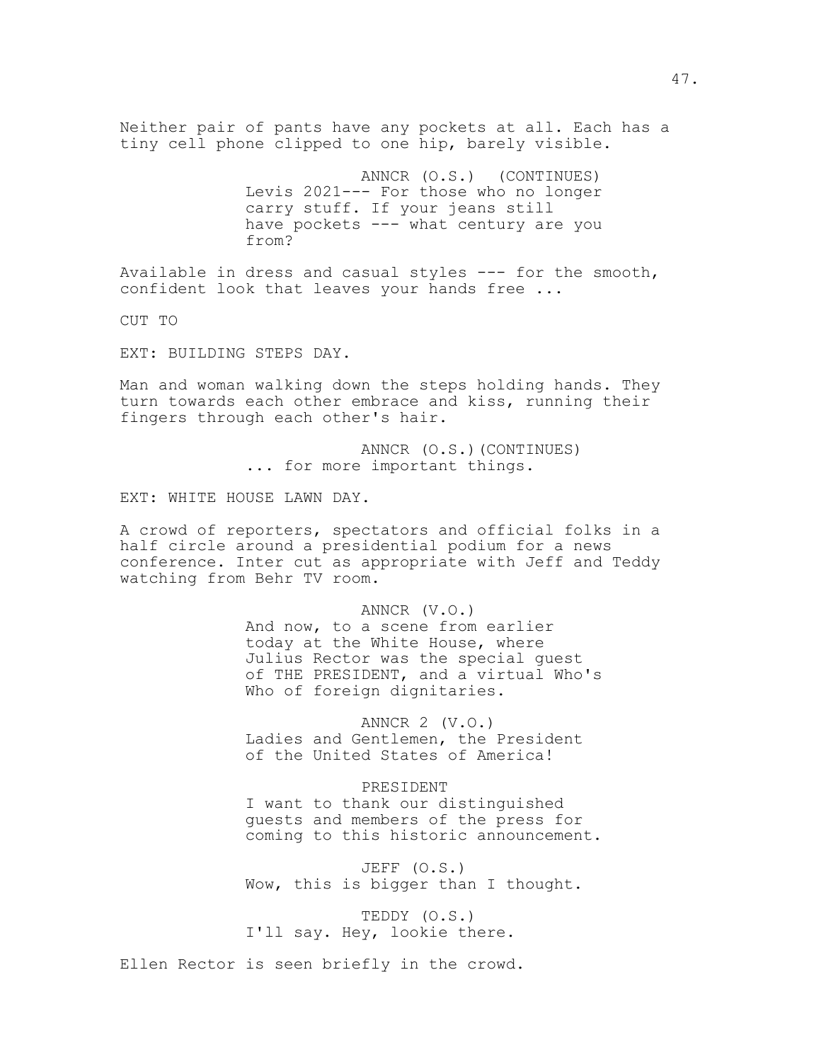Neither pair of pants have any pockets at all. Each has a tiny cell phone clipped to one hip, barely visible.

ANNCR (O.S.) (CONTINUES)
Levis 2021--- For those who no longer carry stuff. If your jeans still have pockets --- what century are you from?

Available in dress and casual styles --- for the smooth, confident look that leaves your hands free ...

CUT TO

EXT: BUILDING STEPS DAY.

Man and woman walking down the steps holding hands. They turn towards each other embrace and kiss, running their fingers through each other's hair.

ANNCR (O.S.)(CONTINUES)
... for more important things.

EXT: WHITE HOUSE LAWN DAY.

A crowd of reporters, spectators and official folks in a half circle around a presidential podium for a news conference. Inter cut as appropriate with Jeff and Teddy watching from Behr TV room.

ANNCR (V.O.)
And now, to a scene from earlier today at the White House, where Julius Rector was the special guest of THE PRESIDENT, and a virtual Who's Who of foreign dignitaries.

ANNCR 2 (V.O.)
Ladies and Gentlemen, the President of the United States of America!

PRESIDENT
I want to thank our distinguished guests and members of the press for coming to this historic announcement.

JEFF (O.S.)
Wow, this is bigger than I thought.

TEDDY (O.S.)
I'll say. Hey, lookie there.

Ellen Rector is seen briefly in the crowd.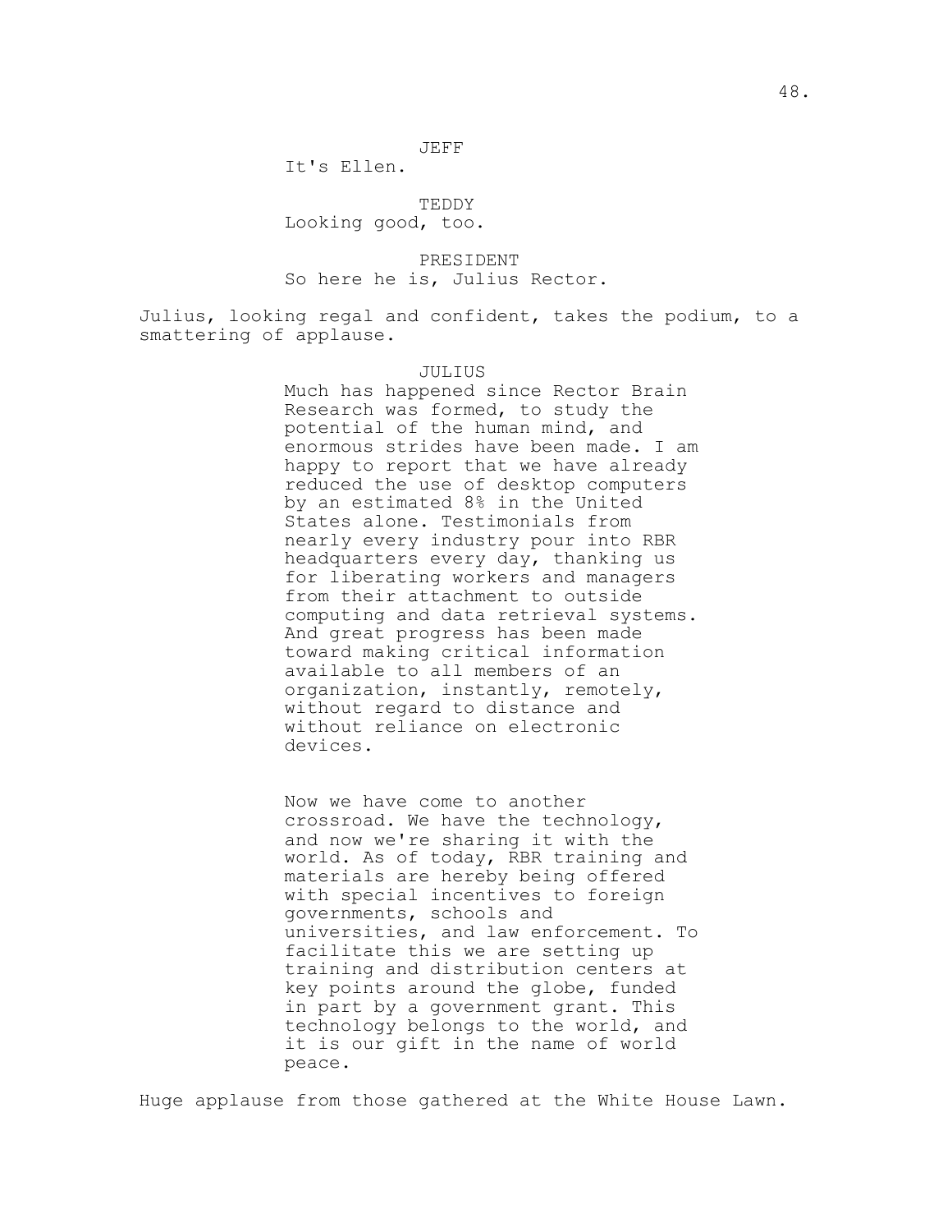JEFF

It's Ellen.

TEDDY

Looking good, too.

PRESIDENT

So here he is, Julius Rector.

Julius, looking regal and confident, takes the podium, to a smattering of applause.

JULIUS

Much has happened since Rector Brain Research was formed, to study the potential of the human mind, and enormous strides have been made. I am happy to report that we have already reduced the use of desktop computers by an estimated 8% in the United States alone. Testimonials from nearly every industry pour into RBR headquarters every day, thanking us for liberating workers and managers from their attachment to outside computing and data retrieval systems. And great progress has been made toward making critical information available to all members of an organization, instantly, remotely, without regard to distance and without reliance on electronic devices.

Now we have come to another crossroad. We have the technology, and now we're sharing it with the world. As of today, RBR training and materials are hereby being offered with special incentives to foreign governments, schools and universities, and law enforcement. To facilitate this we are setting up training and distribution centers at key points around the globe, funded in part by a government grant. This technology belongs to the world, and it is our gift in the name of world peace.

Huge applause from those gathered at the White House Lawn.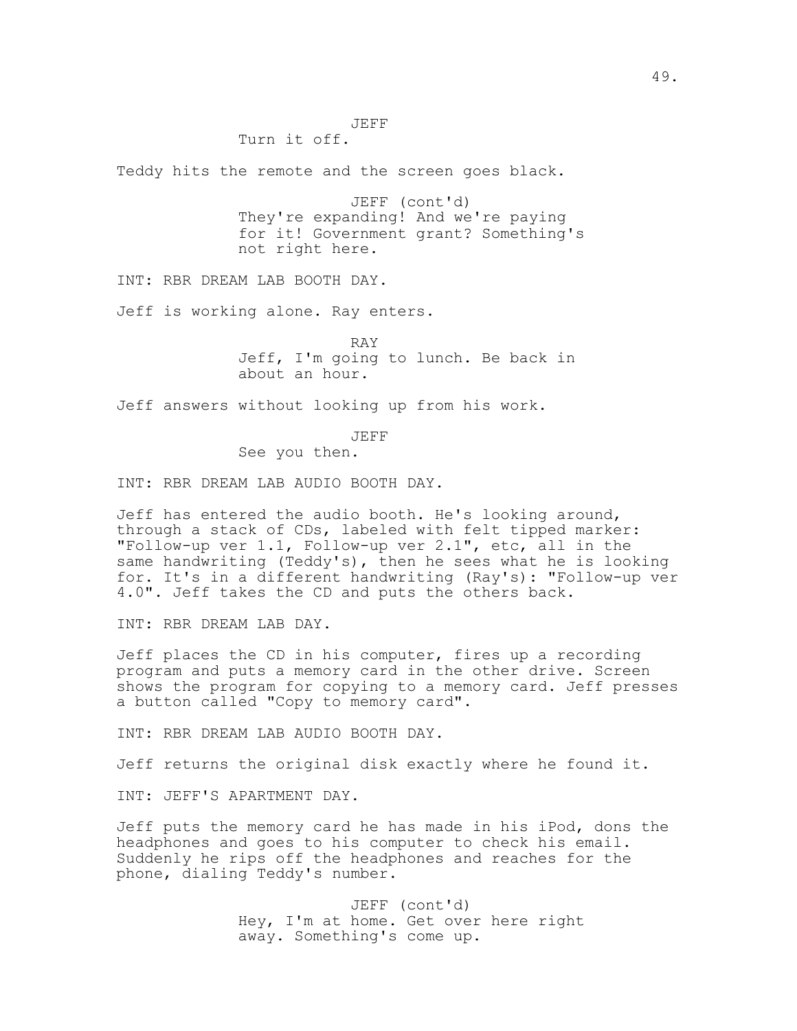JEFF
Turn it off.

Teddy hits the remote and the screen goes black.

JEFF (cont'd)
They're expanding! And we're paying for it! Government grant? Something's not right here.

INT: RBR DREAM LAB BOOTH DAY.

Jeff is working alone. Ray enters.

RAY
Jeff, I'm going to lunch. Be back in about an hour.

Jeff answers without looking up from his work.

JEFF
See you then.

INT: RBR DREAM LAB AUDIO BOOTH DAY.

Jeff has entered the audio booth. He's looking around, through a stack of CDs, labeled with felt tipped marker: "Follow-up ver 1.1, Follow-up ver 2.1", etc, all in the same handwriting (Teddy's), then he sees what he is looking for. It's in a different handwriting (Ray's): "Follow-up ver 4.0". Jeff takes the CD and puts the others back.

INT: RBR DREAM LAB DAY.

Jeff places the CD in his computer, fires up a recording program and puts a memory card in the other drive. Screen shows the program for copying to a memory card. Jeff presses a button called "Copy to memory card".

INT: RBR DREAM LAB AUDIO BOOTH DAY.

Jeff returns the original disk exactly where he found it.

INT: JEFF'S APARTMENT DAY.

Jeff puts the memory card he has made in his iPod, dons the headphones and goes to his computer to check his email. Suddenly he rips off the headphones and reaches for the phone, dialing Teddy's number.

JEFF (cont'd)
Hey, I'm at home. Get over here right away. Something's come up.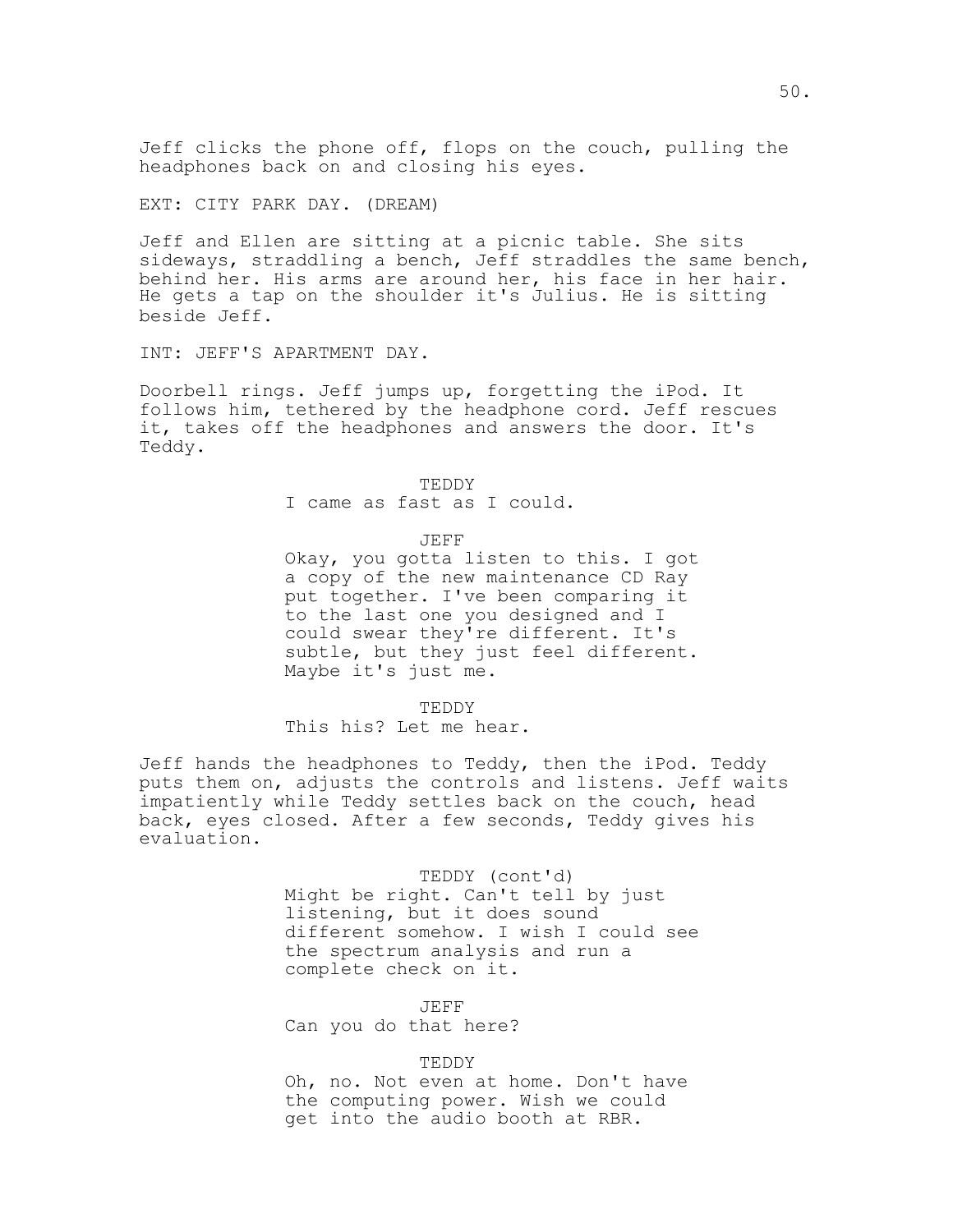Jeff clicks the phone off, flops on the couch, pulling the headphones back on and closing his eyes.

EXT: CITY PARK DAY. (DREAM)

Jeff and Ellen are sitting at a picnic table. She sits sideways, straddling a bench, Jeff straddles the same bench, behind her. His arms are around her, his face in her hair. He gets a tap on the shoulder it's Julius. He is sitting beside Jeff.

INT: JEFF'S APARTMENT DAY.

Doorbell rings. Jeff jumps up, forgetting the iPod. It follows him, tethered by the headphone cord. Jeff rescues it, takes off the headphones and answers the door. It's Teddy.

TEDDY
I came as fast as I could.

JEFF
Okay, you gotta listen to this. I got a copy of the new maintenance CD Ray put together. I've been comparing it to the last one you designed and I could swear they're different. It's subtle, but they just feel different. Maybe it's just me.

TEDDY
This his? Let me hear.

Jeff hands the headphones to Teddy, then the iPod. Teddy puts them on, adjusts the controls and listens. Jeff waits impatiently while Teddy settles back on the couch, head back, eyes closed. After a few seconds, Teddy gives his evaluation.

TEDDY (cont'd)
Might be right. Can't tell by just listening, but it does sound different somehow. I wish I could see the spectrum analysis and run a complete check on it.

JEFF
Can you do that here?

TEDDY
Oh, no. Not even at home. Don't have the computing power. Wish we could get into the audio booth at RBR.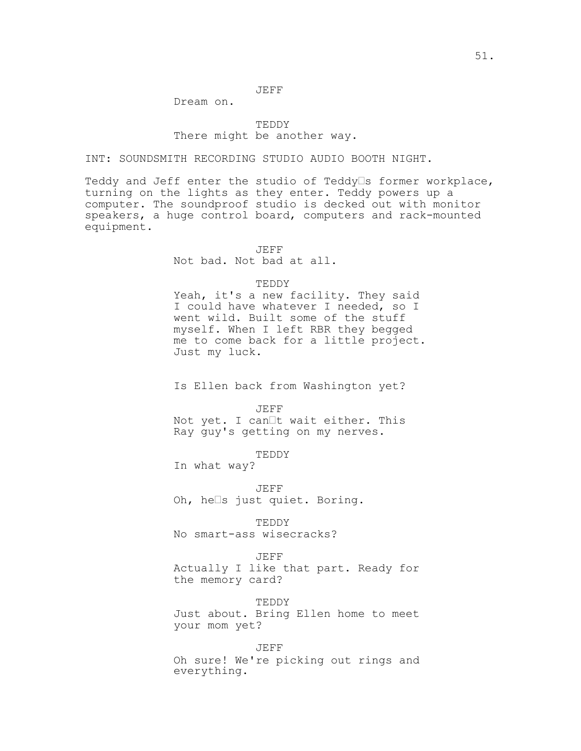JEFF
Dream on.

TEDDY
There might be another way.

INT: SOUNDSMITH RECORDING STUDIO AUDIO BOOTH NIGHT.

Teddy and Jeff enter the studio of Teddy□s former workplace, turning on the lights as they enter. Teddy powers up a computer. The soundproof studio is decked out with monitor speakers, a huge control board, computers and rack-mounted equipment.

JEFF
Not bad. Not bad at all.

TEDDY
Yeah, it's a new facility. They said I could have whatever I needed, so I went wild. Built some of the stuff myself. When I left RBR they begged me to come back for a little project. Just my luck.

Is Ellen back from Washington yet?

JEFF
Not yet. I can□t wait either. This Ray guy's getting on my nerves.

TEDDY
In what way?

JEFF
Oh, he□s just quiet. Boring.

TEDDY
No smart-ass wisecracks?

JEFF
Actually I like that part. Ready for the memory card?

TEDDY
Just about. Bring Ellen home to meet your mom yet?

JEFF
Oh sure! We're picking out rings and everything.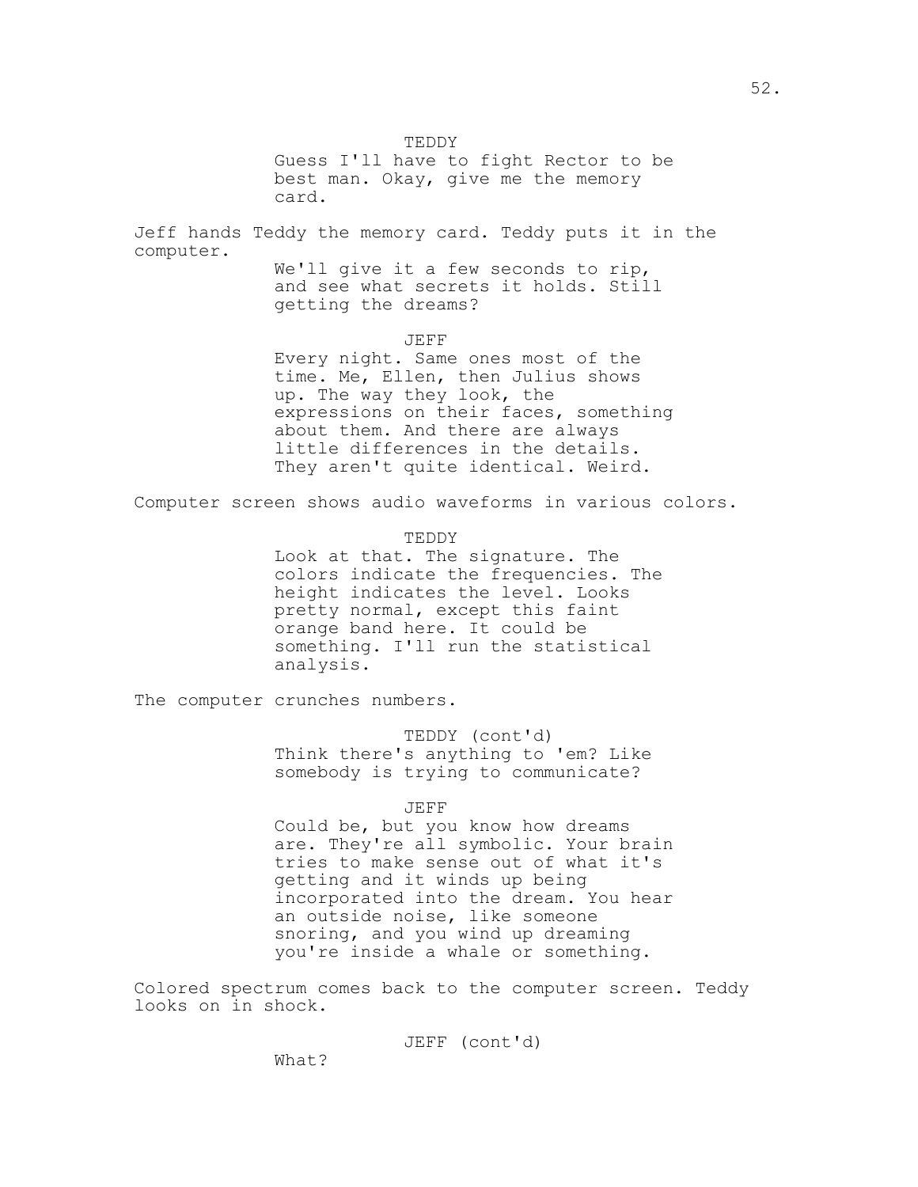TEDDY

Guess I'll have to fight Rector to be best man. Okay, give me the memory card.

Jeff hands Teddy the memory card. Teddy puts it in the computer.

We'll give it a few seconds to rip, and see what secrets it holds. Still getting the dreams?

JEFF

Every night. Same ones most of the time. Me, Ellen, then Julius shows up. The way they look, the expressions on their faces, something about them. And there are always little differences in the details. They aren't quite identical. Weird.

Computer screen shows audio waveforms in various colors.

TEDDY

Look at that. The signature. The colors indicate the frequencies. The height indicates the level. Looks pretty normal, except this faint orange band here. It could be something. I'll run the statistical analysis.

The computer crunches numbers.

TEDDY (cont'd)

Think there's anything to 'em? Like somebody is trying to communicate?

JEFF

Could be, but you know how dreams are. They're all symbolic. Your brain tries to make sense out of what it's getting and it winds up being incorporated into the dream. You hear an outside noise, like someone snoring, and you wind up dreaming you're inside a whale or something.

Colored spectrum comes back to the computer screen. Teddy looks on in shock.

JEFF (cont'd)

What?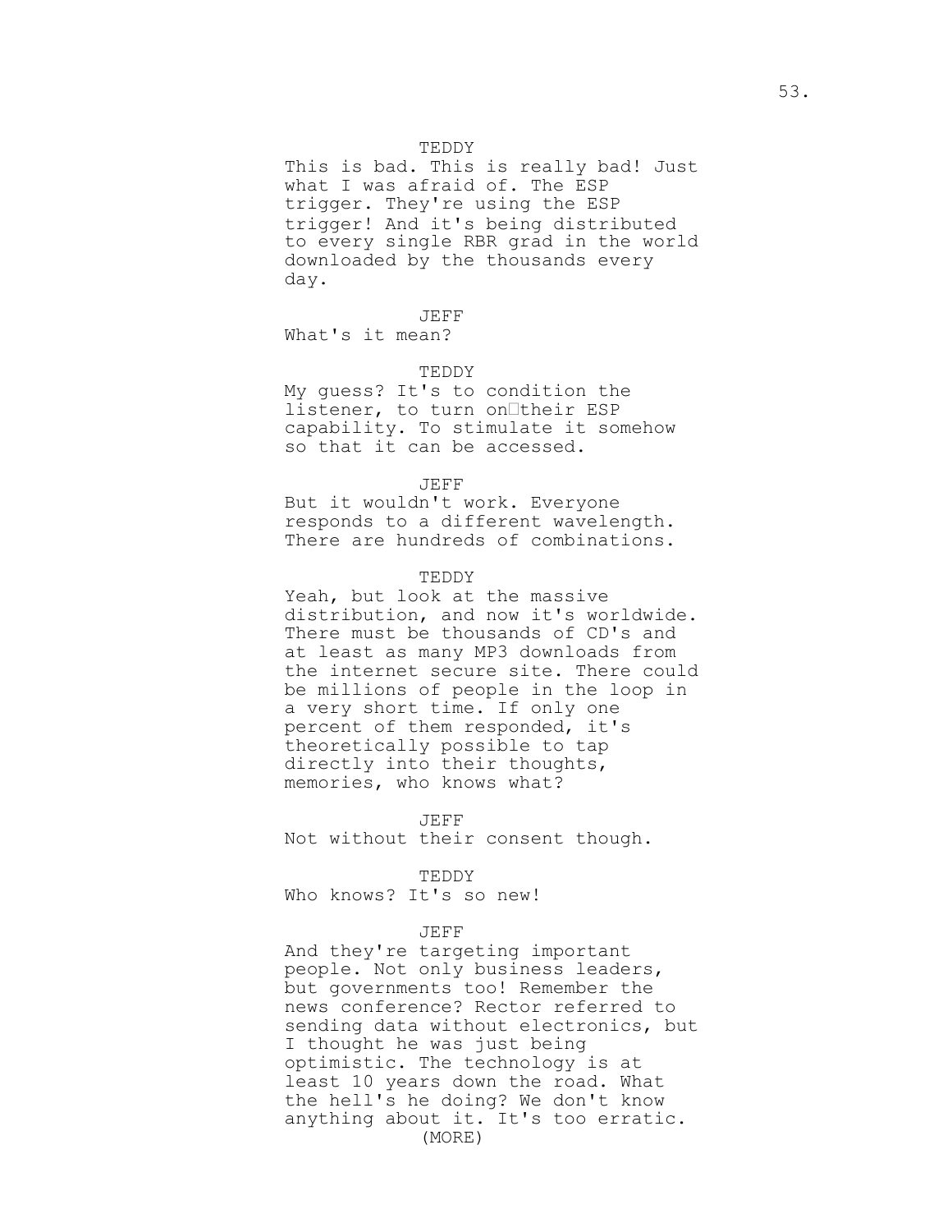TEDDY

This is bad. This is really bad! Just what I was afraid of. The ESP trigger. They're using the ESP trigger! And it's being distributed to every single RBR grad in the world downloaded by the thousands every day.

JEFF

What's it mean?

TEDDY

My guess? It's to condition the listener, to turn on their ESP capability. To stimulate it somehow so that it can be accessed.

JEFF

But it wouldn't work. Everyone responds to a different wavelength. There are hundreds of combinations.

TEDDY

Yeah, but look at the massive distribution, and now it's worldwide. There must be thousands of CD's and at least as many MP3 downloads from the internet secure site. There could be millions of people in the loop in a very short time. If only one percent of them responded, it's theoretically possible to tap directly into their thoughts, memories, who knows what?

JEFF

Not without their consent though.

TEDDY

Who knows? It's so new!

JEFF

And they're targeting important people. Not only business leaders, but governments too! Remember the news conference? Rector referred to sending data without electronics, but I thought he was just being optimistic. The technology is at least 10 years down the road. What the hell's he doing? We don't know anything about it. It's too erratic.

(MORE)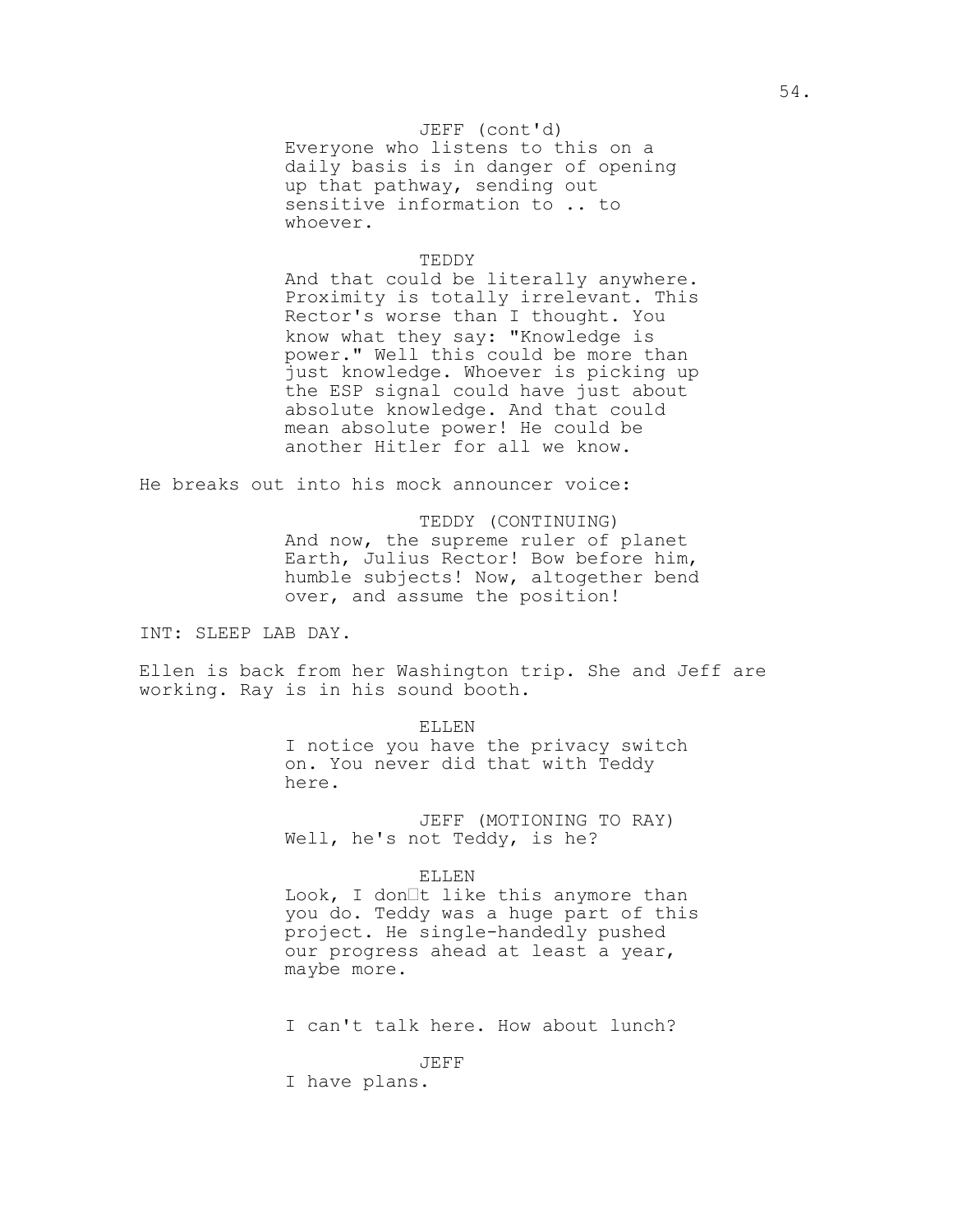JEFF (cont'd)

Everyone who listens to this on a daily basis is in danger of opening up that pathway, sending out sensitive information to .. to whoever.

TEDDY

And that could be literally anywhere. Proximity is totally irrelevant. This Rector's worse than I thought. You know what they say: "Knowledge is power." Well this could be more than just knowledge. Whoever is picking up the ESP signal could have just about absolute knowledge. And that could mean absolute power! He could be another Hitler for all we know.

He breaks out into his mock announcer voice:

TEDDY (CONTINUING)

And now, the supreme ruler of planet Earth, Julius Rector! Bow before him, humble subjects! Now, altogether bend over, and assume the position!

INT: SLEEP LAB DAY.

Ellen is back from her Washington trip. She and Jeff are working. Ray is in his sound booth.

ELLEN

I notice you have the privacy switch on. You never did that with Teddy here.

JEFF (MOTIONING TO RAY)

Well, he's not Teddy, is he?

ELLEN

Look, I don�t like this anymore than you do. Teddy was a huge part of this project. He single-handedly pushed our progress ahead at least a year, maybe more.

I can't talk here. How about lunch?

JEFF

I have plans.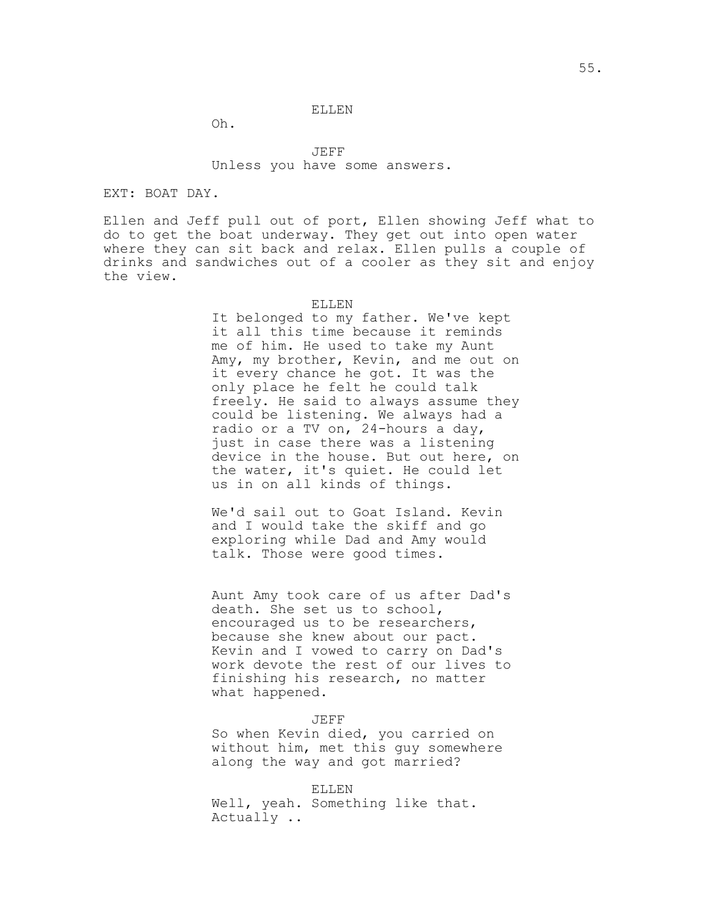ELLEN

Oh.

JEFF

Unless you have some answers.

EXT: BOAT DAY.

Ellen and Jeff pull out of port, Ellen showing Jeff what to do to get the boat underway. They get out into open water where they can sit back and relax. Ellen pulls a couple of drinks and sandwiches out of a cooler as they sit and enjoy the view.

ELLEN

It belonged to my father. We've kept it all this time because it reminds me of him. He used to take my Aunt Amy, my brother, Kevin, and me out on it every chance he got. It was the only place he felt he could talk freely. He said to always assume they could be listening. We always had a radio or a TV on, 24-hours a day, just in case there was a listening device in the house. But out here, on the water, it's quiet. He could let us in on all kinds of things.

We'd sail out to Goat Island. Kevin and I would take the skiff and go exploring while Dad and Amy would talk. Those were good times.

Aunt Amy took care of us after Dad's death. She set us to school, encouraged us to be researchers, because she knew about our pact. Kevin and I vowed to carry on Dad's work devote the rest of our lives to finishing his research, no matter what happened.

JEFF

So when Kevin died, you carried on without him, met this guy somewhere along the way and got married?

ELLEN

Well, yeah. Something like that. Actually ..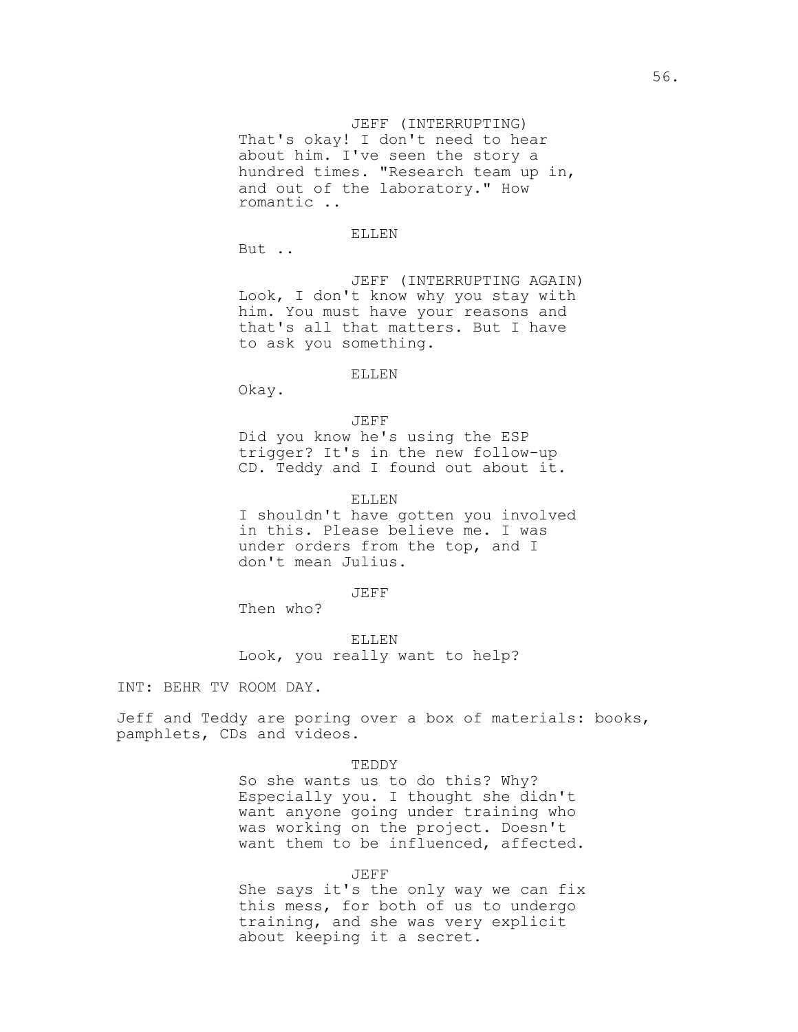JEFF (INTERRUPTING)
That's okay! I don't need to hear about him. I've seen the story a hundred times. "Research team up in, and out of the laboratory." How romantic ..

ELLEN
But ..

JEFF (INTERRUPTING AGAIN)
Look, I don't know why you stay with him. You must have your reasons and that's all that matters. But I have to ask you something.

ELLEN
Okay.

JEFF
Did you know he's using the ESP trigger? It's in the new follow-up CD. Teddy and I found out about it.

ELLEN
I shouldn't have gotten you involved in this. Please believe me. I was under orders from the top, and I don't mean Julius.

JEFF
Then who?

ELLEN
Look, you really want to help?

INT: BEHR TV ROOM DAY.

Jeff and Teddy are poring over a box of materials: books, pamphlets, CDs and videos.

TEDDY
So she wants us to do this? Why? Especially you. I thought she didn't want anyone going under training who was working on the project. Doesn't want them to be influenced, affected.

JEFF
She says it's the only way we can fix this mess, for both of us to undergo training, and she was very explicit about keeping it a secret.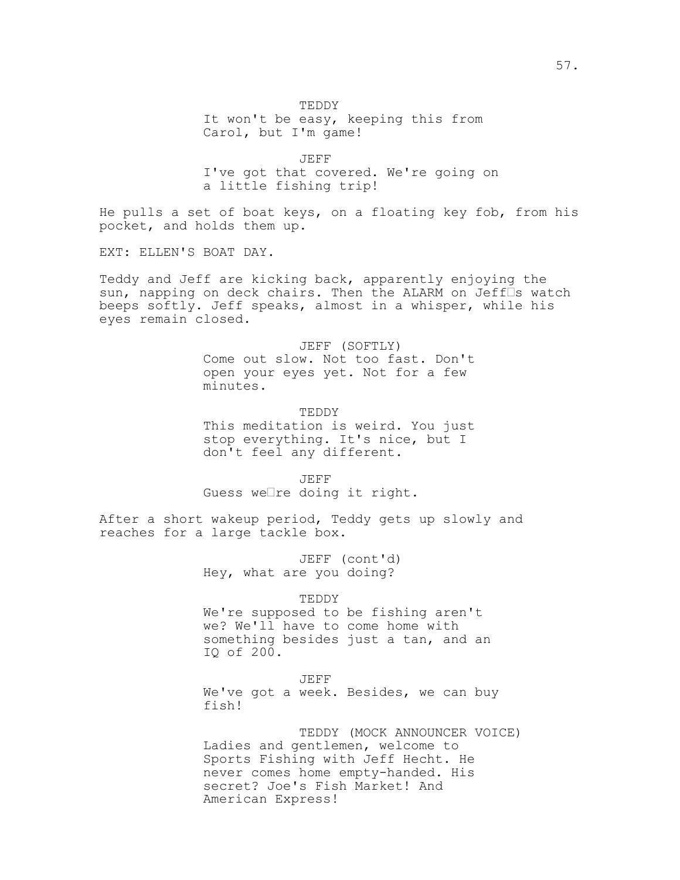TEDDY
It won't be easy, keeping this from Carol, but I'm game!

JEFF
I've got that covered. We're going on a little fishing trip!

He pulls a set of boat keys, on a floating key fob, from his pocket, and holds them up.

EXT: ELLEN'S BOAT DAY.

Teddy and Jeff are kicking back, apparently enjoying the sun, napping on deck chairs. Then the ALARM on Jeff's watch beeps softly. Jeff speaks, almost in a whisper, while his eyes remain closed.

JEFF (SOFTLY)
Come out slow. Not too fast. Don't open your eyes yet. Not for a few minutes.

TEDDY
This meditation is weird. You just stop everything. It's nice, but I don't feel any different.

JEFF
Guess we're doing it right.

After a short wakeup period, Teddy gets up slowly and reaches for a large tackle box.

JEFF (cont'd)
Hey, what are you doing?

TEDDY
We're supposed to be fishing aren't we? We'll have to come home with something besides just a tan, and an IQ of 200.

JEFF
We've got a week. Besides, we can buy fish!

TEDDY (MOCK ANNOUNCER VOICE)
Ladies and gentlemen, welcome to Sports Fishing with Jeff Hecht. He never comes home empty-handed. His secret? Joe's Fish Market! And American Express!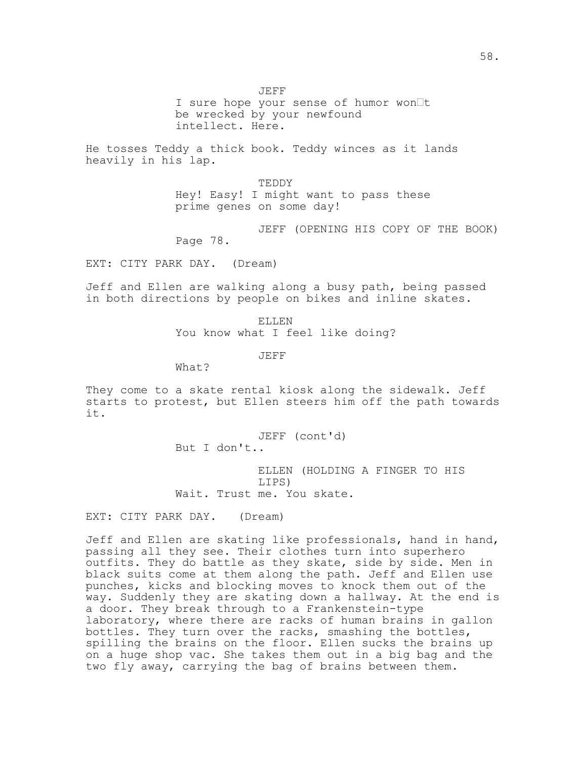JEFF

I sure hope your sense of humor won't be wrecked by your newfound intellect. Here.

He tosses Teddy a thick book. Teddy winces as it lands heavily in his lap.

TEDDY

Hey! Easy! I might want to pass these prime genes on some day!

JEFF (OPENING HIS COPY OF THE BOOK)

Page 78.

EXT: CITY PARK DAY. (Dream)

Jeff and Ellen are walking along a busy path, being passed in both directions by people on bikes and inline skates.

ELLEN

You know what I feel like doing?

JEFF

What?

They come to a skate rental kiosk along the sidewalk. Jeff starts to protest, but Ellen steers him off the path towards it.

JEFF (cont'd)

But I don't..

ELLEN (HOLDING A FINGER TO HIS LIPS)

Wait. Trust me. You skate.

EXT: CITY PARK DAY. (Dream)

Jeff and Ellen are skating like professionals, hand in hand, passing all they see. Their clothes turn into superhero outfits. They do battle as they skate, side by side. Men in black suits come at them along the path. Jeff and Ellen use punches, kicks and blocking moves to knock them out of the way. Suddenly they are skating down a hallway. At the end is a door. They break through to a Frankenstein-type laboratory, where there are racks of human brains in gallon bottles. They turn over the racks, smashing the bottles, spilling the brains on the floor. Ellen sucks the brains up on a huge shop vac. She takes them out in a big bag and the two fly away, carrying the bag of brains between them.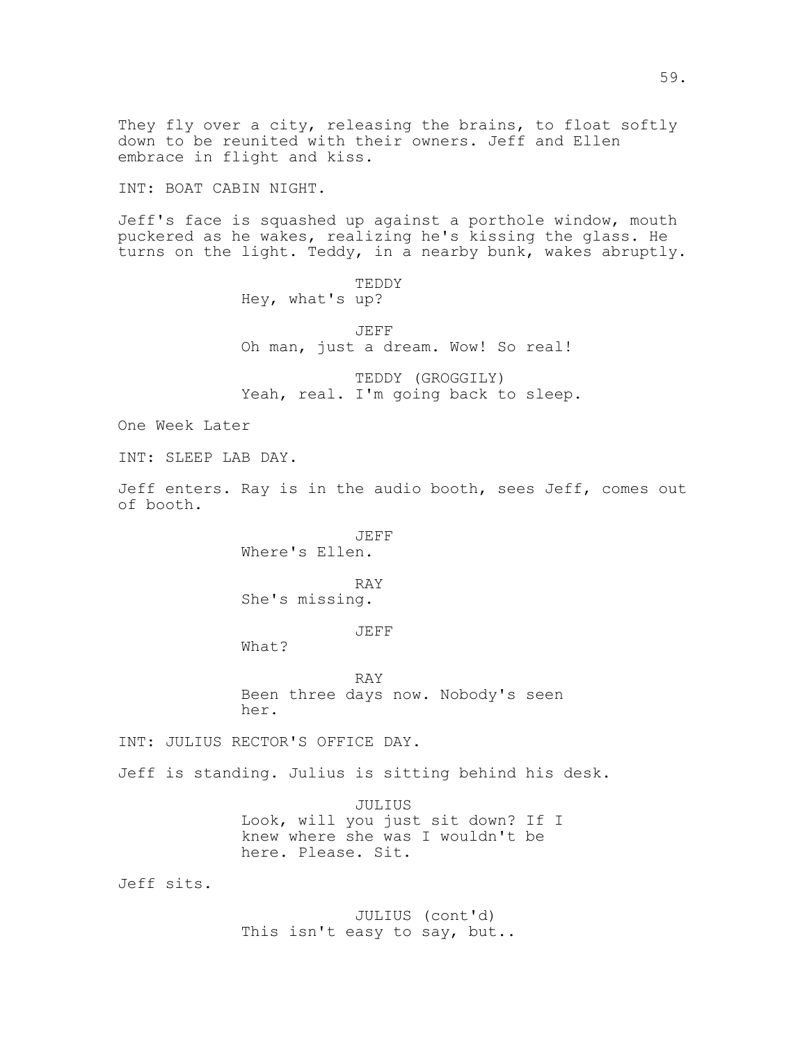They fly over a city, releasing the brains, to float softly down to be reunited with their owners. Jeff and Ellen embrace in flight and kiss.

INT: BOAT CABIN NIGHT.

Jeff's face is squashed up against a porthole window, mouth puckered as he wakes, realizing he's kissing the glass. He turns on the light. Teddy, in a nearby bunk, wakes abruptly.

TEDDY
Hey, what's up?

JEFF
Oh man, just a dream. Wow! So real!

TEDDY (GROGGILY)
Yeah, real. I'm going back to sleep.

One Week Later

INT: SLEEP LAB DAY.

Jeff enters. Ray is in the audio booth, sees Jeff, comes out of booth.

JEFF
Where's Ellen.

RAY
She's missing.

JEFF
What?

RAY
Been three days now. Nobody's seen her.

INT: JULIUS RECTOR'S OFFICE DAY.

Jeff is standing. Julius is sitting behind his desk.

JULIUS
Look, will you just sit down? If I knew where she was I wouldn't be here. Please. Sit.

Jeff sits.

JULIUS (cont'd)
This isn't easy to say, but..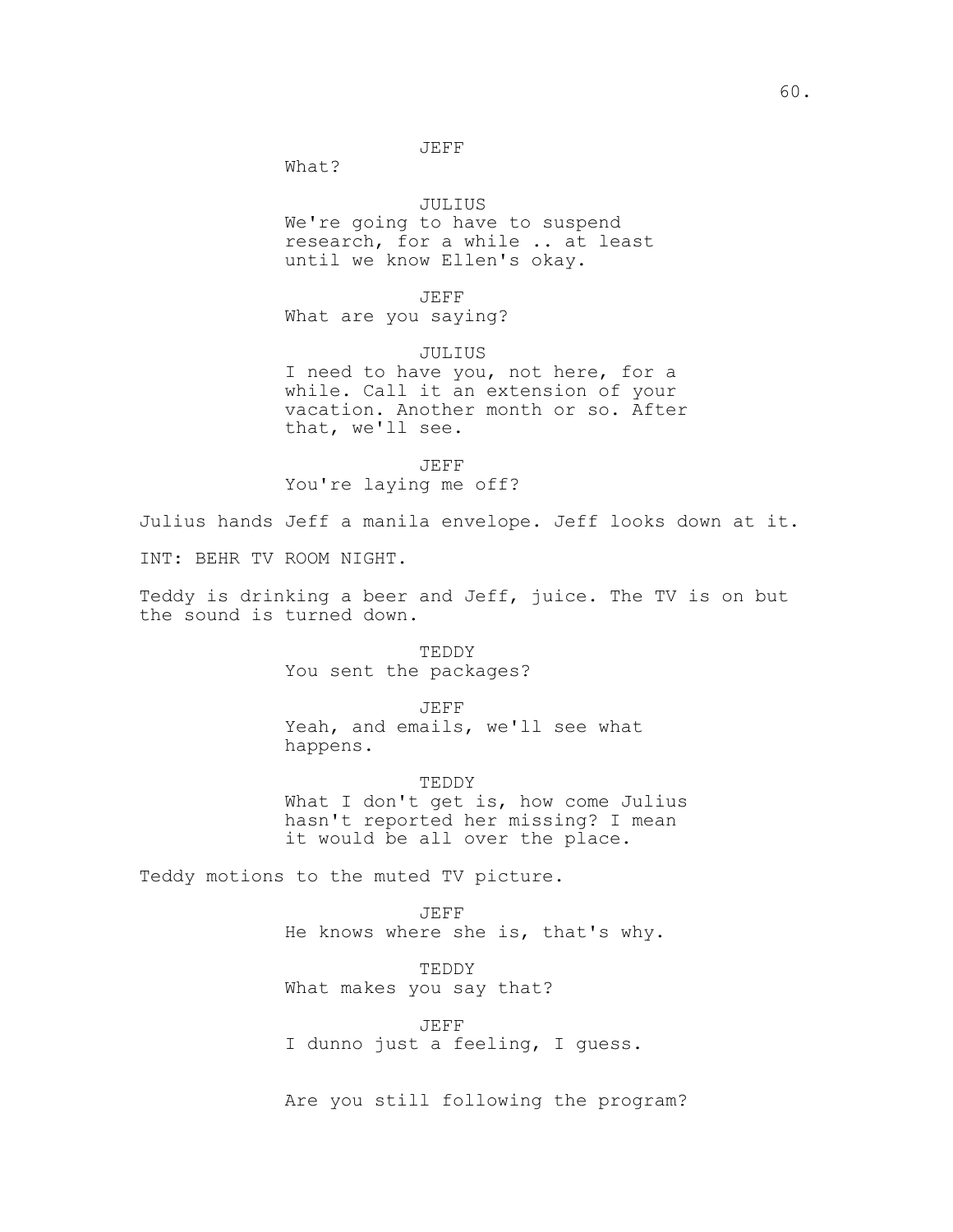JEFF
What?

JULIUS
We're going to have to suspend research, for a while .. at least until we know Ellen's okay.

JEFF
What are you saying?

JULIUS
I need to have you, not here, for a while. Call it an extension of your vacation. Another month or so. After that, we'll see.

JEFF
You're laying me off?

Julius hands Jeff a manila envelope. Jeff looks down at it.

INT: BEHR TV ROOM NIGHT.

Teddy is drinking a beer and Jeff, juice. The TV is on but the sound is turned down.

TEDDY
You sent the packages?

JEFF
Yeah, and emails, we'll see what happens.

TEDDY
What I don't get is, how come Julius hasn't reported her missing? I mean it would be all over the place.

Teddy motions to the muted TV picture.

JEFF
He knows where she is, that's why.

TEDDY
What makes you say that?

JEFF
I dunno just a feeling, I guess.

Are you still following the program?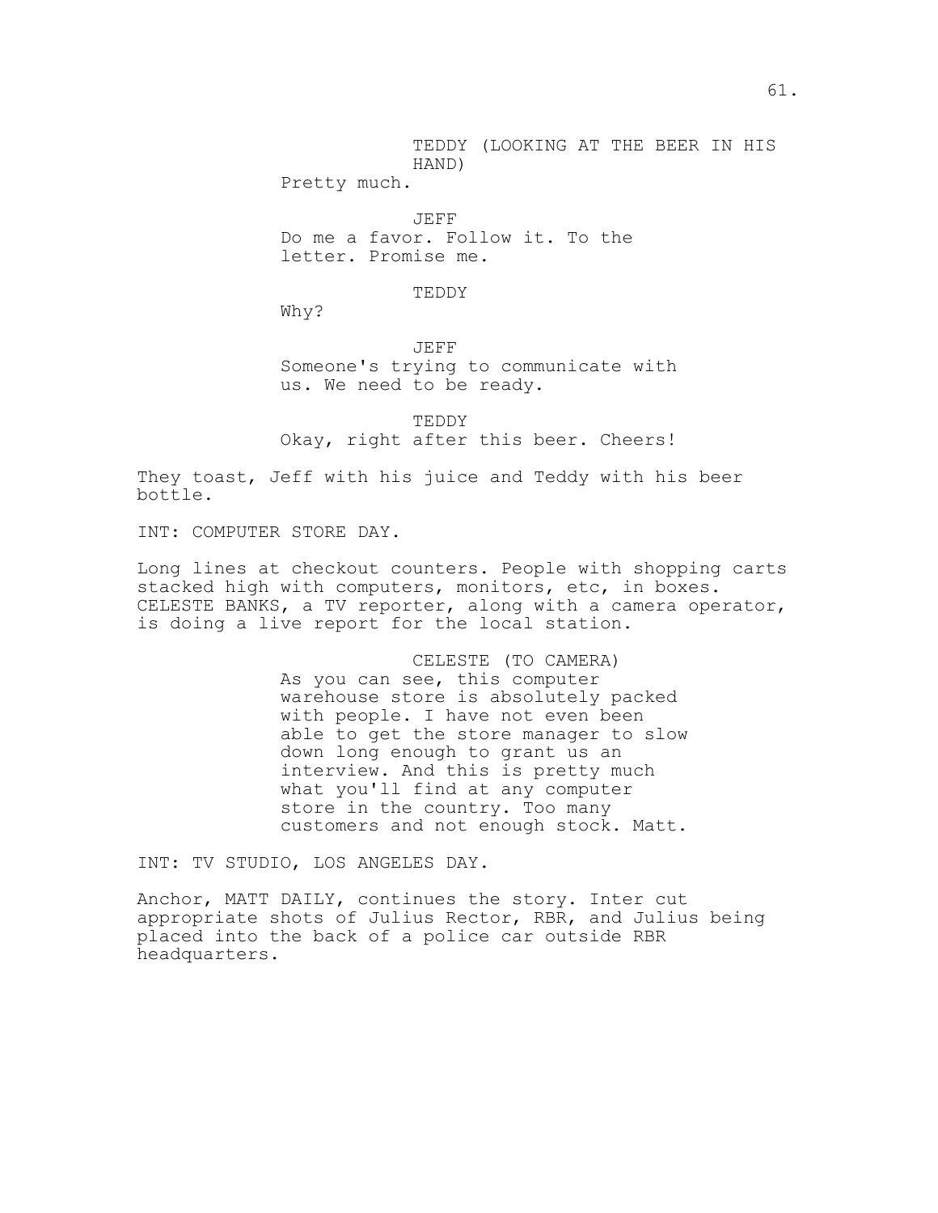TEDDY (LOOKING AT THE BEER IN HIS HAND)

Pretty much.

JEFF

Do me a favor. Follow it. To the letter. Promise me.

TEDDY

Why?

JEFF

Someone's trying to communicate with us. We need to be ready.

TEDDY

Okay, right after this beer. Cheers!

They toast, Jeff with his juice and Teddy with his beer bottle.

INT: COMPUTER STORE DAY.

Long lines at checkout counters. People with shopping carts stacked high with computers, monitors, etc, in boxes. CELESTE BANKS, a TV reporter, along with a camera operator, is doing a live report for the local station.

CELESTE (TO CAMERA)

As you can see, this computer warehouse store is absolutely packed with people. I have not even been able to get the store manager to slow down long enough to grant us an interview. And this is pretty much what you'll find at any computer store in the country. Too many customers and not enough stock. Matt.

INT: TV STUDIO, LOS ANGELES DAY.

Anchor, MATT DAILY, continues the story. Inter cut appropriate shots of Julius Rector, RBR, and Julius being placed into the back of a police car outside RBR headquarters.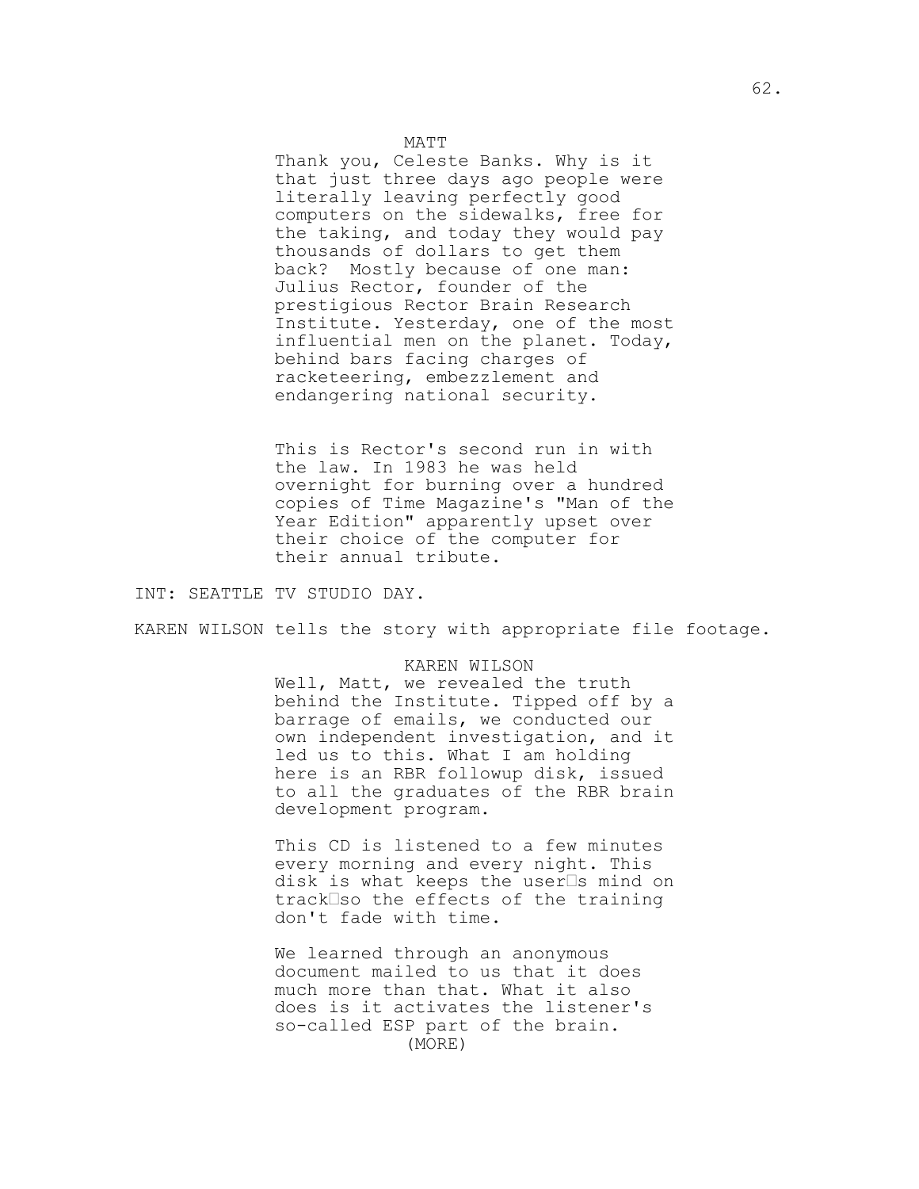MATT

Thank you, Celeste Banks. Why is it that just three days ago people were literally leaving perfectly good computers on the sidewalks, free for the taking, and today they would pay thousands of dollars to get them back? Mostly because of one man: Julius Rector, founder of the prestigious Rector Brain Research Institute. Yesterday, one of the most influential men on the planet. Today, behind bars facing charges of racketeering, embezzlement and endangering national security.

This is Rector's second run in with the law. In 1983 he was held overnight for burning over a hundred copies of Time Magazine's "Man of the Year Edition" apparently upset over their choice of the computer for their annual tribute.

INT: SEATTLE TV STUDIO DAY.

KAREN WILSON tells the story with appropriate file footage.

KAREN WILSON

Well, Matt, we revealed the truth behind the Institute. Tipped off by a barrage of emails, we conducted our own independent investigation, and it led us to this. What I am holding here is an RBR followup disk, issued to all the graduates of the RBR brain development program.

This CD is listened to a few minutes every morning and every night. This disk is what keeps the user□s mind on track□so the effects of the training don't fade with time.

We learned through an anonymous document mailed to us that it does much more than that. What it also does is it activates the listener's so-called ESP part of the brain.

(MORE)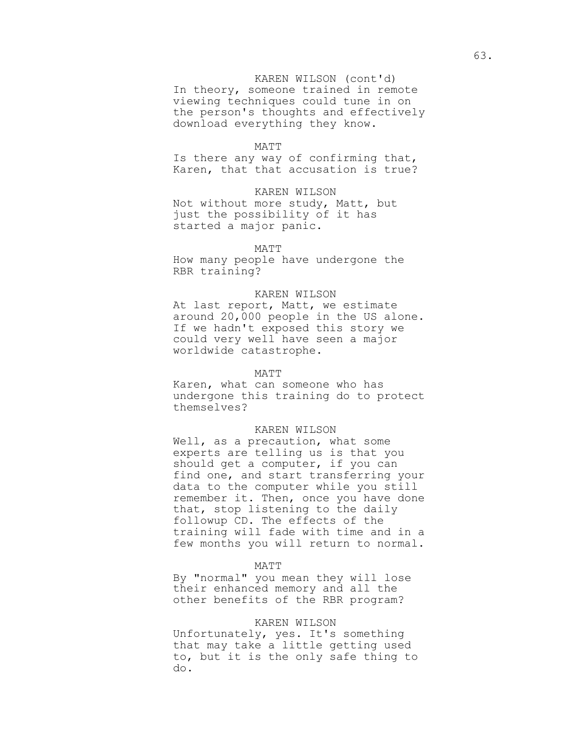KAREN WILSON (cont'd)
In theory, someone trained in remote viewing techniques could tune in on the person's thoughts and effectively download everything they know.

MATT
Is there any way of confirming that, Karen, that that accusation is true?

KAREN WILSON
Not without more study, Matt, but just the possibility of it has started a major panic.

MATT
How many people have undergone the RBR training?

KAREN WILSON
At last report, Matt, we estimate around 20,000 people in the US alone. If we hadn't exposed this story we could very well have seen a major worldwide catastrophe.

MATT
Karen, what can someone who has undergone this training do to protect themselves?

KAREN WILSON
Well, as a precaution, what some experts are telling us is that you should get a computer, if you can find one, and start transferring your data to the computer while you still remember it. Then, once you have done that, stop listening to the daily followup CD. The effects of the training will fade with time and in a few months you will return to normal.

MATT
By "normal" you mean they will lose their enhanced memory and all the other benefits of the RBR program?

KAREN WILSON
Unfortunately, yes. It's something that may take a little getting used to, but it is the only safe thing to do.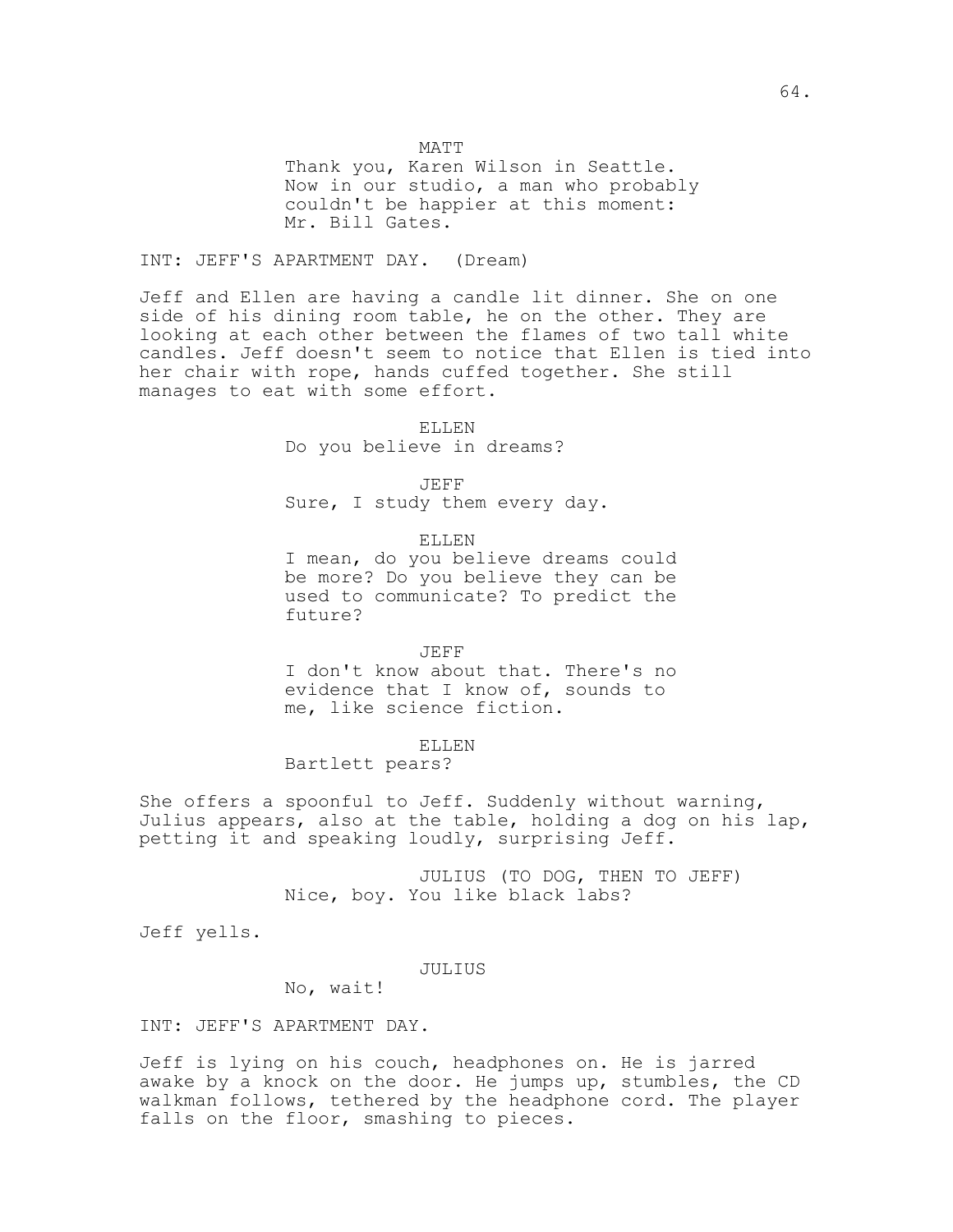MATT

Thank you, Karen Wilson in Seattle. Now in our studio, a man who probably couldn't be happier at this moment: Mr. Bill Gates.

INT: JEFF'S APARTMENT DAY. (Dream)

Jeff and Ellen are having a candle lit dinner. She on one side of his dining room table, he on the other. They are looking at each other between the flames of two tall white candles. Jeff doesn't seem to notice that Ellen is tied into her chair with rope, hands cuffed together. She still manages to eat with some effort.

ELLEN

Do you believe in dreams?

JEFF

Sure, I study them every day.

ELLEN

I mean, do you believe dreams could be more? Do you believe they can be used to communicate? To predict the future?

JEFF

I don't know about that. There's no evidence that I know of, sounds to me, like science fiction.

ELLEN

Bartlett pears?

She offers a spoonful to Jeff. Suddenly without warning, Julius appears, also at the table, holding a dog on his lap, petting it and speaking loudly, surprising Jeff.

JULIUS (TO DOG, THEN TO JEFF)

Nice, boy. You like black labs?

Jeff yells.

JULIUS

No, wait!

INT: JEFF'S APARTMENT DAY.

Jeff is lying on his couch, headphones on. He is jarred awake by a knock on the door. He jumps up, stumbles, the CD walkman follows, tethered by the headphone cord. The player falls on the floor, smashing to pieces.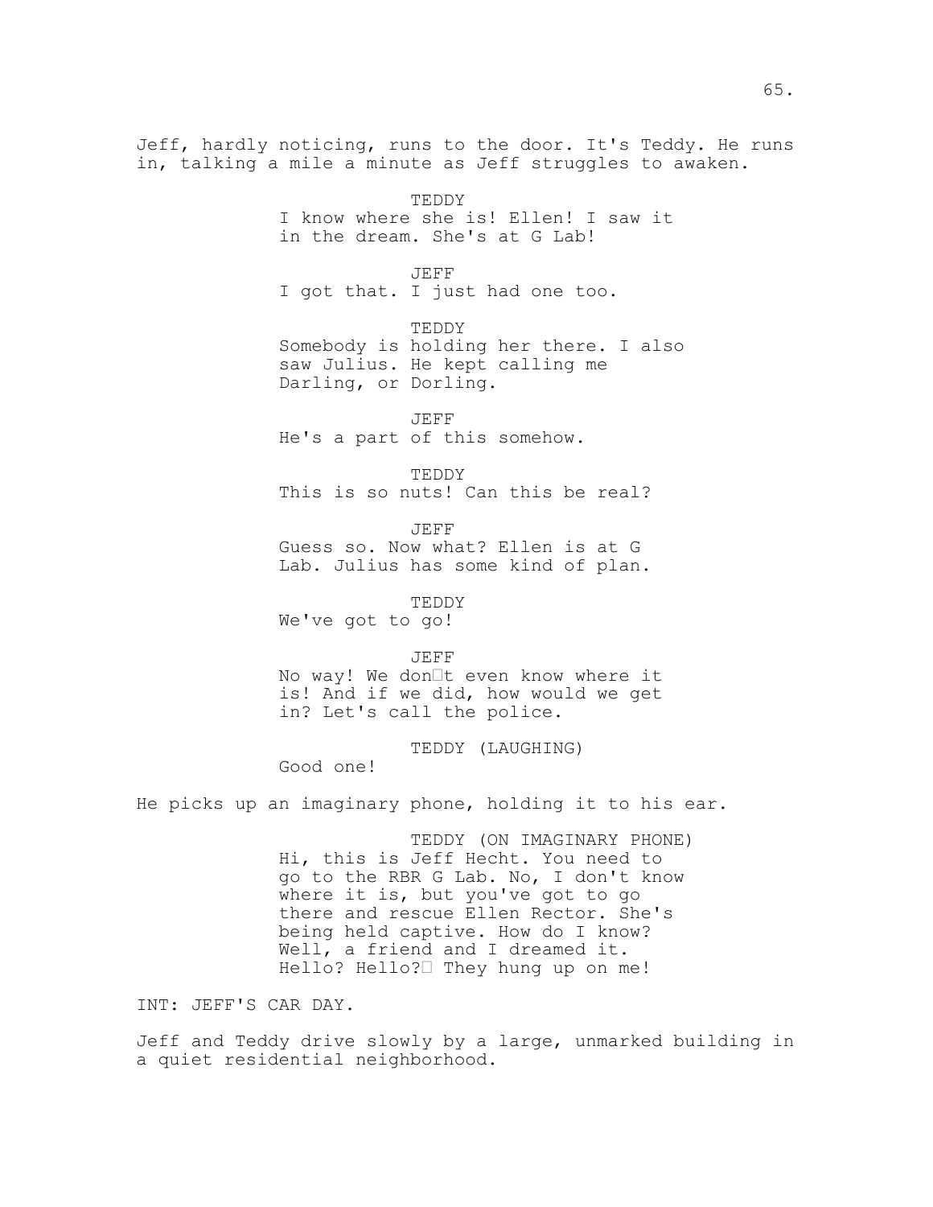Jeff, hardly noticing, runs to the door. It's Teddy. He runs in, talking a mile a minute as Jeff struggles to awaken.

TEDDY
I know where she is! Ellen! I saw it in the dream. She's at G Lab!

JEFF
I got that. I just had one too.

TEDDY
Somebody is holding her there. I also saw Julius. He kept calling me Darling, or Dorling.

JEFF
He's a part of this somehow.

TEDDY
This is so nuts! Can this be real?

JEFF
Guess so. Now what? Ellen is at G Lab. Julius has some kind of plan.

TEDDY
We've got to go!

JEFF
No way! We don�t even know where it is! And if we did, how would we get in? Let's call the police.

TEDDY (LAUGHING)
Good one!

He picks up an imaginary phone, holding it to his ear.

TEDDY (ON IMAGINARY PHONE)
Hi, this is Jeff Hecht. You need to go to the RBR G Lab. No, I don't know where it is, but you've got to go there and rescue Ellen Rector. She's being held captive. How do I know? Well, a friend and I dreamed it. Hello? Hello?� They hung up on me!

INT: JEFF'S CAR DAY.

Jeff and Teddy drive slowly by a large, unmarked building in a quiet residential neighborhood.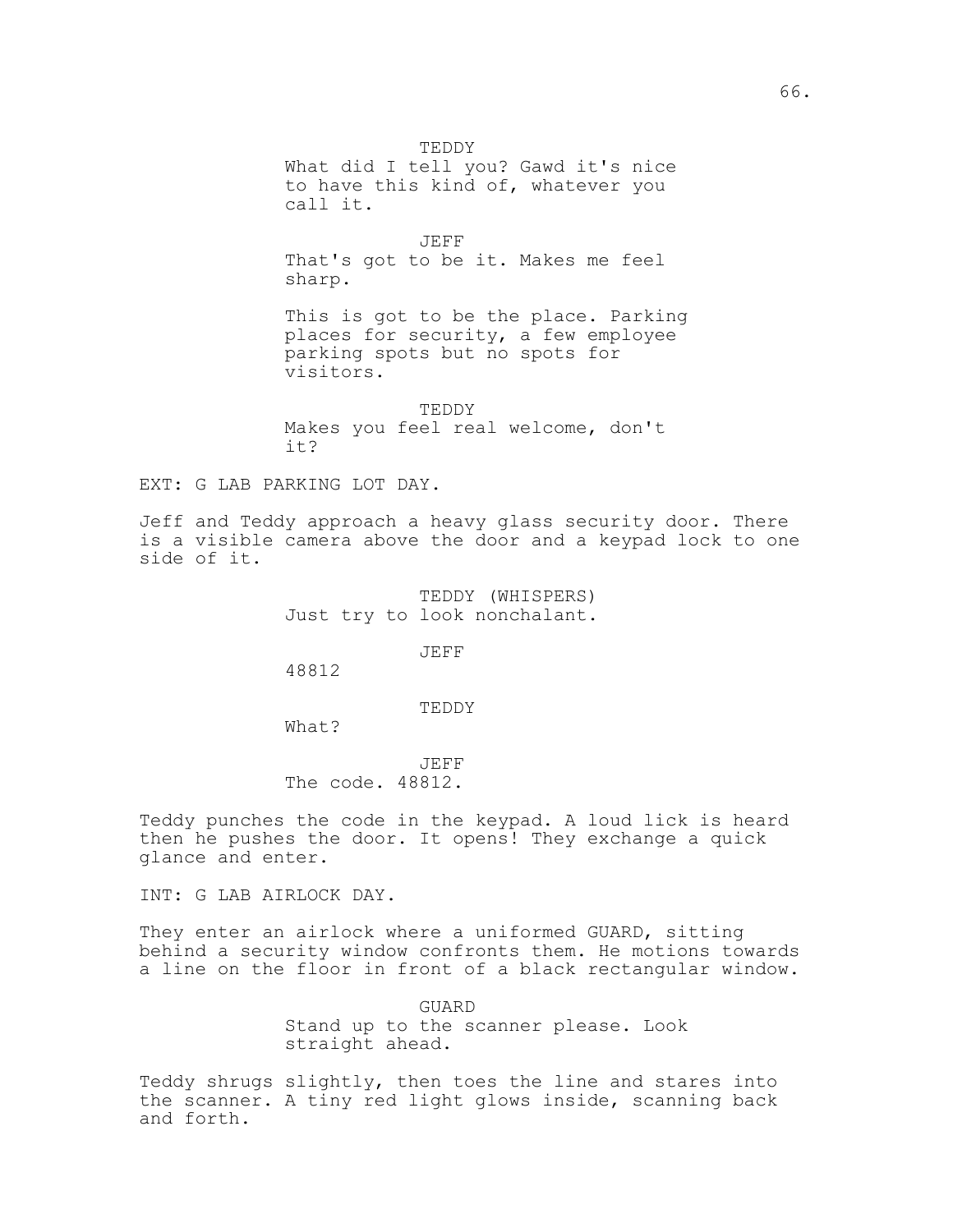TEDDY

What did I tell you? Gawd it's nice to have this kind of, whatever you call it.

JEFF

That's got to be it. Makes me feel sharp.

This is got to be the place. Parking places for security, a few employee parking spots but no spots for visitors.

TEDDY

Makes you feel real welcome, don't it?

EXT: G LAB PARKING LOT DAY.

Jeff and Teddy approach a heavy glass security door. There is a visible camera above the door and a keypad lock to one side of it.

TEDDY (WHISPERS)

Just try to look nonchalant.

JEFF

48812

TEDDY

What?

JEFF

The code. 48812.

Teddy punches the code in the keypad. A loud lick is heard then he pushes the door. It opens! They exchange a quick glance and enter.

INT: G LAB AIRLOCK DAY.

They enter an airlock where a uniformed GUARD, sitting behind a security window confronts them. He motions towards a line on the floor in front of a black rectangular window.

GUARD

Stand up to the scanner please. Look straight ahead.

Teddy shrugs slightly, then toes the line and stares into the scanner. A tiny red light glows inside, scanning back and forth.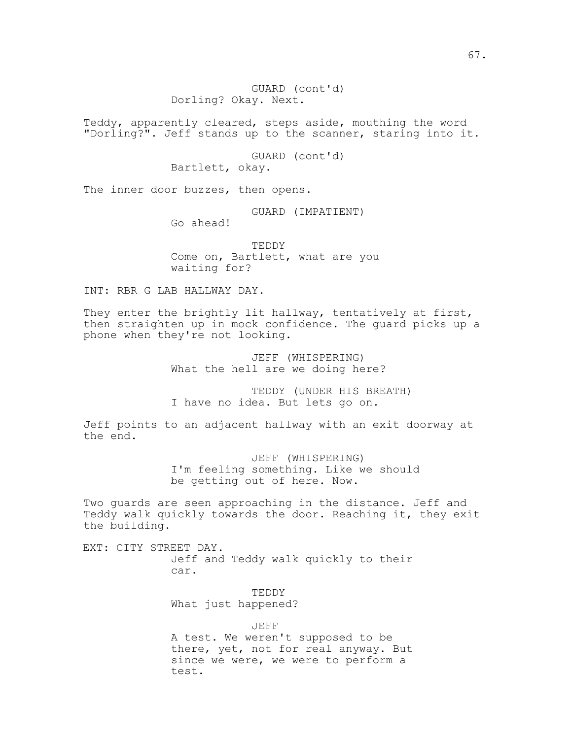GUARD (cont'd)
Dorling? Okay. Next.

Teddy, apparently cleared, steps aside, mouthing the word "Dorling?". Jeff stands up to the scanner, staring into it.

GUARD (cont'd)
Bartlett, okay.

The inner door buzzes, then opens.

GUARD (IMPATIENT)
Go ahead!

TEDDY
Come on, Bartlett, what are you waiting for?

INT: RBR G LAB HALLWAY DAY.

They enter the brightly lit hallway, tentatively at first, then straighten up in mock confidence. The guard picks up a phone when they're not looking.

JEFF (WHISPERING)
What the hell are we doing here?

TEDDY (UNDER HIS BREATH)
I have no idea. But lets go on.

Jeff points to an adjacent hallway with an exit doorway at the end.

JEFF (WHISPERING)
I'm feeling something. Like we should be getting out of here. Now.

Two guards are seen approaching in the distance. Jeff and Teddy walk quickly towards the door. Reaching it, they exit the building.

EXT: CITY STREET DAY.

Jeff and Teddy walk quickly to their car.

TEDDY
What just happened?

JEFF
A test. We weren't supposed to be there, yet, not for real anyway. But since we were, we were to perform a test.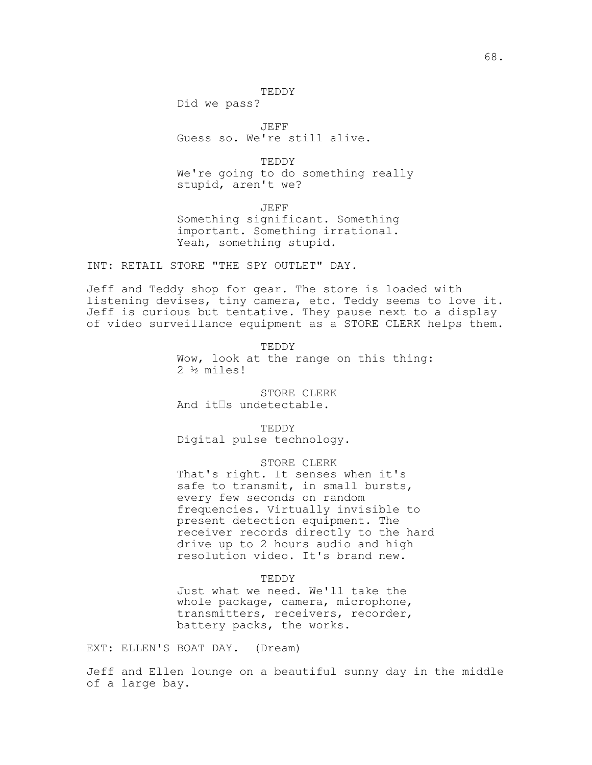TEDDY
Did we pass?

JEFF
Guess so. We're still alive.

TEDDY
We're going to do something really stupid, aren't we?

JEFF
Something significant. Something important. Something irrational. Yeah, something stupid.

INT: RETAIL STORE "THE SPY OUTLET" DAY.

Jeff and Teddy shop for gear. The store is loaded with listening devises, tiny camera, etc. Teddy seems to love it. Jeff is curious but tentative. They pause next to a display of video surveillance equipment as a STORE CLERK helps them.

TEDDY
Wow, look at the range on this thing: 2 ½ miles!

STORE CLERK
And it□s undetectable.

TEDDY
Digital pulse technology.

STORE CLERK
That's right. It senses when it's safe to transmit, in small bursts, every few seconds on random frequencies. Virtually invisible to present detection equipment. The receiver records directly to the hard drive up to 2 hours audio and high resolution video. It's brand new.

TEDDY
Just what we need. We'll take the whole package, camera, microphone, transmitters, receivers, recorder, battery packs, the works.

EXT: ELLEN'S BOAT DAY. (Dream)

Jeff and Ellen lounge on a beautiful sunny day in the middle of a large bay.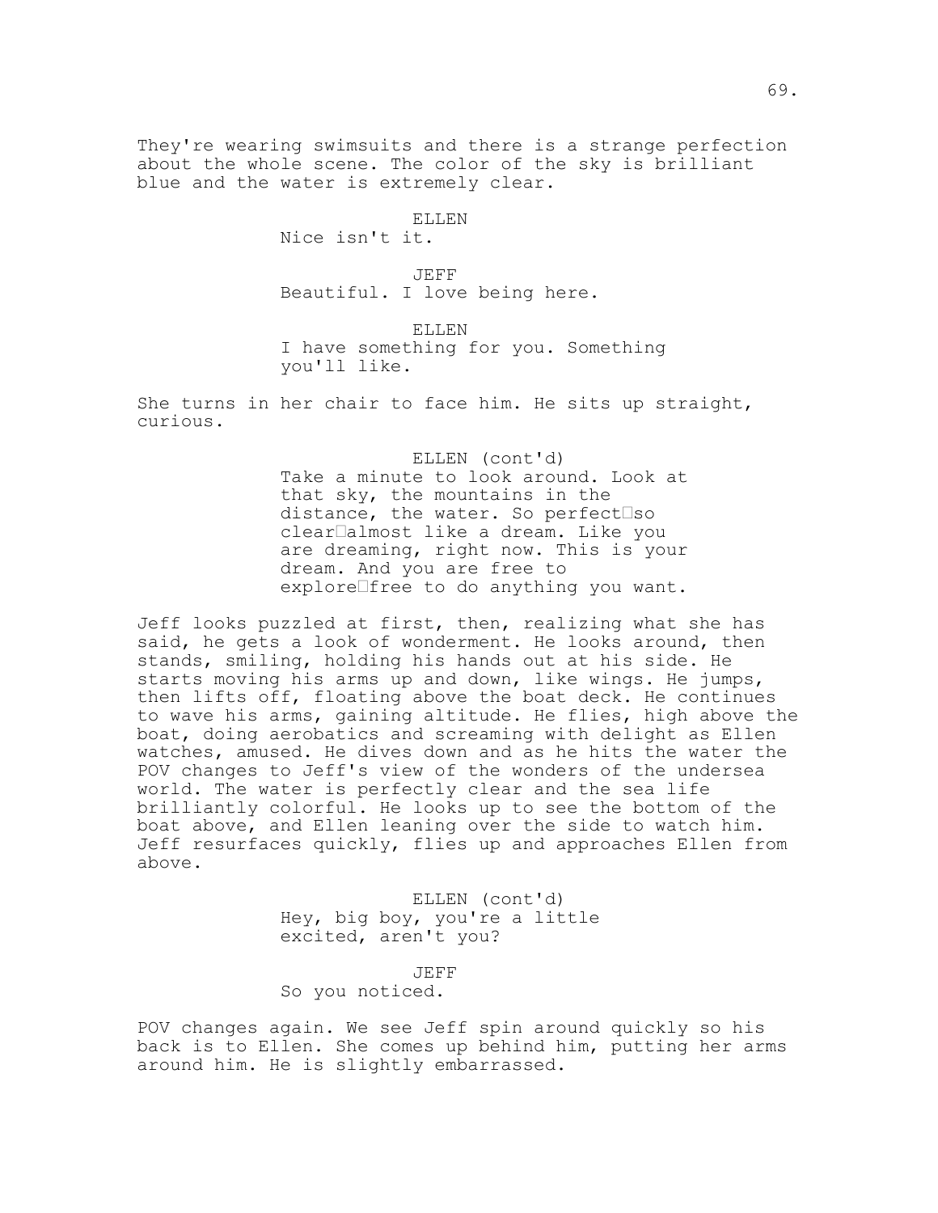They're wearing swimsuits and there is a strange perfection about the whole scene. The color of the sky is brilliant blue and the water is extremely clear.

ELLEN
Nice isn't it.

JEFF
Beautiful. I love being here.

ELLEN
I have something for you. Something you'll like.

She turns in her chair to face him. He sits up straight, curious.

ELLEN (cont'd)
Take a minute to look around. Look at that sky, the mountains in the distance, the water. So perfect—so clear—almost like a dream. Like you are dreaming, right now. This is your dream. And you are free to explore—free to do anything you want.

Jeff looks puzzled at first, then, realizing what she has said, he gets a look of wonderment. He looks around, then stands, smiling, holding his hands out at his side. He starts moving his arms up and down, like wings. He jumps, then lifts off, floating above the boat deck. He continues to wave his arms, gaining altitude. He flies, high above the boat, doing aerobatics and screaming with delight as Ellen watches, amused. He dives down and as he hits the water the POV changes to Jeff's view of the wonders of the undersea world. The water is perfectly clear and the sea life brilliantly colorful. He looks up to see the bottom of the boat above, and Ellen leaning over the side to watch him. Jeff resurfaces quickly, flies up and approaches Ellen from above.

ELLEN (cont'd)
Hey, big boy, you're a little excited, aren't you?

JEFF
So you noticed.

POV changes again. We see Jeff spin around quickly so his back is to Ellen. She comes up behind him, putting her arms around him. He is slightly embarrassed.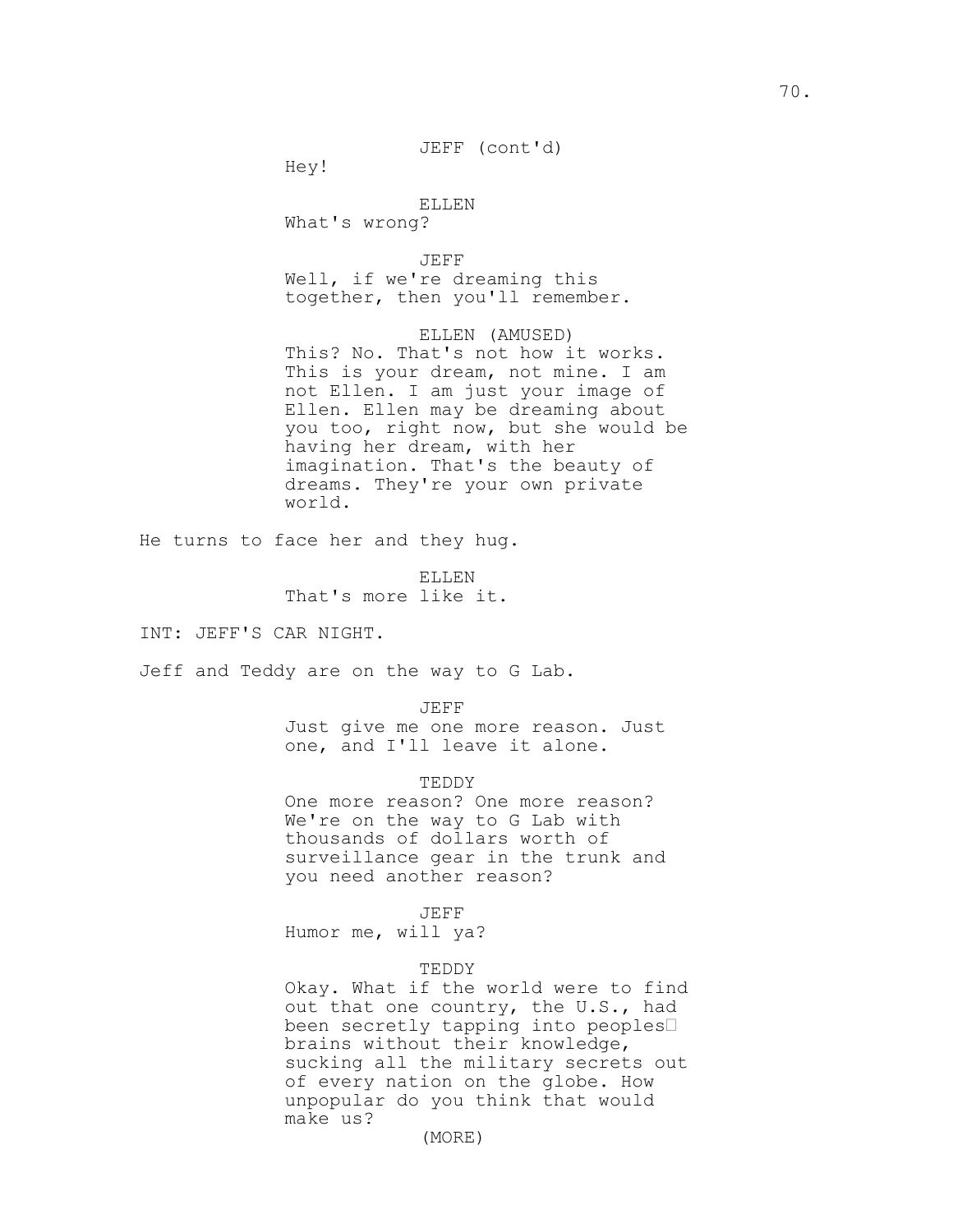JEFF (cont'd)
Hey!

ELLEN
What's wrong?

JEFF
Well, if we're dreaming this together, then you'll remember.

ELLEN (AMUSED)
This? No. That's not how it works. This is your dream, not mine. I am not Ellen. I am just your image of Ellen. Ellen may be dreaming about you too, right now, but she would be having her dream, with her imagination. That's the beauty of dreams. They're your own private world.

He turns to face her and they hug.

ELLEN
That's more like it.

INT: JEFF'S CAR NIGHT.

Jeff and Teddy are on the way to G Lab.

JEFF
Just give me one more reason. Just one, and I'll leave it alone.

TEDDY
One more reason? One more reason? We're on the way to G Lab with thousands of dollars worth of surveillance gear in the trunk and you need another reason?

JEFF
Humor me, will ya?

TEDDY
Okay. What if the world were to find out that one country, the U.S., had been secretly tapping into peoples brains without their knowledge, sucking all the military secrets out of every nation on the globe. How unpopular do you think that would make us?

(MORE)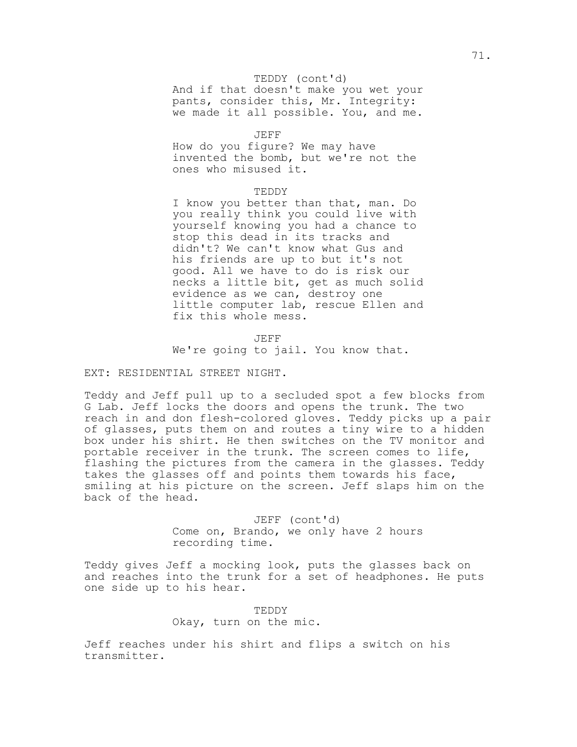TEDDY (cont'd)
And if that doesn't make you wet your pants, consider this, Mr. Integrity: we made it all possible. You, and me.

JEFF
How do you figure? We may have invented the bomb, but we're not the ones who misused it.

TEDDY
I know you better than that, man. Do you really think you could live with yourself knowing you had a chance to stop this dead in its tracks and didn't? We can't know what Gus and his friends are up to but it's not good. All we have to do is risk our necks a little bit, get as much solid evidence as we can, destroy one little computer lab, rescue Ellen and fix this whole mess.

JEFF
We're going to jail. You know that.

EXT: RESIDENTIAL STREET NIGHT.

Teddy and Jeff pull up to a secluded spot a few blocks from G Lab. Jeff locks the doors and opens the trunk. The two reach in and don flesh-colored gloves. Teddy picks up a pair of glasses, puts them on and routes a tiny wire to a hidden box under his shirt. He then switches on the TV monitor and portable receiver in the trunk. The screen comes to life, flashing the pictures from the camera in the glasses. Teddy takes the glasses off and points them towards his face, smiling at his picture on the screen. Jeff slaps him on the back of the head.

JEFF (cont'd)
Come on, Brando, we only have 2 hours recording time.

Teddy gives Jeff a mocking look, puts the glasses back on and reaches into the trunk for a set of headphones. He puts one side up to his hear.

TEDDY
Okay, turn on the mic.

Jeff reaches under his shirt and flips a switch on his transmitter.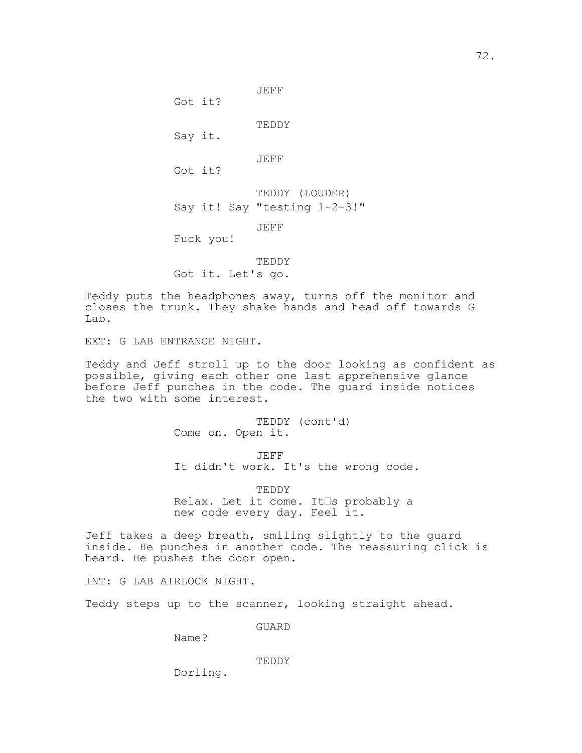JEFF
Got it?

TEDDY
Say it.

JEFF
Got it?

TEDDY (LOUDER)
Say it! Say "testing 1-2-3!"

JEFF
Fuck you!

TEDDY
Got it. Let's go.

Teddy puts the headphones away, turns off the monitor and closes the trunk. They shake hands and head off towards G Lab.

EXT: G LAB ENTRANCE NIGHT.

Teddy and Jeff stroll up to the door looking as confident as possible, giving each other one last apprehensive glance before Jeff punches in the code. The guard inside notices the two with some interest.

TEDDY (cont'd)
Come on. Open it.

JEFF
It didn't work. It's the wrong code.

TEDDY
Relax. Let it come. It□s probably a new code every day. Feel it.

Jeff takes a deep breath, smiling slightly to the guard inside. He punches in another code. The reassuring click is heard. He pushes the door open.

INT: G LAB AIRLOCK NIGHT.

Teddy steps up to the scanner, looking straight ahead.

GUARD
Name?

TEDDY
Dorling.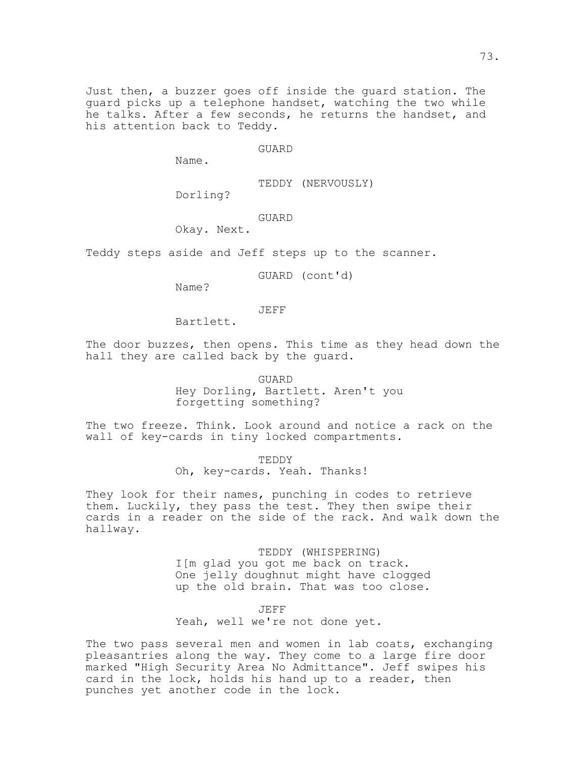Just then, a buzzer goes off inside the guard station. The guard picks up a telephone handset, watching the two while he talks. After a few seconds, he returns the handset, and his attention back to Teddy.

GUARD
Name.

TEDDY (NERVOUSLY)
Dorling?

GUARD
Okay. Next.

Teddy steps aside and Jeff steps up to the scanner.

GUARD (cont'd)
Name?

JEFF
Bartlett.

The door buzzes, then opens. This time as they head down the hall they are called back by the guard.

GUARD
Hey Dorling, Bartlett. Aren't you forgetting something?

The two freeze. Think. Look around and notice a rack on the wall of key-cards in tiny locked compartments.

TEDDY
Oh, key-cards. Yeah. Thanks!

They look for their names, punching in codes to retrieve them. Luckily, they pass the test. They then swipe their cards in a reader on the side of the rack. And walk down the hallway.

TEDDY (WHISPERING)
I[m glad you got me back on track. One jelly doughnut might have clogged up the old brain. That was too close.

JEFF
Yeah, well we're not done yet.

The two pass several men and women in lab coats, exchanging pleasantries along the way. They come to a large fire door marked "High Security Area No Admittance". Jeff swipes his card in the lock, holds his hand up to a reader, then punches yet another code in the lock.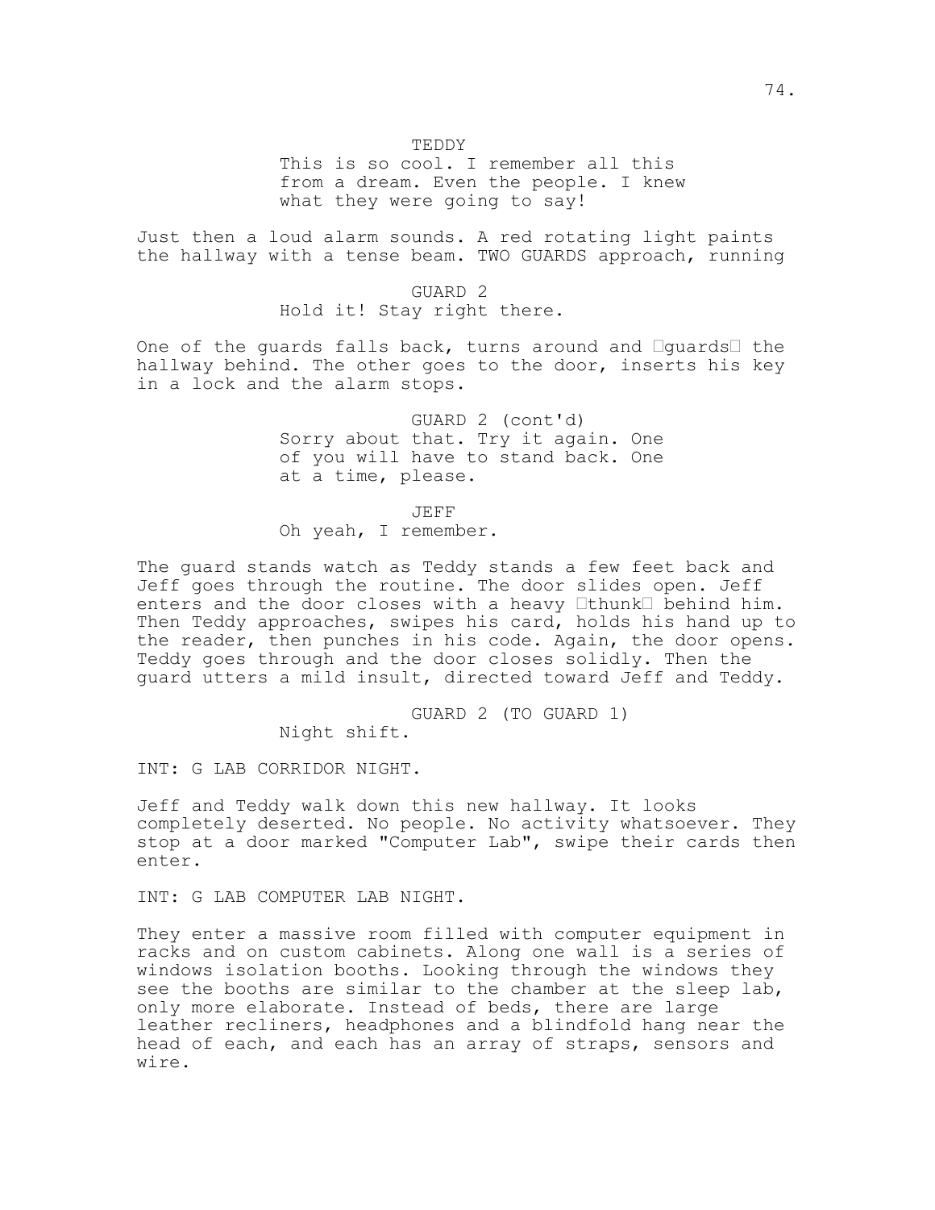TEDDY
This is so cool. I remember all this from a dream. Even the people. I knew what they were going to say!

Just then a loud alarm sounds. A red rotating light paints the hallway with a tense beam. TWO GUARDS approach, running

GUARD 2
Hold it! Stay right there.

One of the guards falls back, turns around and "guards" the hallway behind. The other goes to the door, inserts his key in a lock and the alarm stops.

GUARD 2 (cont'd)
Sorry about that. Try it again. One of you will have to stand back. One at a time, please.

JEFF
Oh yeah, I remember.

The guard stands watch as Teddy stands a few feet back and Jeff goes through the routine. The door slides open. Jeff enters and the door closes with a heavy "thunk" behind him. Then Teddy approaches, swipes his card, holds his hand up to the reader, then punches in his code. Again, the door opens. Teddy goes through and the door closes solidly. Then the guard utters a mild insult, directed toward Jeff and Teddy.

GUARD 2 (TO GUARD 1)
Night shift.

INT: G LAB CORRIDOR NIGHT.

Jeff and Teddy walk down this new hallway. It looks completely deserted. No people. No activity whatsoever. They stop at a door marked "Computer Lab", swipe their cards then enter.

INT: G LAB COMPUTER LAB NIGHT.

They enter a massive room filled with computer equipment in racks and on custom cabinets. Along one wall is a series of windows isolation booths. Looking through the windows they see the booths are similar to the chamber at the sleep lab, only more elaborate. Instead of beds, there are large leather recliners, headphones and a blindfold hang near the head of each, and each has an array of straps, sensors and wire.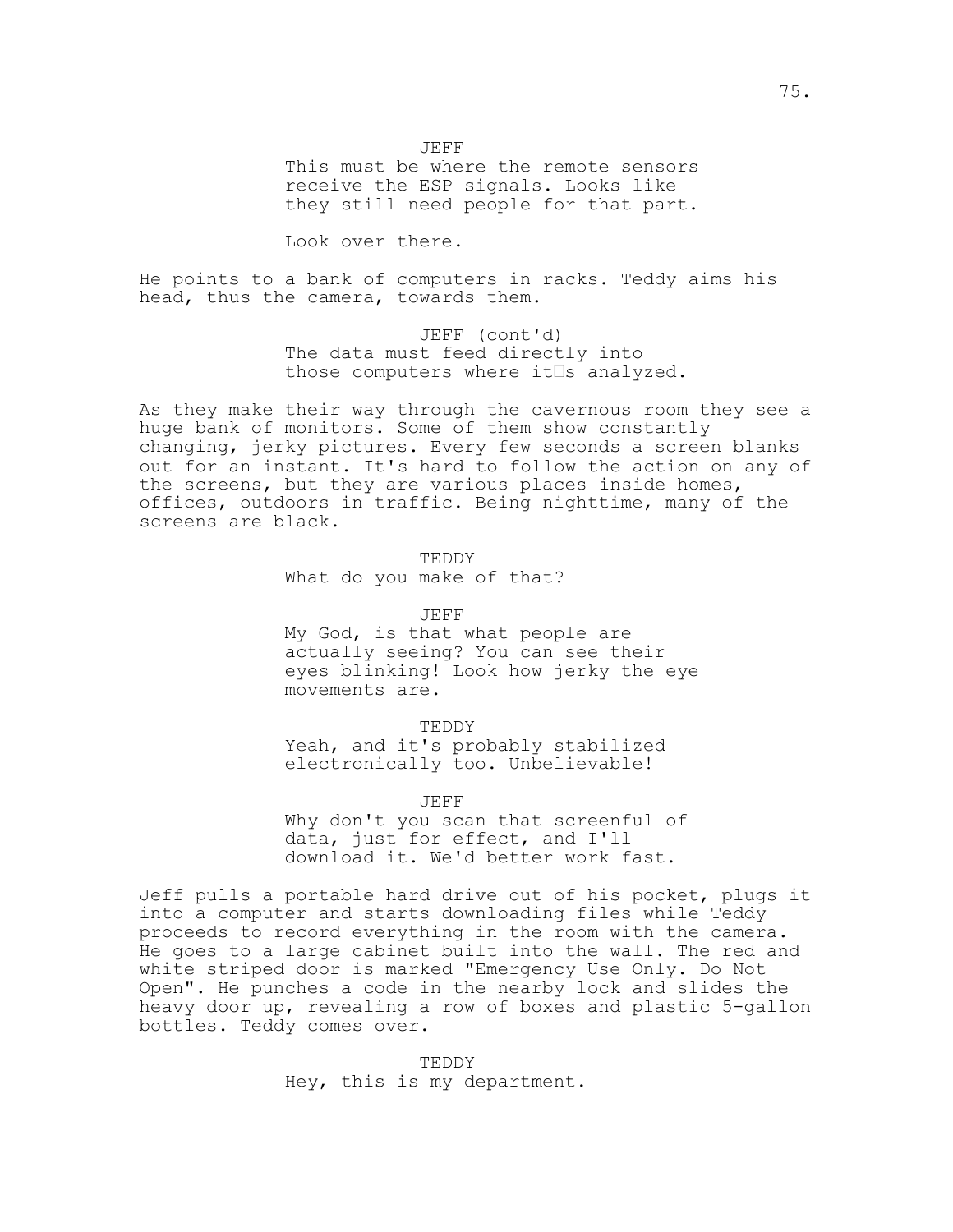JEFF

This must be where the remote sensors receive the ESP signals. Looks like they still need people for that part.

Look over there.

He points to a bank of computers in racks. Teddy aims his head, thus the camera, towards them.

JEFF (cont'd)

The data must feed directly into those computers where it's analyzed.

As they make their way through the cavernous room they see a huge bank of monitors. Some of them show constantly changing, jerky pictures. Every few seconds a screen blanks out for an instant. It's hard to follow the action on any of the screens, but they are various places inside homes, offices, outdoors in traffic. Being nighttime, many of the screens are black.

TEDDY

What do you make of that?

JEFF

My God, is that what people are actually seeing? You can see their eyes blinking! Look how jerky the eye movements are.

TEDDY

Yeah, and it's probably stabilized electronically too. Unbelievable!

JEFF

Why don't you scan that screenful of data, just for effect, and I'll download it. We'd better work fast.

Jeff pulls a portable hard drive out of his pocket, plugs it into a computer and starts downloading files while Teddy proceeds to record everything in the room with the camera. He goes to a large cabinet built into the wall. The red and white striped door is marked "Emergency Use Only. Do Not Open". He punches a code in the nearby lock and slides the heavy door up, revealing a row of boxes and plastic 5-gallon bottles. Teddy comes over.

TEDDY

Hey, this is my department.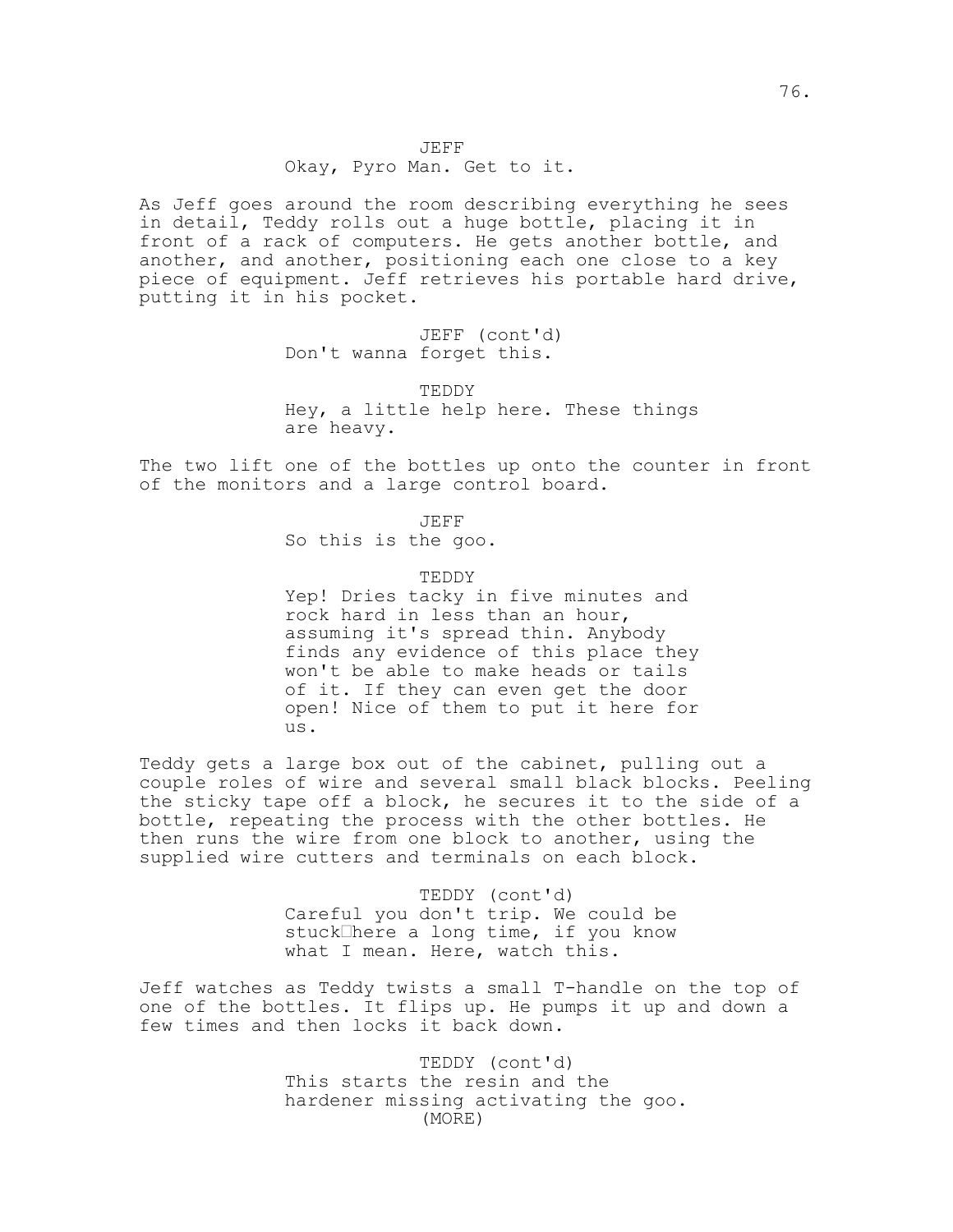JEFF
Okay, Pyro Man. Get to it.

As Jeff goes around the room describing everything he sees in detail, Teddy rolls out a huge bottle, placing it in front of a rack of computers. He gets another bottle, and another, and another, positioning each one close to a key piece of equipment. Jeff retrieves his portable hard drive, putting it in his pocket.

JEFF (cont'd)
Don't wanna forget this.

TEDDY
Hey, a little help here. These things are heavy.

The two lift one of the bottles up onto the counter in front of the monitors and a large control board.

JEFF
So this is the goo.

TEDDY
Yep! Dries tacky in five minutes and rock hard in less than an hour, assuming it's spread thin. Anybody finds any evidence of this place they won't be able to make heads or tails of it. If they can even get the door open! Nice of them to put it here for us.

Teddy gets a large box out of the cabinet, pulling out a couple roles of wire and several small black blocks. Peeling the sticky tape off a block, he secures it to the side of a bottle, repeating the process with the other bottles. He then runs the wire from one block to another, using the supplied wire cutters and terminals on each block.

TEDDY (cont'd)
Careful you don't trip. We could be stuck here a long time, if you know what I mean. Here, watch this.

Jeff watches as Teddy twists a small T-handle on the top of one of the bottles. It flips up. He pumps it up and down a few times and then locks it back down.

TEDDY (cont'd)
This starts the resin and the hardener missing activating the goo.
(MORE)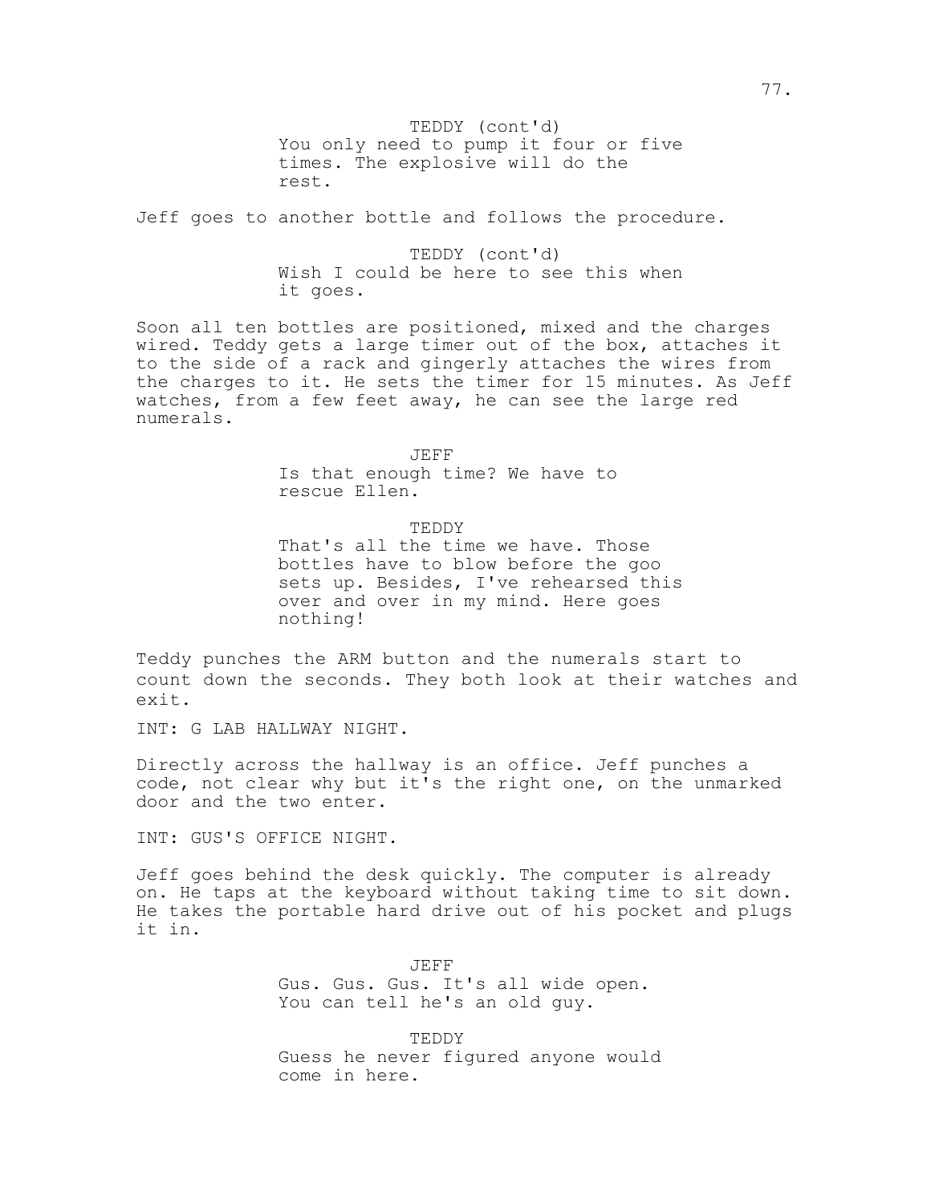TEDDY (cont'd)
You only need to pump it four or five times. The explosive will do the rest.

Jeff goes to another bottle and follows the procedure.

TEDDY (cont'd)
Wish I could be here to see this when it goes.

Soon all ten bottles are positioned, mixed and the charges wired. Teddy gets a large timer out of the box, attaches it to the side of a rack and gingerly attaches the wires from the charges to it. He sets the timer for 15 minutes. As Jeff watches, from a few feet away, he can see the large red numerals.

JEFF
Is that enough time? We have to rescue Ellen.

TEDDY
That's all the time we have. Those bottles have to blow before the goo sets up. Besides, I've rehearsed this over and over in my mind. Here goes nothing!

Teddy punches the ARM button and the numerals start to count down the seconds. They both look at their watches and exit.

INT: G LAB HALLWAY NIGHT.

Directly across the hallway is an office. Jeff punches a code, not clear why but it's the right one, on the unmarked door and the two enter.

INT: GUS'S OFFICE NIGHT.

Jeff goes behind the desk quickly. The computer is already on. He taps at the keyboard without taking time to sit down. He takes the portable hard drive out of his pocket and plugs it in.

JEFF
Gus. Gus. Gus. It's all wide open. You can tell he's an old guy.

TEDDY
Guess he never figured anyone would come in here.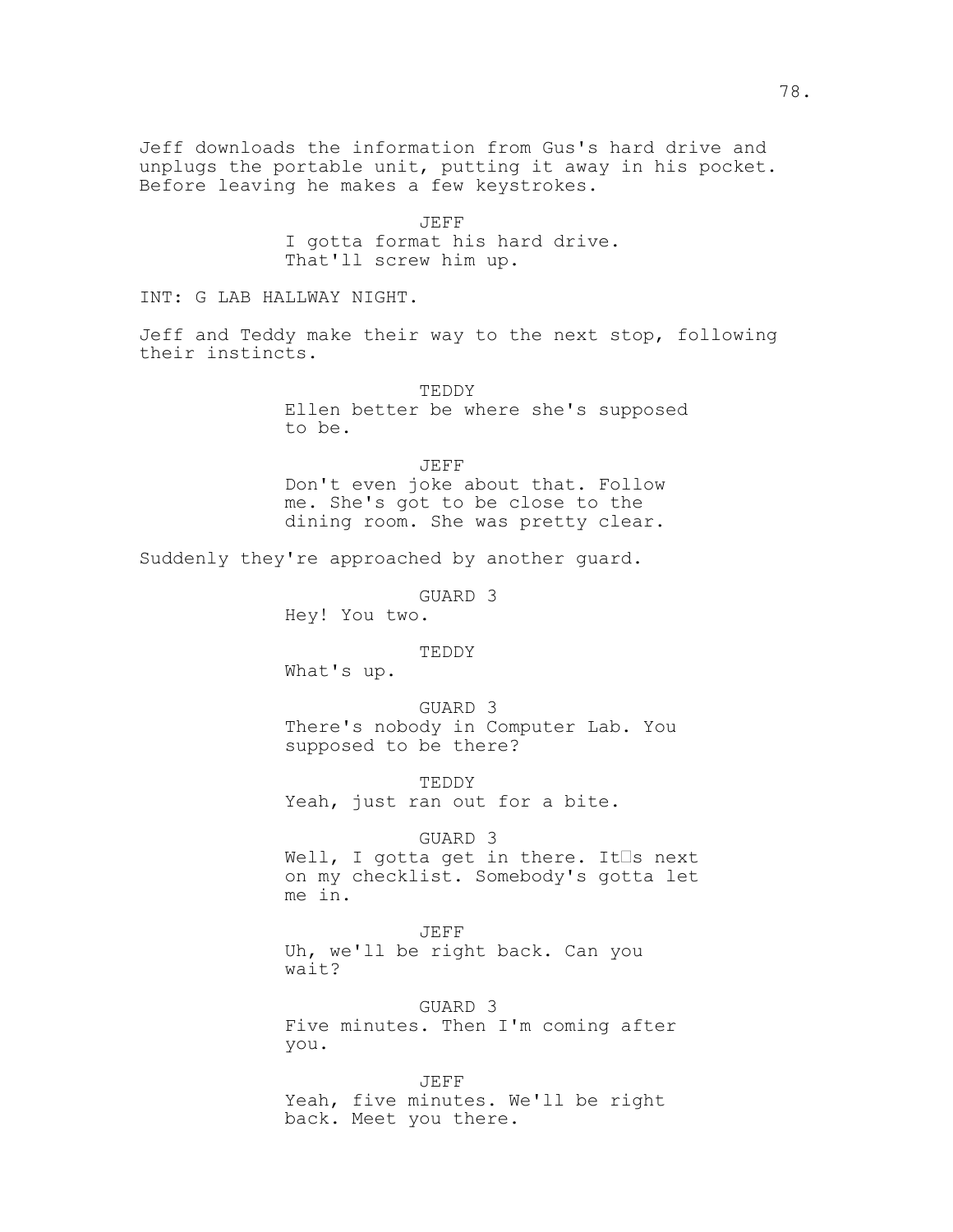Jeff downloads the information from Gus's hard drive and unplugs the portable unit, putting it away in his pocket. Before leaving he makes a few keystrokes.

JEFF
I gotta format his hard drive. That'll screw him up.

INT: G LAB HALLWAY NIGHT.

Jeff and Teddy make their way to the next stop, following their instincts.

TEDDY
Ellen better be where she's supposed to be.

JEFF
Don't even joke about that. Follow me. She's got to be close to the dining room. She was pretty clear.

Suddenly they're approached by another guard.

GUARD 3
Hey! You two.

TEDDY
What's up.

GUARD 3
There's nobody in Computer Lab. You supposed to be there?

TEDDY
Yeah, just ran out for a bite.

GUARD 3
Well, I gotta get in there. It�s next on my checklist. Somebody's gotta let me in.

JEFF
Uh, we'll be right back. Can you wait?

GUARD 3
Five minutes. Then I'm coming after you.

JEFF
Yeah, five minutes. We'll be right back. Meet you there.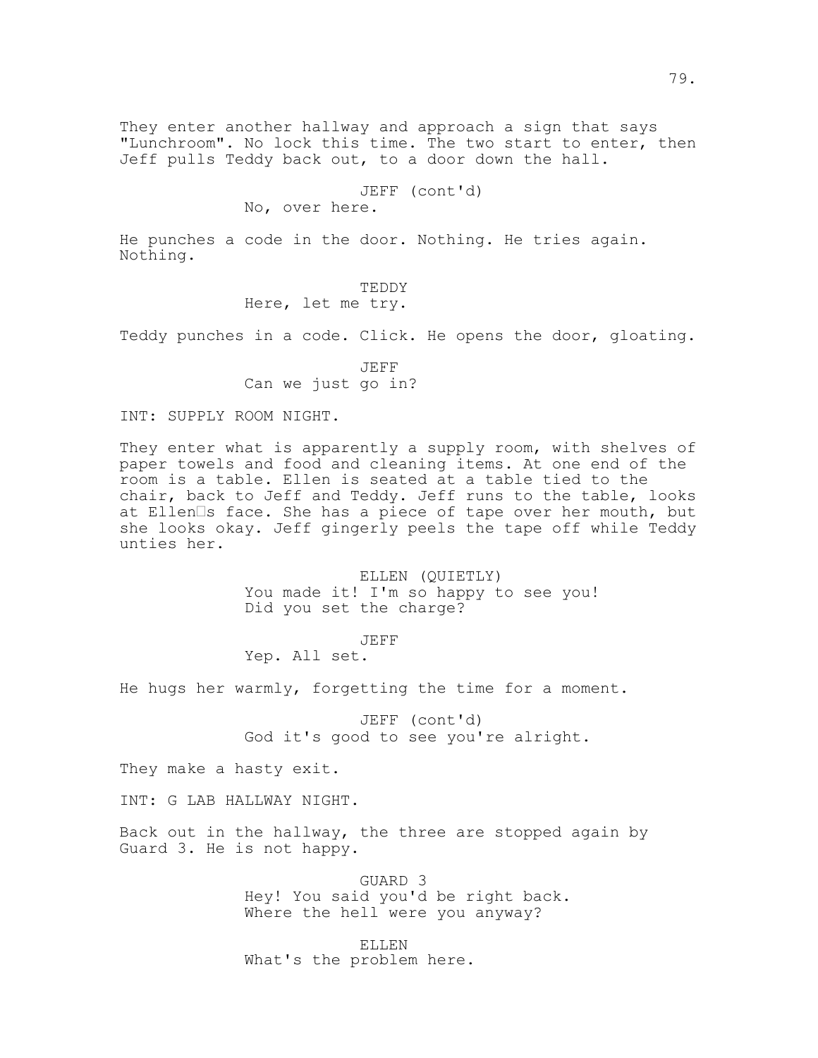They enter another hallway and approach a sign that says "Lunchroom". No lock this time. The two start to enter, then Jeff pulls Teddy back out, to a door down the hall.

JEFF (cont'd)
No, over here.

He punches a code in the door. Nothing. He tries again. Nothing.

TEDDY
Here, let me try.

Teddy punches in a code. Click. He opens the door, gloating.

JEFF
Can we just go in?

INT: SUPPLY ROOM NIGHT.

They enter what is apparently a supply room, with shelves of paper towels and food and cleaning items. At one end of the room is a table. Ellen is seated at a table tied to the chair, back to Jeff and Teddy. Jeff runs to the table, looks at Ellen�s face. She has a piece of tape over her mouth, but she looks okay. Jeff gingerly peels the tape off while Teddy unties her.

ELLEN (QUIETLY)
You made it! I'm so happy to see you! Did you set the charge?

JEFF
Yep. All set.

He hugs her warmly, forgetting the time for a moment.

JEFF (cont'd)
God it's good to see you're alright.

They make a hasty exit.

INT: G LAB HALLWAY NIGHT.

Back out in the hallway, the three are stopped again by Guard 3. He is not happy.

GUARD 3
Hey! You said you'd be right back. Where the hell were you anyway?

ELLEN
What's the problem here.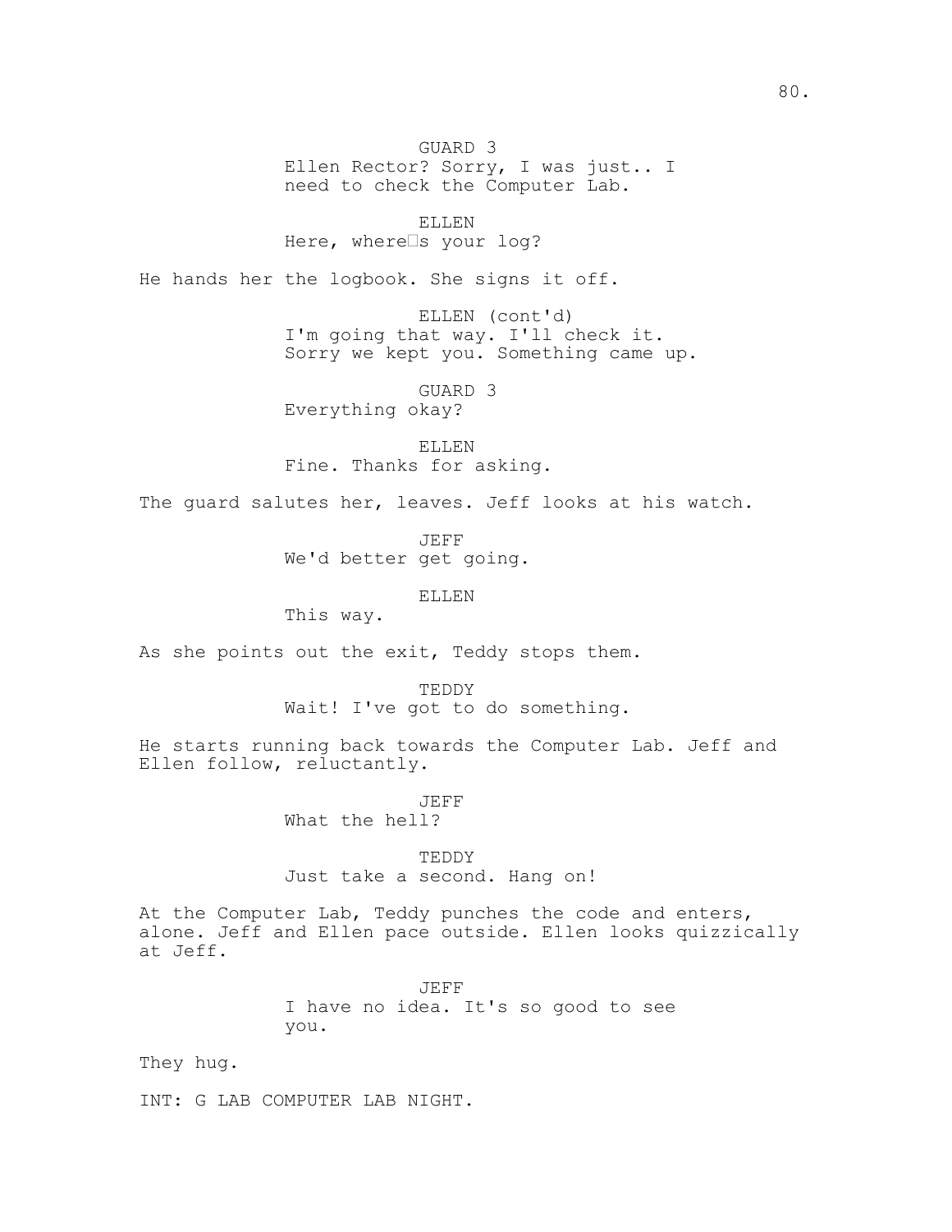GUARD 3
Ellen Rector? Sorry, I was just.. I need to check the Computer Lab.

ELLEN
Here, where□s your log?

He hands her the logbook. She signs it off.

ELLEN (cont'd)
I'm going that way. I'll check it. Sorry we kept you. Something came up.

GUARD 3
Everything okay?

ELLEN
Fine. Thanks for asking.

The guard salutes her, leaves. Jeff looks at his watch.

JEFF
We'd better get going.

ELLEN
This way.

As she points out the exit, Teddy stops them.

TEDDY
Wait! I've got to do something.

He starts running back towards the Computer Lab. Jeff and Ellen follow, reluctantly.

JEFF
What the hell?

TEDDY
Just take a second. Hang on!

At the Computer Lab, Teddy punches the code and enters, alone. Jeff and Ellen pace outside. Ellen looks quizzically at Jeff.

JEFF
I have no idea. It's so good to see you.

They hug.

INT: G LAB COMPUTER LAB NIGHT.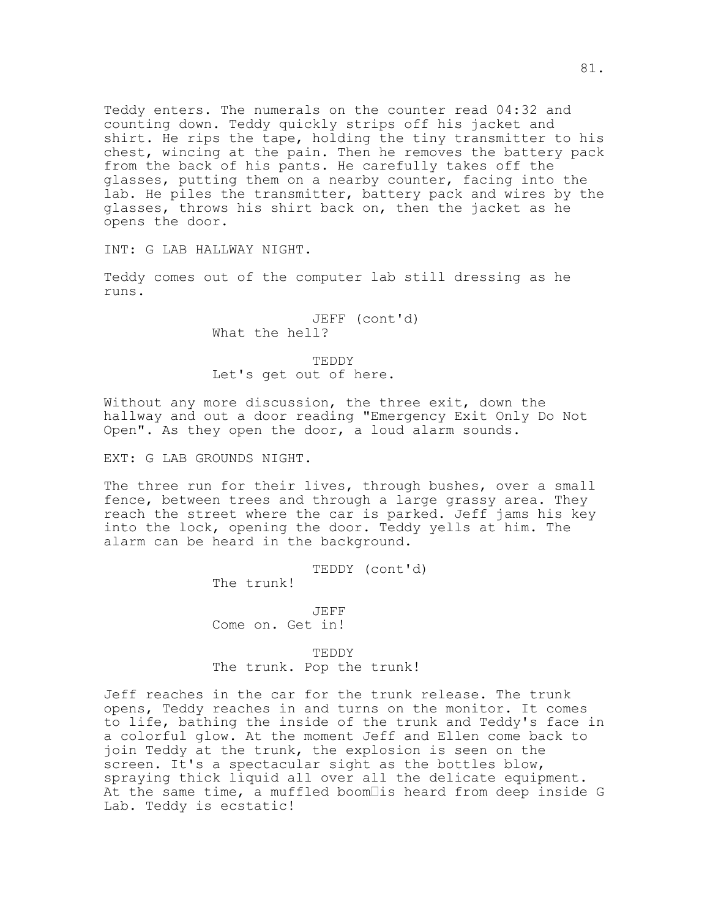Teddy enters. The numerals on the counter read 04:32 and counting down. Teddy quickly strips off his jacket and shirt. He rips the tape, holding the tiny transmitter to his chest, wincing at the pain. Then he removes the battery pack from the back of his pants. He carefully takes off the glasses, putting them on a nearby counter, facing into the lab. He piles the transmitter, battery pack and wires by the glasses, throws his shirt back on, then the jacket as he opens the door.

INT: G LAB HALLWAY NIGHT.

Teddy comes out of the computer lab still dressing as he runs.

JEFF (cont'd)
What the hell?

TEDDY
Let's get out of here.

Without any more discussion, the three exit, down the hallway and out a door reading "Emergency Exit Only Do Not Open". As they open the door, a loud alarm sounds.

EXT: G LAB GROUNDS NIGHT.

The three run for their lives, through bushes, over a small fence, between trees and through a large grassy area. They reach the street where the car is parked. Jeff jams his key into the lock, opening the door. Teddy yells at him. The alarm can be heard in the background.

TEDDY (cont'd)
The trunk!

JEFF
Come on. Get in!

TEDDY
The trunk. Pop the trunk!

Jeff reaches in the car for the trunk release. The trunk opens, Teddy reaches in and turns on the monitor. It comes to life, bathing the inside of the trunk and Teddy's face in a colorful glow. At the moment Jeff and Ellen come back to join Teddy at the trunk, the explosion is seen on the screen. It's a spectacular sight as the bottles blow, spraying thick liquid all over all the delicate equipment. At the same time, a muffled boom is heard from deep inside G Lab. Teddy is ecstatic!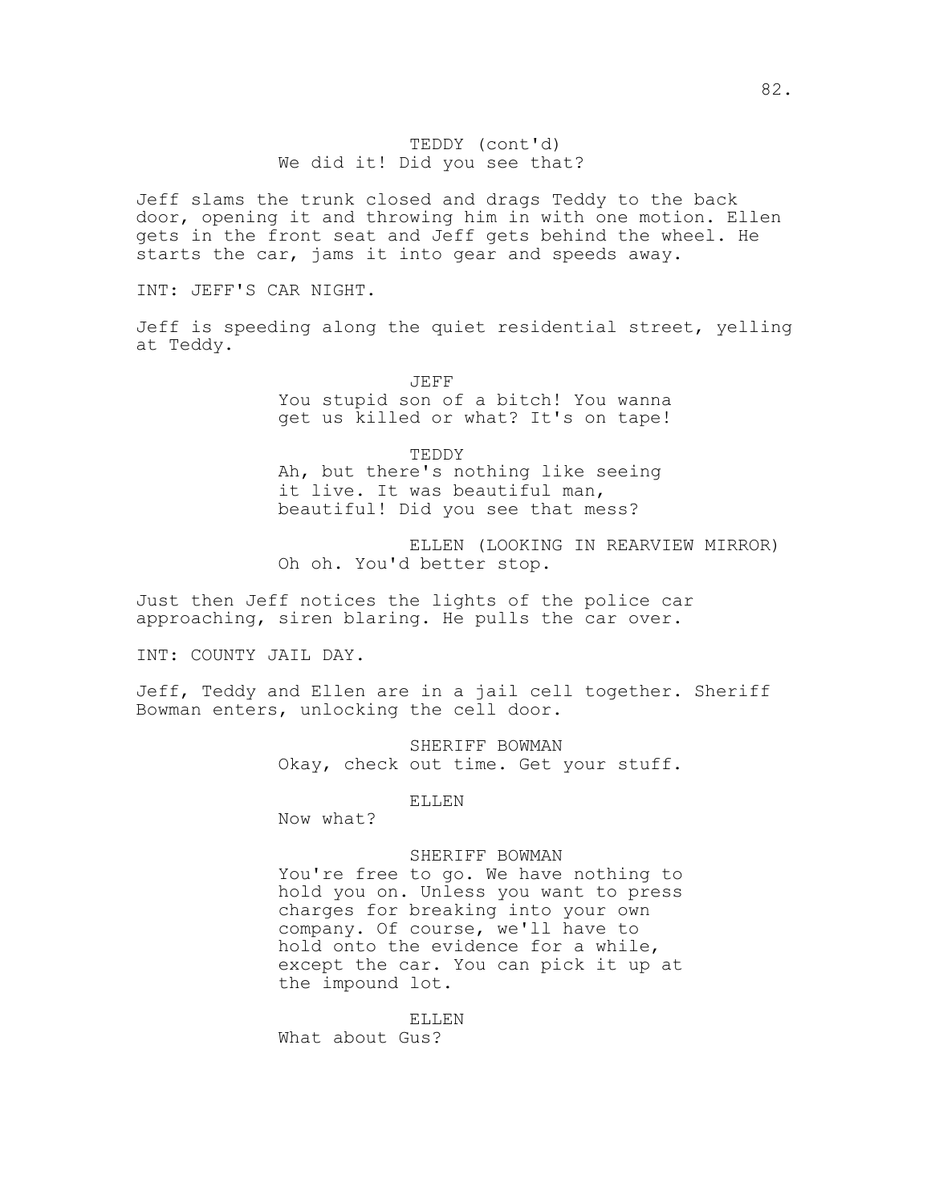TEDDY (cont'd)
We did it! Did you see that?

Jeff slams the trunk closed and drags Teddy to the back door, opening it and throwing him in with one motion. Ellen gets in the front seat and Jeff gets behind the wheel. He starts the car, jams it into gear and speeds away.

INT: JEFF'S CAR NIGHT.

Jeff is speeding along the quiet residential street, yelling at Teddy.

JEFF
You stupid son of a bitch! You wanna get us killed or what? It's on tape!

TEDDY
Ah, but there's nothing like seeing it live. It was beautiful man, beautiful! Did you see that mess?

ELLEN (LOOKING IN REARVIEW MIRROR)
Oh oh. You'd better stop.

Just then Jeff notices the lights of the police car approaching, siren blaring. He pulls the car over.

INT: COUNTY JAIL DAY.

Jeff, Teddy and Ellen are in a jail cell together. Sheriff Bowman enters, unlocking the cell door.

SHERIFF BOWMAN
Okay, check out time. Get your stuff.

ELLEN
Now what?

SHERIFF BOWMAN
You're free to go. We have nothing to hold you on. Unless you want to press charges for breaking into your own company. Of course, we'll have to hold onto the evidence for a while, except the car. You can pick it up at the impound lot.

ELLEN
What about Gus?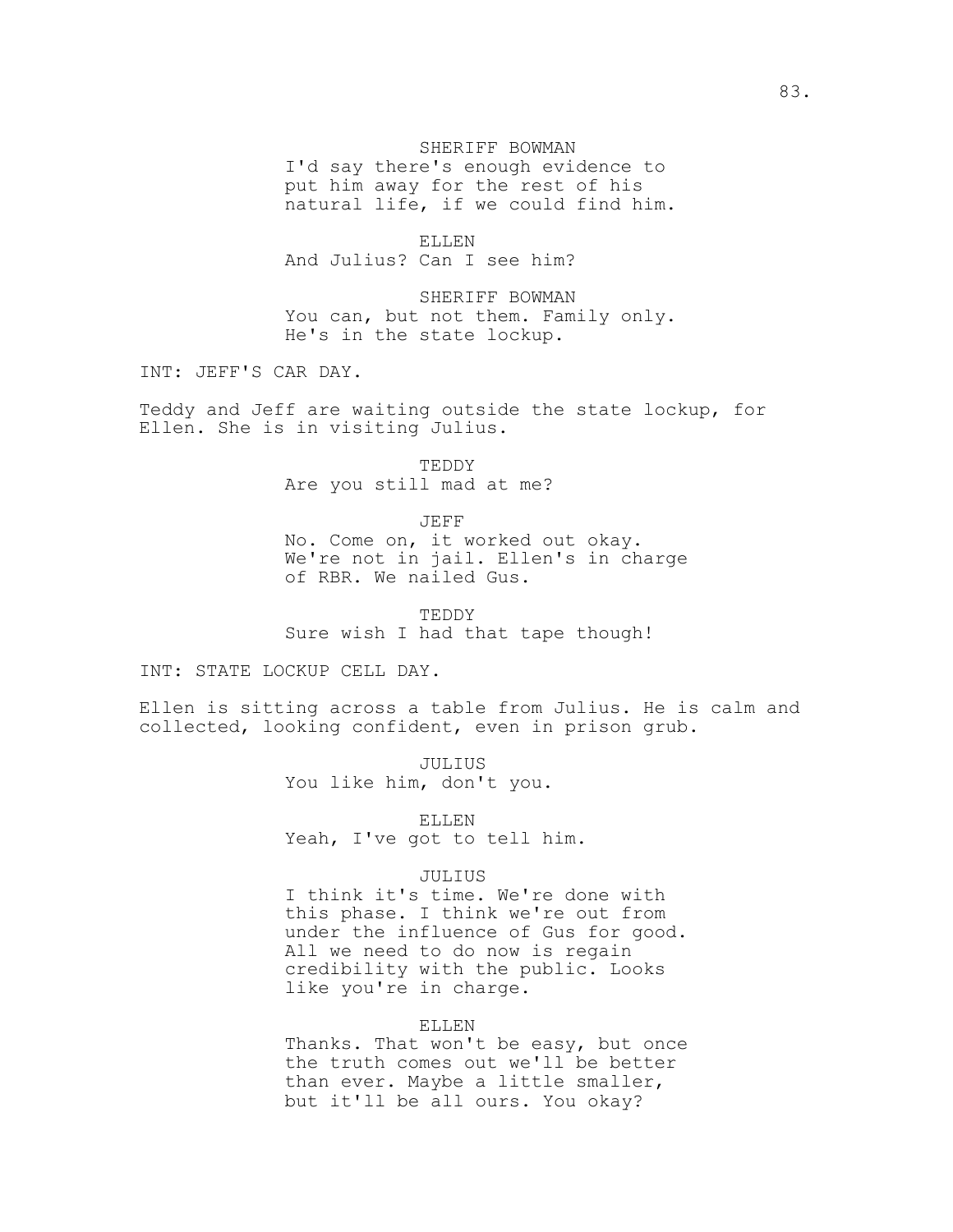SHERIFF BOWMAN
I'd say there's enough evidence to put him away for the rest of his natural life, if we could find him.

ELLEN
And Julius? Can I see him?

SHERIFF BOWMAN
You can, but not them. Family only. He's in the state lockup.

INT: JEFF'S CAR DAY.

Teddy and Jeff are waiting outside the state lockup, for Ellen. She is in visiting Julius.

TEDDY
Are you still mad at me?

JEFF
No. Come on, it worked out okay. We're not in jail. Ellen's in charge of RBR. We nailed Gus.

TEDDY
Sure wish I had that tape though!

INT: STATE LOCKUP CELL DAY.

Ellen is sitting across a table from Julius. He is calm and collected, looking confident, even in prison grub.

JULIUS
You like him, don't you.

ELLEN
Yeah, I've got to tell him.

JULIUS
I think it's time. We're done with this phase. I think we're out from under the influence of Gus for good. All we need to do now is regain credibility with the public. Looks like you're in charge.

ELLEN
Thanks. That won't be easy, but once the truth comes out we'll be better than ever. Maybe a little smaller, but it'll be all ours. You okay?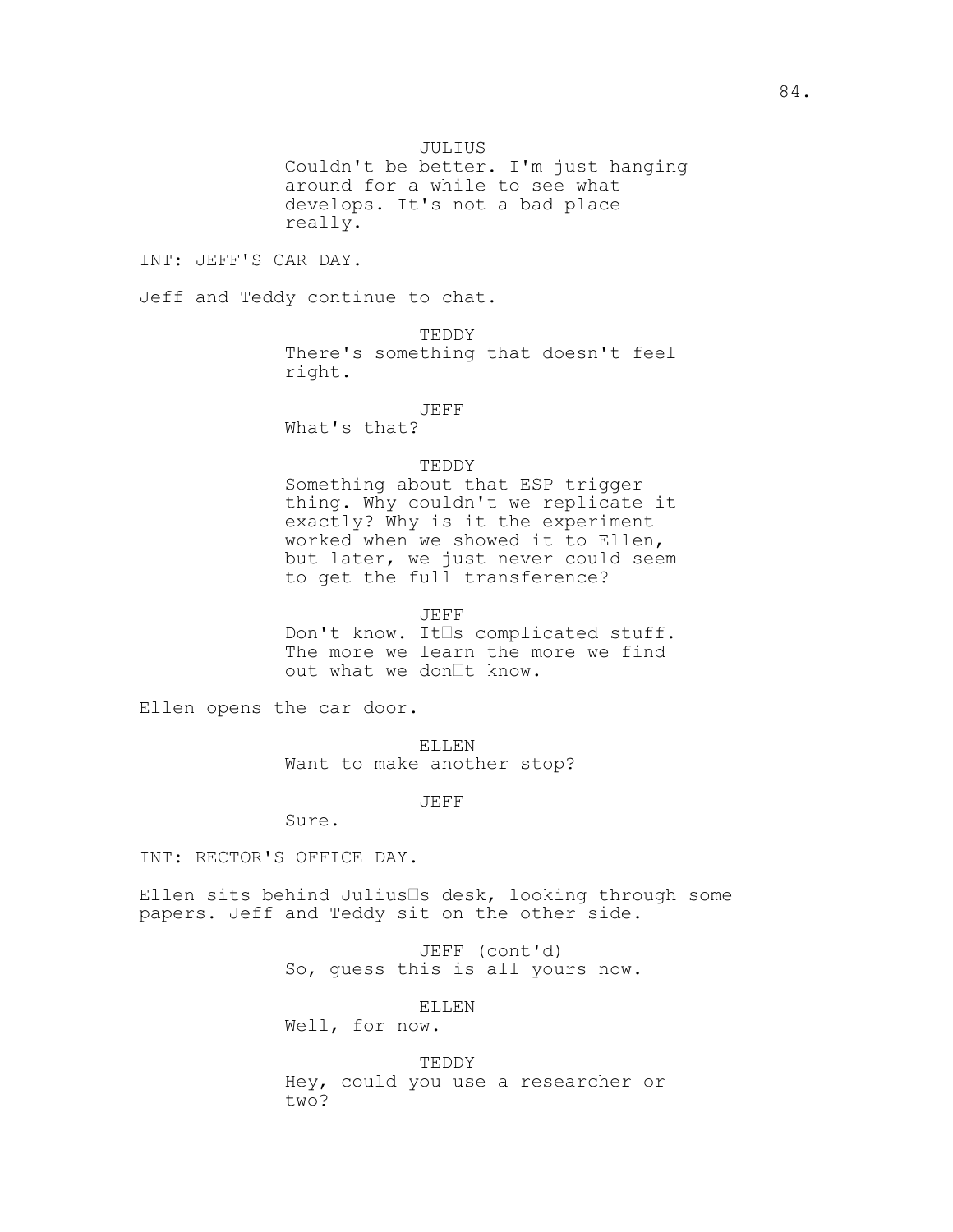JULIUS
Couldn't be better. I'm just hanging around for a while to see what develops. It's not a bad place really.

INT: JEFF'S CAR DAY.

Jeff and Teddy continue to chat.

TEDDY
There's something that doesn't feel right.

JEFF
What's that?

TEDDY
Something about that ESP trigger thing. Why couldn't we replicate it exactly? Why is it the experiment worked when we showed it to Ellen, but later, we just never could seem to get the full transference?

JEFF
Don't know. It's complicated stuff. The more we learn the more we find out what we don't know.

Ellen opens the car door.

ELLEN
Want to make another stop?

JEFF
Sure.

INT: RECTOR'S OFFICE DAY.

Ellen sits behind Julius's desk, looking through some papers. Jeff and Teddy sit on the other side.

JEFF (cont'd)
So, guess this is all yours now.

ELLEN
Well, for now.

TEDDY
Hey, could you use a researcher or two?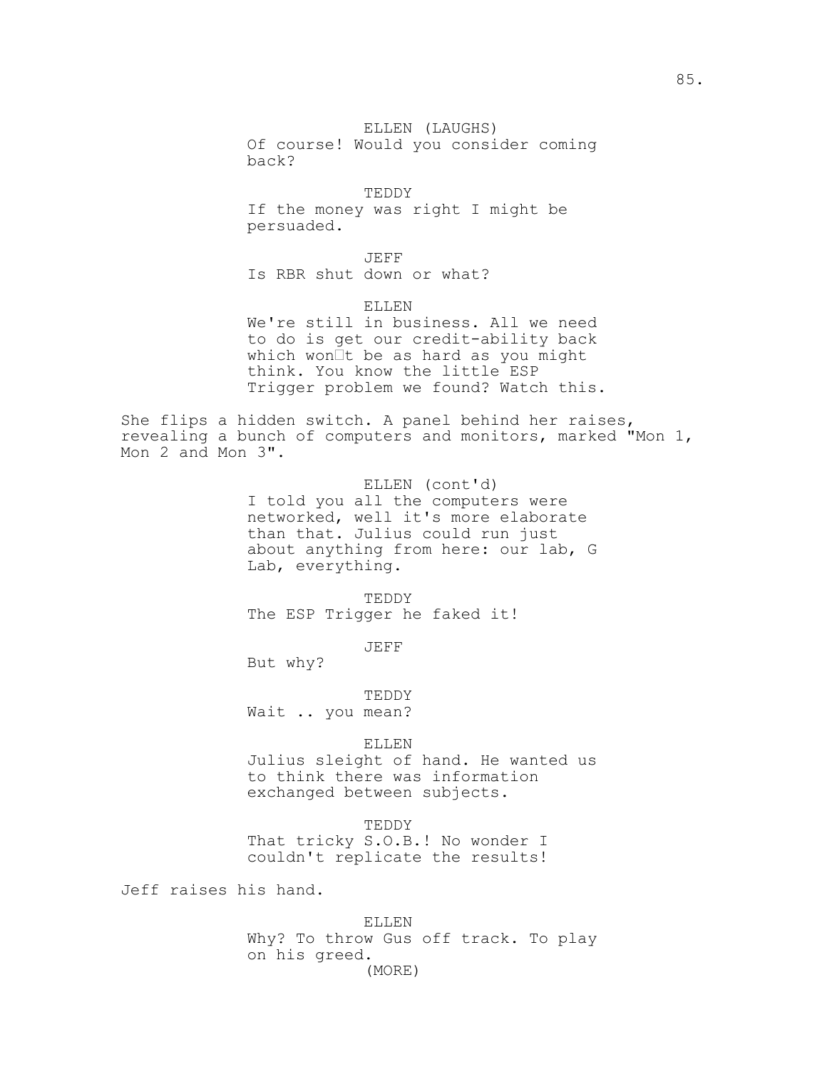ELLEN (LAUGHS)
Of course! Would you consider coming back?

TEDDY
If the money was right I might be persuaded.

JEFF
Is RBR shut down or what?

ELLEN
We're still in business. All we need to do is get our credit-ability back which won□t be as hard as you might think. You know the little ESP Trigger problem we found? Watch this.

She flips a hidden switch. A panel behind her raises, revealing a bunch of computers and monitors, marked "Mon 1, Mon 2 and Mon 3".

ELLEN (cont'd)
I told you all the computers were networked, well it's more elaborate than that. Julius could run just about anything from here: our lab, G Lab, everything.

TEDDY
The ESP Trigger he faked it!

JEFF
But why?

TEDDY
Wait .. you mean?

ELLEN
Julius sleight of hand. He wanted us to think there was information exchanged between subjects.

TEDDY
That tricky S.O.B.! No wonder I couldn't replicate the results!

Jeff raises his hand.

ELLEN
Why? To throw Gus off track. To play on his greed.
(MORE)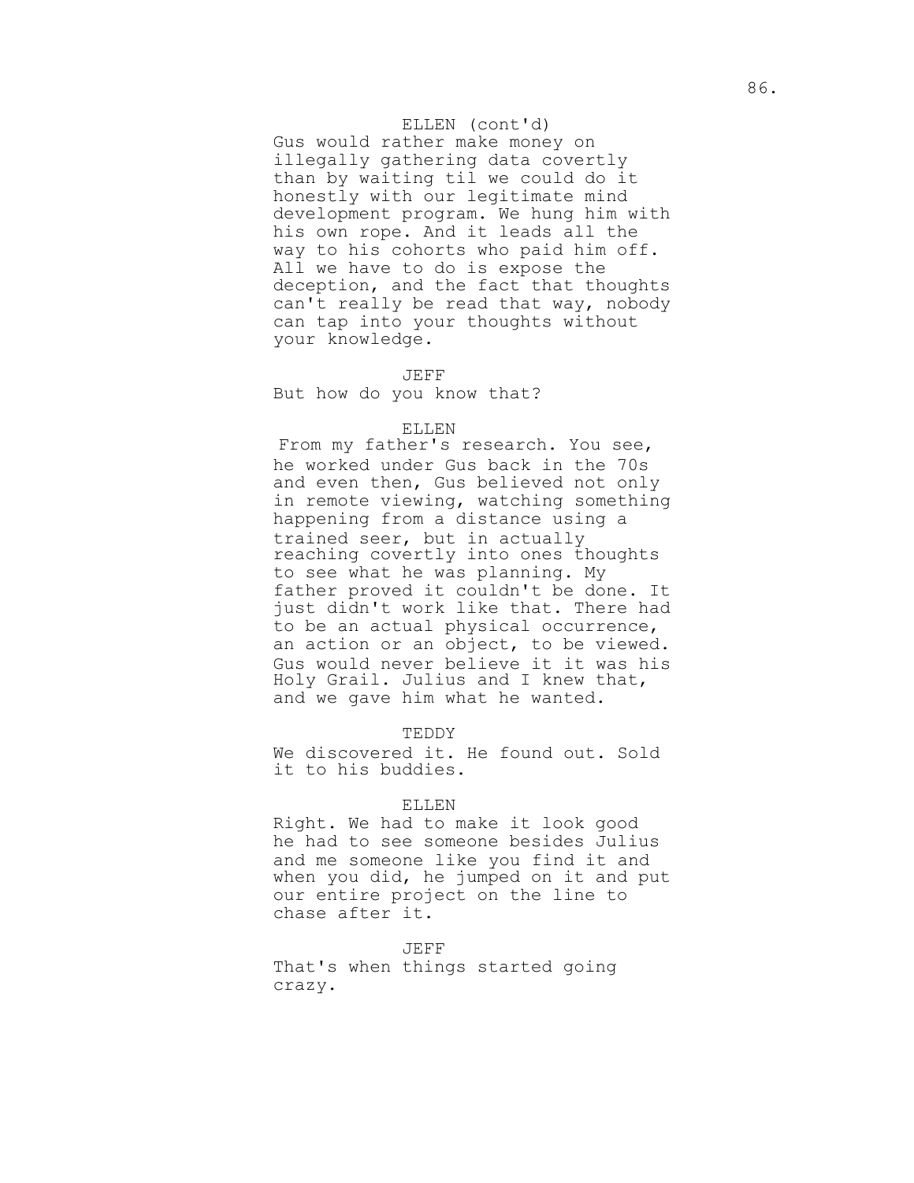ELLEN (cont'd)
Gus would rather make money on illegally gathering data covertly than by waiting til we could do it honestly with our legitimate mind development program. We hung him with his own rope. And it leads all the way to his cohorts who paid him off. All we have to do is expose the deception, and the fact that thoughts can't really be read that way, nobody can tap into your thoughts without your knowledge.

JEFF
But how do you know that?

ELLEN
From my father's research. You see, he worked under Gus back in the 70s and even then, Gus believed not only in remote viewing, watching something happening from a distance using a trained seer, but in actually reaching covertly into ones thoughts to see what he was planning. My father proved it couldn't be done. It just didn't work like that. There had to be an actual physical occurrence, an action or an object, to be viewed. Gus would never believe it it was his Holy Grail. Julius and I knew that, and we gave him what he wanted.

TEDDY
We discovered it. He found out. Sold it to his buddies.

ELLEN
Right. We had to make it look good he had to see someone besides Julius and me someone like you find it and when you did, he jumped on it and put our entire project on the line to chase after it.

JEFF
That's when things started going crazy.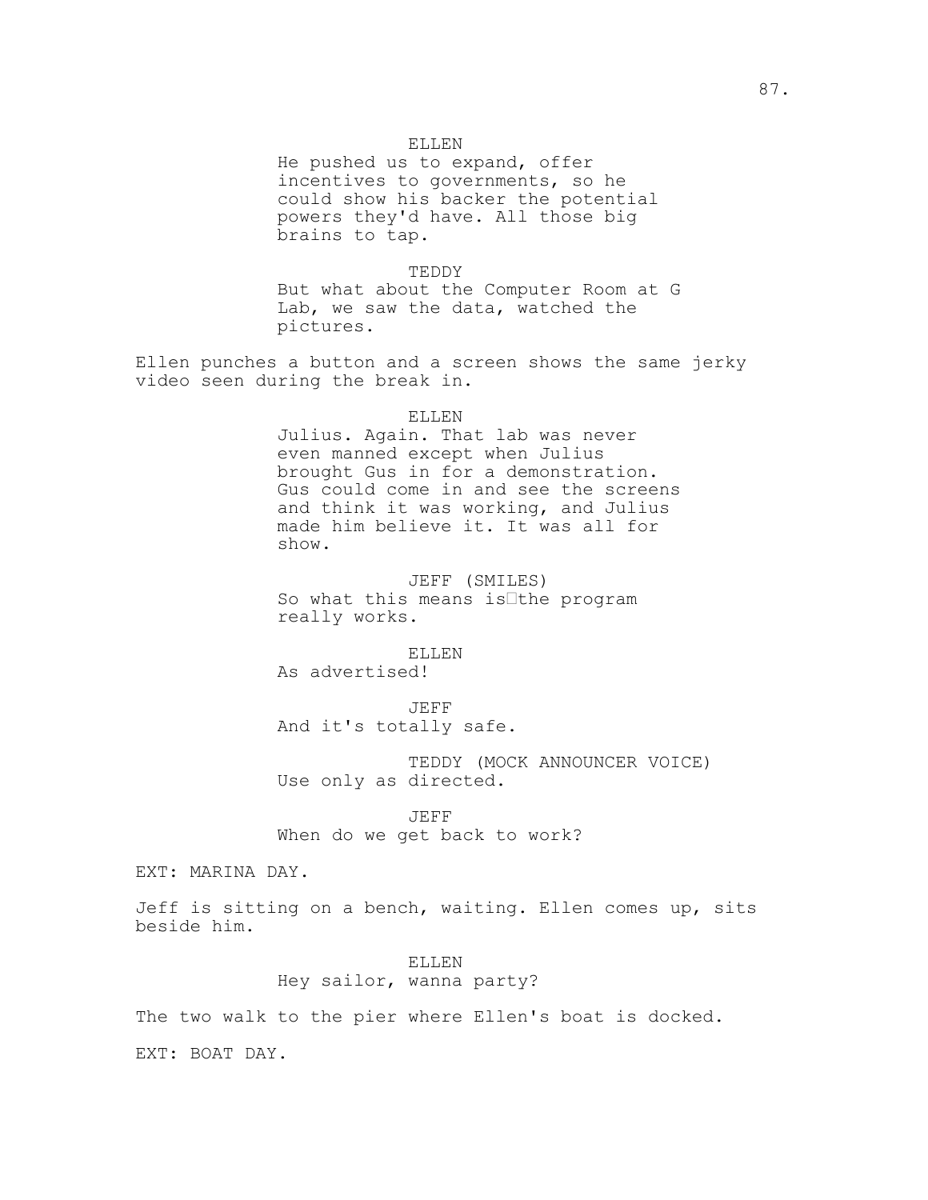ELLEN
He pushed us to expand, offer incentives to governments, so he could show his backer the potential powers they'd have. All those big brains to tap.

TEDDY
But what about the Computer Room at G Lab, we saw the data, watched the pictures.

Ellen punches a button and a screen shows the same jerky video seen during the break in.

ELLEN
Julius. Again. That lab was never even manned except when Julius brought Gus in for a demonstration. Gus could come in and see the screens and think it was working, and Julius made him believe it. It was all for show.

JEFF (SMILES)
So what this means is the program really works.

ELLEN
As advertised!

JEFF
And it's totally safe.

TEDDY (MOCK ANNOUNCER VOICE)
Use only as directed.

JEFF
When do we get back to work?

EXT: MARINA DAY.

Jeff is sitting on a bench, waiting. Ellen comes up, sits beside him.

ELLEN
Hey sailor, wanna party?

The two walk to the pier where Ellen's boat is docked.

EXT: BOAT DAY.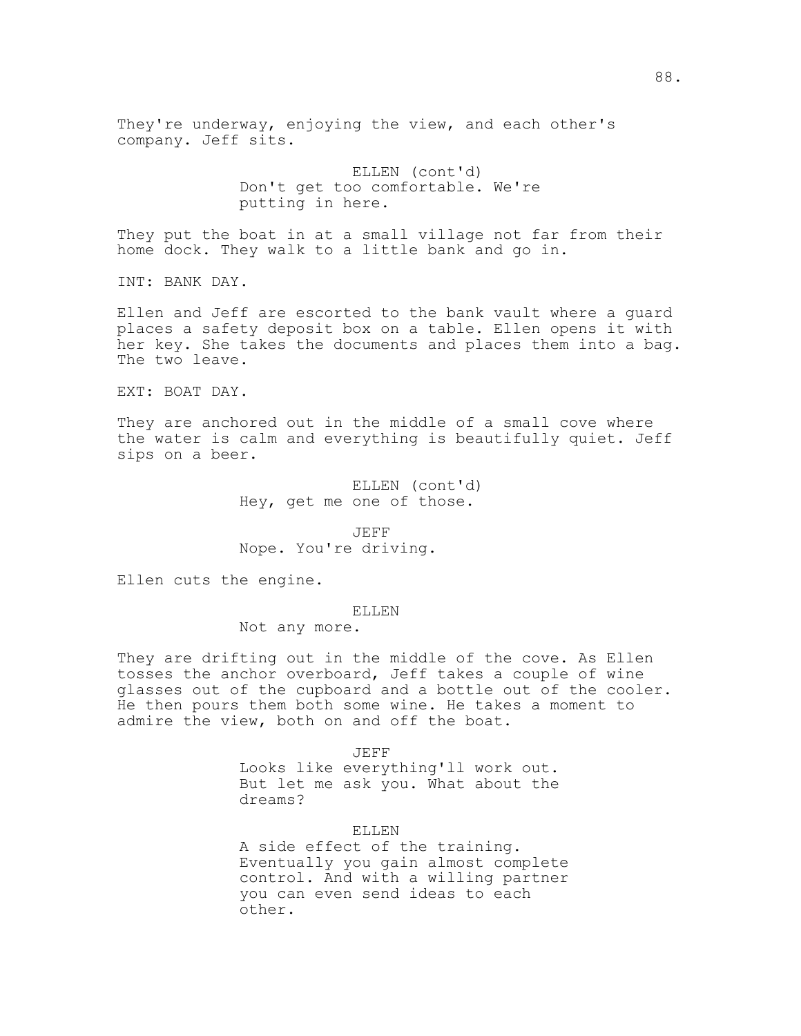They're underway, enjoying the view, and each other's company. Jeff sits.

ELLEN (cont'd)
Don't get too comfortable. We're putting in here.

They put the boat in at a small village not far from their home dock. They walk to a little bank and go in.

INT: BANK DAY.

Ellen and Jeff are escorted to the bank vault where a guard places a safety deposit box on a table. Ellen opens it with her key. She takes the documents and places them into a bag. The two leave.

EXT: BOAT DAY.

They are anchored out in the middle of a small cove where the water is calm and everything is beautifully quiet. Jeff sips on a beer.

ELLEN (cont'd)
Hey, get me one of those.

JEFF
Nope. You're driving.

Ellen cuts the engine.

ELLEN
Not any more.

They are drifting out in the middle of the cove. As Ellen tosses the anchor overboard, Jeff takes a couple of wine glasses out of the cupboard and a bottle out of the cooler. He then pours them both some wine. He takes a moment to admire the view, both on and off the boat.

JEFF
Looks like everything'll work out. But let me ask you. What about the dreams?

ELLEN
A side effect of the training. Eventually you gain almost complete control. And with a willing partner you can even send ideas to each other.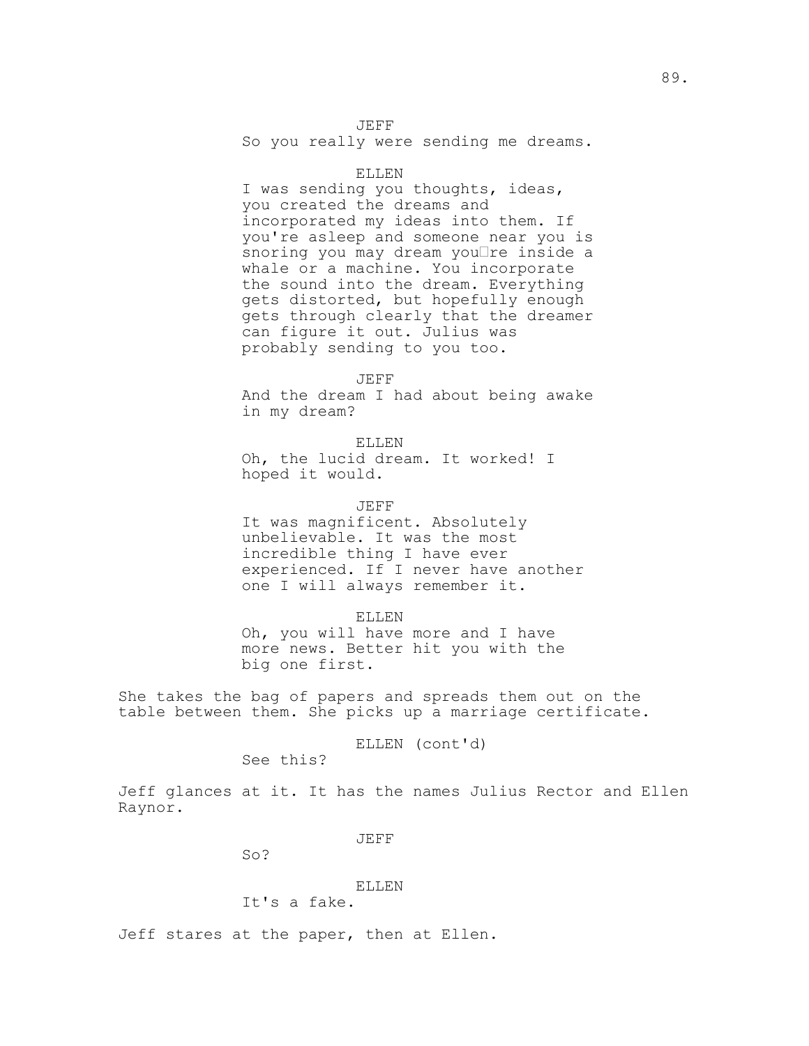JEFF

So you really were sending me dreams.

ELLEN

I was sending you thoughts, ideas, you created the dreams and incorporated my ideas into them. If you're asleep and someone near you is snoring you may dream you're inside a whale or a machine. You incorporate the sound into the dream. Everything gets distorted, but hopefully enough gets through clearly that the dreamer can figure it out. Julius was probably sending to you too.

JEFF

And the dream I had about being awake in my dream?

ELLEN

Oh, the lucid dream. It worked! I hoped it would.

JEFF

It was magnificent. Absolutely unbelievable. It was the most incredible thing I have ever experienced. If I never have another one I will always remember it.

ELLEN

Oh, you will have more and I have more news. Better hit you with the big one first.

She takes the bag of papers and spreads them out on the table between them. She picks up a marriage certificate.

ELLEN (cont'd)

See this?

Jeff glances at it. It has the names Julius Rector and Ellen Raynor.

JEFF

So?

ELLEN

It's a fake.

Jeff stares at the paper, then at Ellen.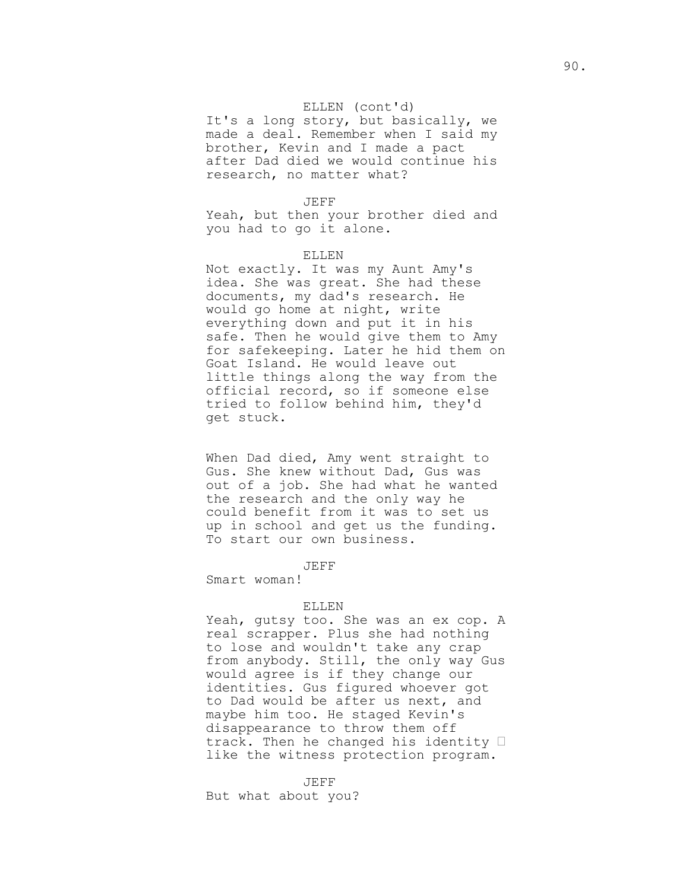ELLEN (cont'd)
It's a long story, but basically, we made a deal. Remember when I said my brother, Kevin and I made a pact after Dad died we would continue his research, no matter what?

JEFF
Yeah, but then your brother died and you had to go it alone.

ELLEN
Not exactly. It was my Aunt Amy's idea. She was great. She had these documents, my dad's research. He would go home at night, write everything down and put it in his safe. Then he would give them to Amy for safekeeping. Later he hid them on Goat Island. He would leave out little things along the way from the official record, so if someone else tried to follow behind him, they'd get stuck.

When Dad died, Amy went straight to Gus. She knew without Dad, Gus was out of a job. She had what he wanted the research and the only way he could benefit from it was to set us up in school and get us the funding. To start our own business.

JEFF
Smart woman!

ELLEN
Yeah, gutsy too. She was an ex cop. A real scrapper. Plus she had nothing to lose and wouldn't take any crap from anybody. Still, the only way Gus would agree is if they change our identities. Gus figured whoever got to Dad would be after us next, and maybe him too. He staged Kevin's disappearance to throw them off track. Then he changed his identity  like the witness protection program.

JEFF
But what about you?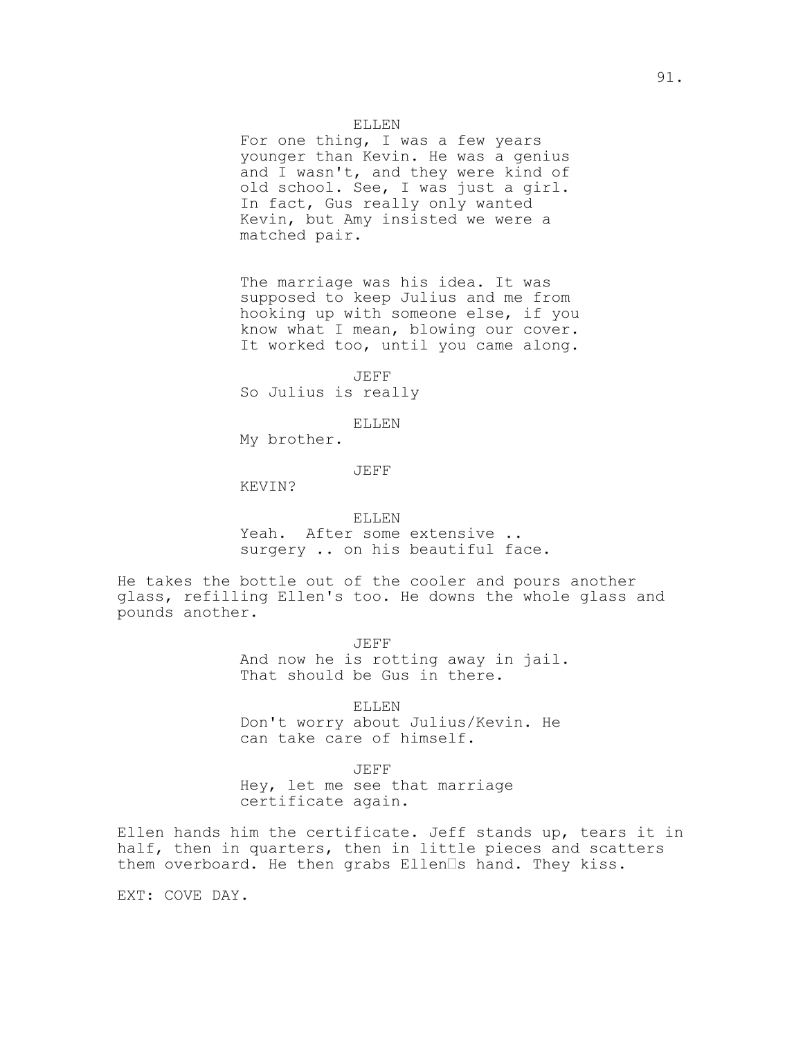ELLEN
For one thing, I was a few years younger than Kevin. He was a genius and I wasn't, and they were kind of old school. See, I was just a girl. In fact, Gus really only wanted Kevin, but Amy insisted we were a matched pair.

The marriage was his idea. It was supposed to keep Julius and me from hooking up with someone else, if you know what I mean, blowing our cover. It worked too, until you came along.

JEFF
So Julius is really

ELLEN
My brother.

JEFF
KEVIN?

ELLEN
Yeah. After some extensive .. surgery .. on his beautiful face.

He takes the bottle out of the cooler and pours another glass, refilling Ellen's too. He downs the whole glass and pounds another.

JEFF
And now he is rotting away in jail. That should be Gus in there.

ELLEN
Don't worry about Julius/Kevin. He can take care of himself.

JEFF
Hey, let me see that marriage certificate again.

Ellen hands him the certificate. Jeff stands up, tears it in half, then in quarters, then in little pieces and scatters them overboard. He then grabs Ellen's hand. They kiss.

EXT: COVE DAY.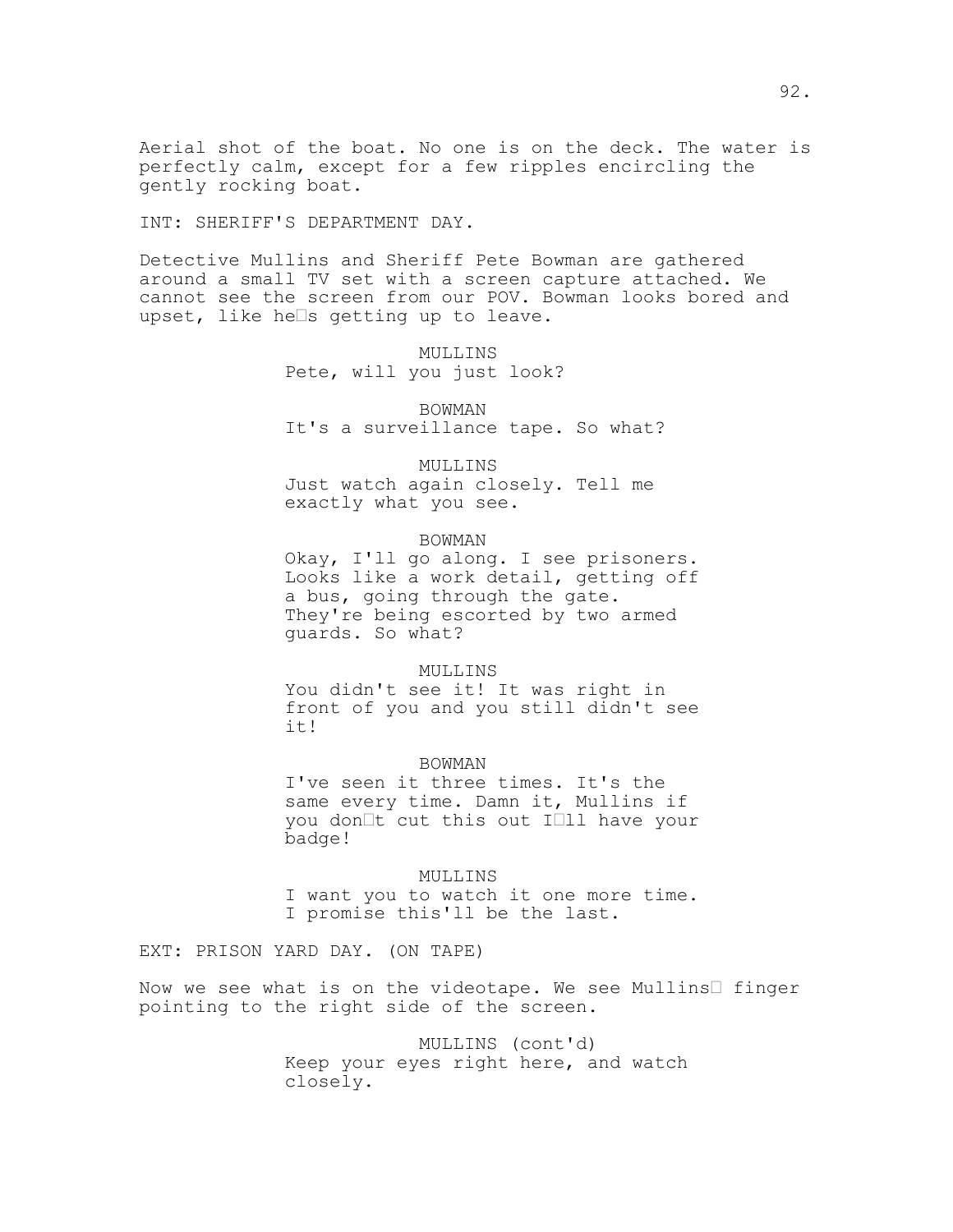Aerial shot of the boat. No one is on the deck. The water is perfectly calm, except for a few ripples encircling the gently rocking boat.

INT: SHERIFF'S DEPARTMENT DAY.

Detective Mullins and Sheriff Pete Bowman are gathered around a small TV set with a screen capture attached. We cannot see the screen from our POV. Bowman looks bored and upset, like he�s getting up to leave.

MULLINS
Pete, will you just look?

BOWMAN
It's a surveillance tape. So what?

MULLINS
Just watch again closely. Tell me exactly what you see.

BOWMAN
Okay, I'll go along. I see prisoners. Looks like a work detail, getting off a bus, going through the gate. They're being escorted by two armed guards. So what?

MULLINS
You didn't see it! It was right in front of you and you still didn't see it!

BOWMAN
I've seen it three times. It's the same every time. Damn it, Mullins if you don�t cut this out I�ll have your badge!

MULLINS
I want you to watch it one more time. I promise this'll be the last.

EXT: PRISON YARD DAY. (ON TAPE)

Now we see what is on the videotape. We see Mullins� finger pointing to the right side of the screen.

MULLINS (cont'd)
Keep your eyes right here, and watch closely.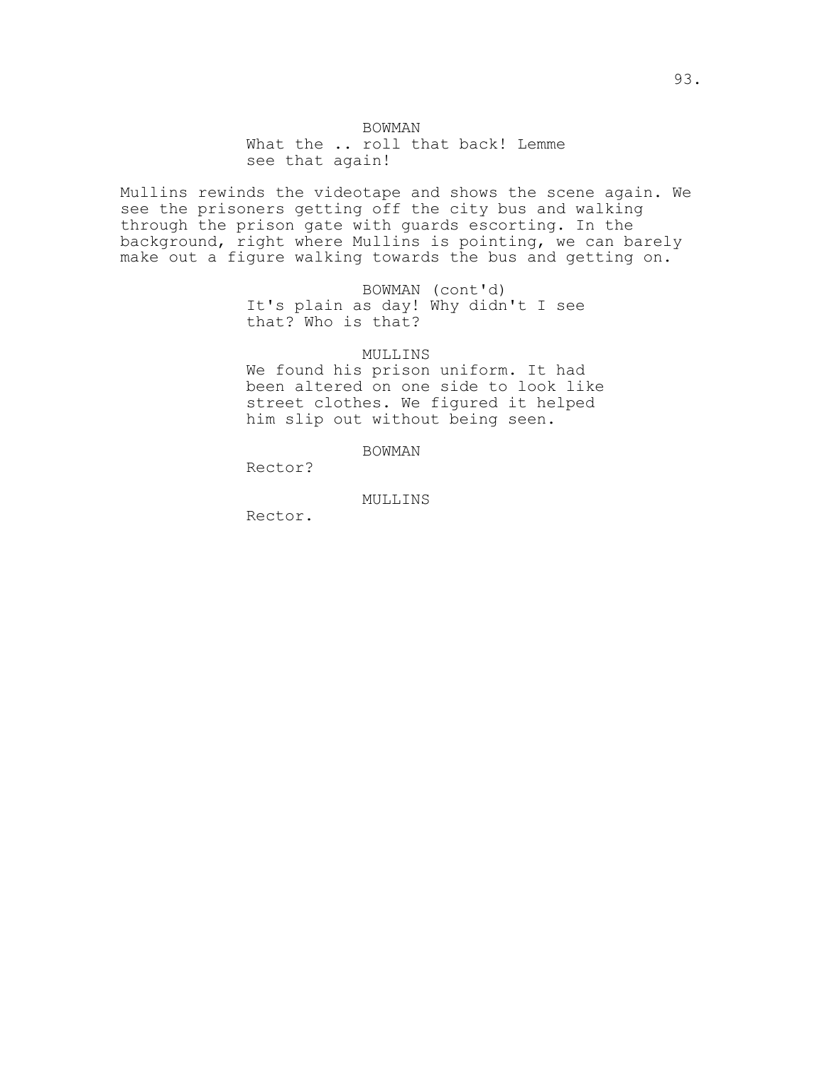BOWMAN

What the .. roll that back! Lemme see that again!

Mullins rewinds the videotape and shows the scene again. We see the prisoners getting off the city bus and walking through the prison gate with guards escorting. In the background, right where Mullins is pointing, we can barely make out a figure walking towards the bus and getting on.

BOWMAN (cont'd)

It's plain as day! Why didn't I see that? Who is that?

MULLINS

We found his prison uniform. It had been altered on one side to look like street clothes. We figured it helped him slip out without being seen.

BOWMAN

Rector?

MULLINS

Rector.